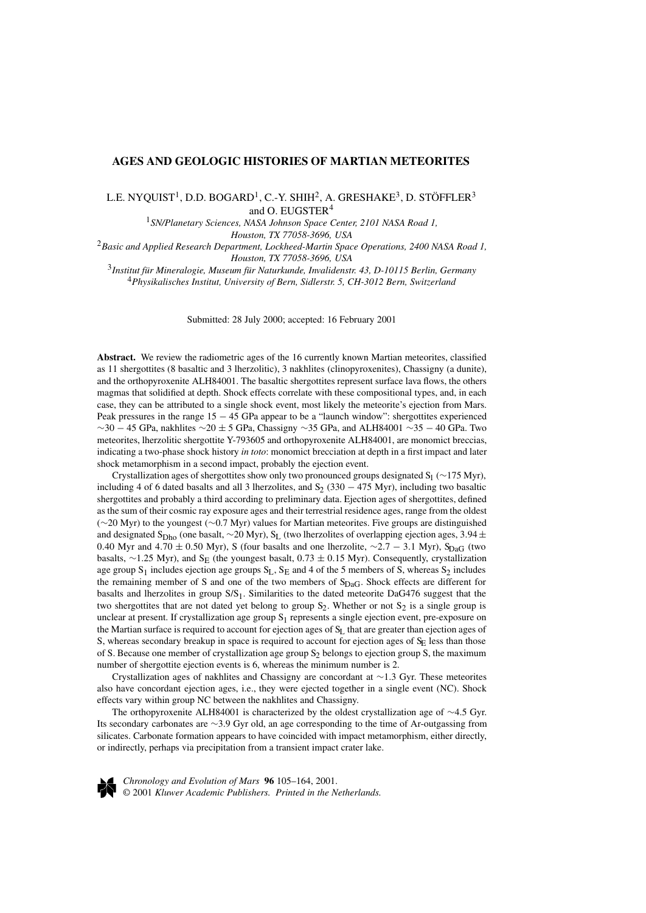# AGES AND GEOLOGIC HISTORIES OF MARTIAN METEORITES

L.E. NYQUIST[1], D.D. BOGARD[1], C.-Y. SHIH[2], A. GRESHAKE[3], D. STÖFFLER[3] and O. EUGSTER[4]

[1] *SN/Planetary Sciences, NASA Johnson Space Center, 2101 NASA Road 1, Houston, TX 77058-3696, USA*

[2] *Basic and Applied Research Department, Lockheed-Martin Space Operations, 2400 NASA Road 1, Houston, TX 77058-3696, USA*

[3] *Institut für Mineralogie, Museum für Naturkunde, Invalidenstr. 43, D-10115 Berlin, Germany*

[4] *Physikalisches Institut, University of Bern, Sidlerstr. 5, CH-3012 Bern, Switzerland*

Submitted: 28 July 2000; accepted: 16 February 2001

**Abstract.** We review the radiometric ages of the 16 currently known Martian meteorites, classified as 11 shergottites (8 basaltic and 3 lherzolitic), 3 nakhlites (clinopyroxenites), Chassigny (a dunite), and the orthopyroxenite ALH84001. The basaltic shergottites represent surface lava flows, the others magmas that solidified at depth. Shock effects correlate with these compositional types, and, in each case, they can be attributed to a single shock event, most likely the meteorite's ejection from Mars. Peak pressures in the range $15-45$ GPa appear to be a "launch window": shergottites experienced $\sim 30-45$ GPa, nakhlites $\sim 20 \pm 5$ GPa, Chassigny $\sim 35$ GPa, and ALH84001 $\sim 35-40$ GPa. Two meteorites, lherzolitic shergottite Y-793605 and orthopyroxenite ALH84001, are monomict breccias, indicating a two-phase shock history *in toto*: monomict brecciation at depth in a first impact and later shock metamorphism in a second impact, probably the ejection event.

Crystallization ages of shergottites show only two pronounced groups designated $S_I$ ($\sim$175 Myr), including 4 of 6 dated basalts and all 3 lherzolites, and $S_2$ ($330-475$ Myr), including two basaltic shergottites and probably a third according to preliminary data. Ejection ages of shergottites, defined as the sum of their cosmic ray exposure ages and their terrestrial residence ages, range from the oldest ($\sim$20 Myr) to the youngest ($\sim$0.7 Myr) values for Martian meteorites. Five groups are distinguished and designated $S_{Dho}$ (one basalt, $\sim$20 Myr), $S_L$ (two lherzolites of overlapping ejection ages, $3.94 \pm 0.40$ Myr and $4.70 \pm 0.50$ Myr), S (four basalts and one lherzolite, $\sim 2.7-3.1$ Myr), $S_{DaG}$ (two basalts, $\sim$1.25 Myr), and $S_E$ (the youngest basalt, $0.73 \pm 0.15$ Myr). Consequently, crystallization age group $S_1$ includes ejection age groups $S_L$, $S_E$ and 4 of the 5 members of S, whereas $S_2$ includes the remaining member of S and one of the two members of $S_{DaG}$. Shock effects are different for basalts and lherzolites in group $S/S_1$. Similarities to the dated meteorite DaG476 suggest that the two shergottites that are not dated yet belong to group $S_2$. Whether or not $S_2$ is a single group is unclear at present. If crystallization age group $S_1$ represents a single ejection event, pre-exposure on the Martian surface is required to account for ejection ages of $S_L$ that are greater than ejection ages of S, whereas secondary breakup in space is required to account for ejection ages of $S_E$ less than those of S. Because one member of crystallization age group $S_2$ belongs to ejection group S, the maximum number of shergottite ejection events is 6, whereas the minimum number is 2.

Crystallization ages of nakhlites and Chassigny are concordant at $\sim$1.3 Gyr. These meteorites also have concordant ejection ages, i.e., they were ejected together in a single event (NC). Shock effects vary within group NC between the nakhlites and Chassigny.

The orthopyroxenite ALH84001 is characterized by the oldest crystallization age of $\sim$4.5 Gyr. Its secondary carbonates are $\sim$3.9 Gyr old, an age corresponding to the time of Ar-outgassing from silicates. Carbonate formation appears to have coincided with impact metamorphism, either directly, or indirectly, perhaps via precipitation from a transient impact crater lake.

*Chronology and Evolution of Mars* **96** 105–164, 2001.
© 2001 *Kluwer Academic Publishers. Printed in the Netherlands.*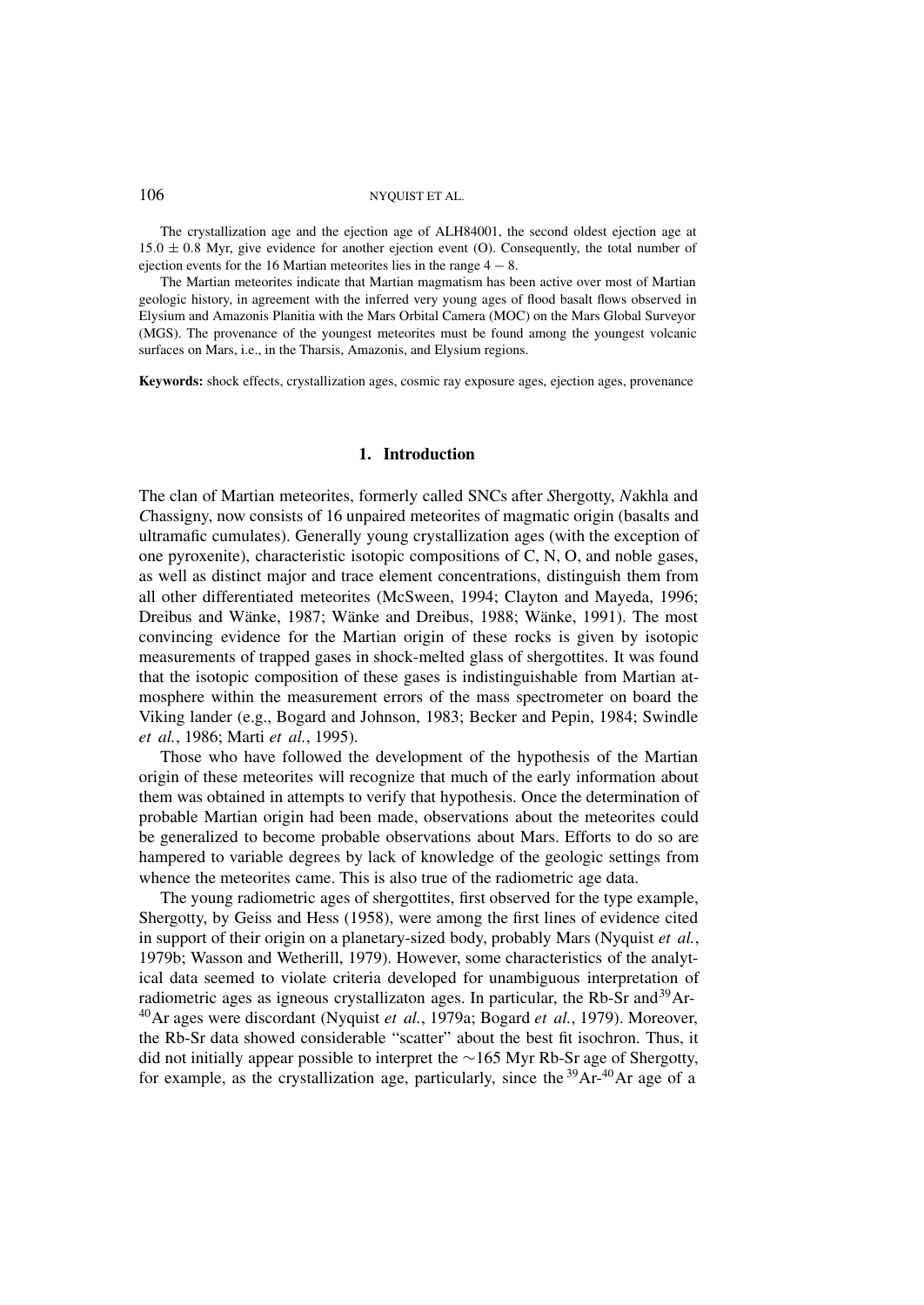The crystallization age and the ejection age of ALH84001, the second oldest ejection age at $15.0 \pm 0.8$ Myr, give evidence for another ejection event (O). Consequently, the total number of ejection events for the 16 Martian meteorites lies in the range $4 - 8$.

The Martian meteorites indicate that Martian magmatism has been active over most of Martian geologic history, in agreement with the inferred very young ages of flood basalt flows observed in Elysium and Amazonis Planitia with the Mars Orbital Camera (MOC) on the Mars Global Surveyor (MGS). The provenance of the youngest meteorites must be found among the youngest volcanic surfaces on Mars, i.e., in the Tharsis, Amazonis, and Elysium regions.

**Keywords:** shock effects, crystallization ages, cosmic ray exposure ages, ejection ages, provenance

## 1. Introduction

The clan of Martian meteorites, formerly called SNCs after *S*hergotty, *N*akhla and *C*hassigny, now consists of 16 unpaired meteorites of magmatic origin (basalts and ultramafic cumulates). Generally young crystallization ages (with the exception of one pyroxenite), characteristic isotopic compositions of C, N, O, and noble gases, as well as distinct major and trace element concentrations, distinguish them from all other differentiated meteorites (McSween, 1994; Clayton and Mayeda, 1996; Dreibus and Wänke, 1987; Wänke and Dreibus, 1988; Wänke, 1991). The most convincing evidence for the Martian origin of these rocks is given by isotopic measurements of trapped gases in shock-melted glass of shergottites. It was found that the isotopic composition of these gases is indistinguishable from Martian atmosphere within the measurement errors of the mass spectrometer on board the Viking lander (e.g., Bogard and Johnson, 1983; Becker and Pepin, 1984; Swindle *et al.*, 1986; Marti *et al.*, 1995).

Those who have followed the development of the hypothesis of the Martian origin of these meteorites will recognize that much of the early information about them was obtained in attempts to verify that hypothesis. Once the determination of probable Martian origin had been made, observations about the meteorites could be generalized to become probable observations about Mars. Efforts to do so are hampered to variable degrees by lack of knowledge of the geologic settings from whence the meteorites came. This is also true of the radiometric age data.

The young radiometric ages of shergottites, first observed for the type example, Shergotty, by Geiss and Hess (1958), were among the first lines of evidence cited in support of their origin on a planetary-sized body, probably Mars (Nyquist *et al.*, 1979b; Wasson and Wetherill, 1979). However, some characteristics of the analytical data seemed to violate criteria developed for unambiguous interpretation of radiometric ages as igneous crystallizaton ages. In particular, the Rb-Sr and $^{39}$Ar-$^{40}$Ar ages were discordant (Nyquist *et al.*, 1979a; Bogard *et al.*, 1979). Moreover, the Rb-Sr data showed considerable "scatter" about the best fit isochron. Thus, it did not initially appear possible to interpret the $\sim$165 Myr Rb-Sr age of Shergotty, for example, as the crystallization age, particularly, since the $^{39}$Ar-$^{40}$Ar age of a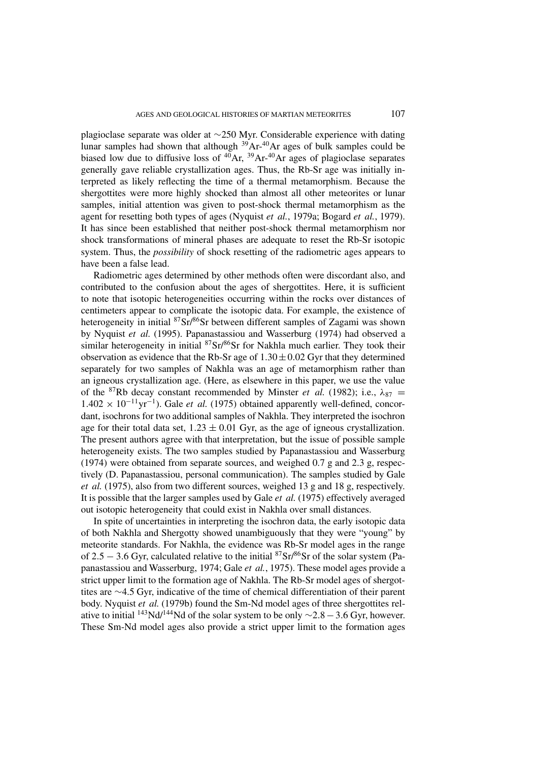plagioclase separate was older at ~250 Myr. Considerable experience with dating lunar samples had shown that although $^{39}$Ar-$^{40}$Ar ages of bulk samples could be biased low due to diffusive loss of $^{40}$Ar, $^{39}$Ar-$^{40}$Ar ages of plagioclase separates generally gave reliable crystallization ages. Thus, the Rb-Sr age was initially interpreted as likely reflecting the time of a thermal metamorphism. Because the shergottites were more highly shocked than almost all other meteorites or lunar samples, initial attention was given to post-shock thermal metamorphism as the agent for resetting both types of ages (Nyquist *et al.*, 1979a; Bogard *et al.*, 1979). It has since been established that neither post-shock thermal metamorphism nor shock transformations of mineral phases are adequate to reset the Rb-Sr isotopic system. Thus, the *possibility* of shock resetting of the radiometric ages appears to have been a false lead.

Radiometric ages determined by other methods often were discordant also, and contributed to the confusion about the ages of shergottites. Here, it is sufficient to note that isotopic heterogeneities occurring within the rocks over distances of centimeters appear to complicate the isotopic data. For example, the existence of heterogeneity in initial $^{87}$Sr/$^{86}$Sr between different samples of Zagami was shown by Nyquist *et al.* (1995). Papanastassiou and Wasserburg (1974) had observed a similar heterogeneity in initial $^{87}$Sr/$^{86}$Sr for Nakhla much earlier. They took their observation as evidence that the Rb-Sr age of $1.30 \pm 0.02$ Gyr that they determined separately for two samples of Nakhla was an age of metamorphism rather than an igneous crystallization age. (Here, as elsewhere in this paper, we use the value of the $^{87}$Rb decay constant recommended by Minster *et al.* (1982); i.e., $\lambda_{87} = 1.402 \times 10^{-11}\text{yr}^{-1}$). Gale *et al.* (1975) obtained apparently well-defined, concordant, isochrons for two additional samples of Nakhla. They interpreted the isochron age for their total data set, $1.23 \pm 0.01$ Gyr, as the age of igneous crystallization. The present authors agree with that interpretation, but the issue of possible sample heterogeneity exists. The two samples studied by Papanastassiou and Wasserburg (1974) were obtained from separate sources, and weighed 0.7 g and 2.3 g, respectively (D. Papanastassiou, personal communication). The samples studied by Gale *et al.* (1975), also from two different sources, weighed 13 g and 18 g, respectively. It is possible that the larger samples used by Gale *et al.* (1975) effectively averaged out isotopic heterogeneity that could exist in Nakhla over small distances.

In spite of uncertainties in interpreting the isochron data, the early isotopic data of both Nakhla and Shergotty showed unambiguously that they were "young" by meteorite standards. For Nakhla, the evidence was Rb-Sr model ages in the range of $2.5 - 3.6$ Gyr, calculated relative to the initial $^{87}$Sr/$^{86}$Sr of the solar system (Papanastassiou and Wasserburg, 1974; Gale *et al.*, 1975). These model ages provide a strict upper limit to the formation age of Nakhla. The Rb-Sr model ages of shergottites are ~4.5 Gyr, indicative of the time of chemical differentiation of their parent body. Nyquist *et al.* (1979b) found the Sm-Nd model ages of three shergottites relative to initial $^{143}$Nd/$^{144}$Nd of the solar system to be only $\sim 2.8 - 3.6$ Gyr, however. These Sm-Nd model ages also provide a strict upper limit to the formation ages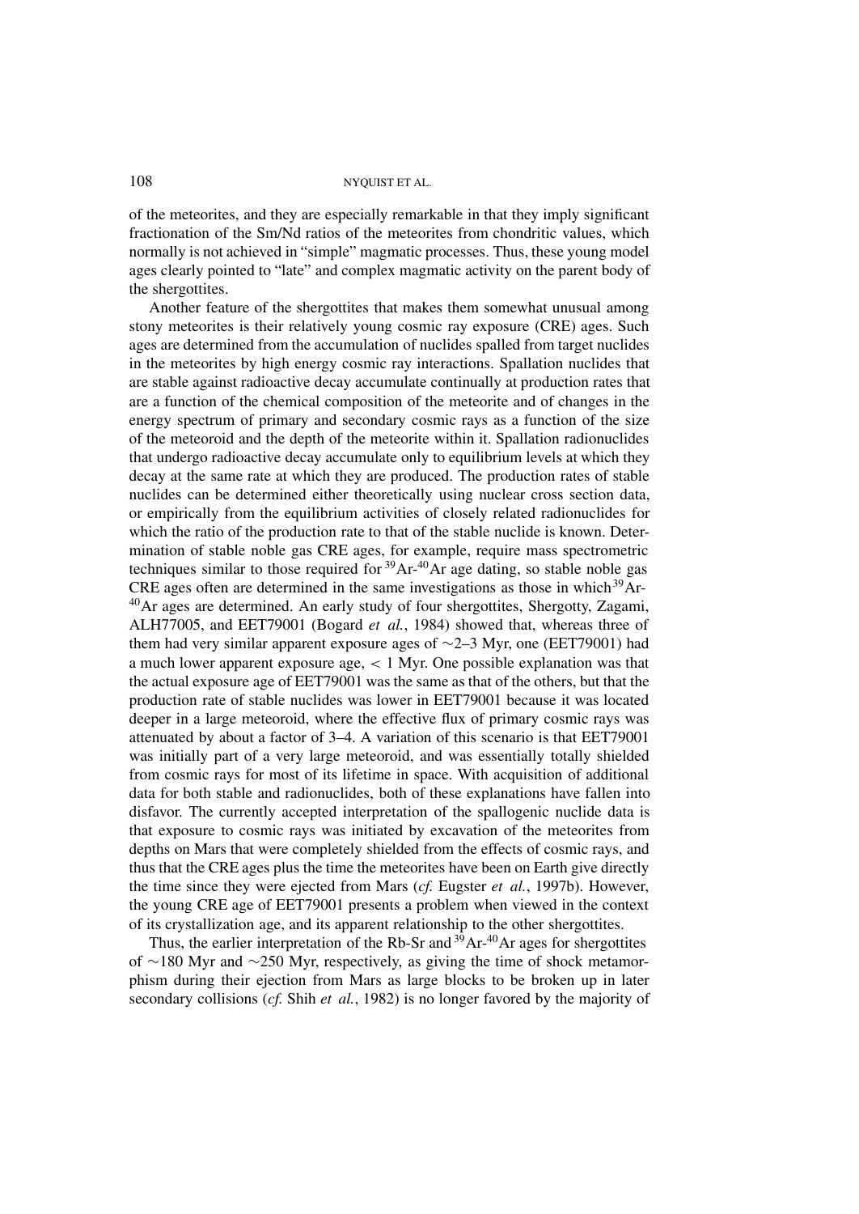of the meteorites, and they are especially remarkable in that they imply significant fractionation of the Sm/Nd ratios of the meteorites from chondritic values, which normally is not achieved in "simple" magmatic processes. Thus, these young model ages clearly pointed to "late" and complex magmatic activity on the parent body of the shergottites.

Another feature of the shergottites that makes them somewhat unusual among stony meteorites is their relatively young cosmic ray exposure (CRE) ages. Such ages are determined from the accumulation of nuclides spalled from target nuclides in the meteorites by high energy cosmic ray interactions. Spallation nuclides that are stable against radioactive decay accumulate continually at production rates that are a function of the chemical composition of the meteorite and of changes in the energy spectrum of primary and secondary cosmic rays as a function of the size of the meteoroid and the depth of the meteorite within it. Spallation radionuclides that undergo radioactive decay accumulate only to equilibrium levels at which they decay at the same rate at which they are produced. The production rates of stable nuclides can be determined either theoretically using nuclear cross section data, or empirically from the equilibrium activities of closely related radionuclides for which the ratio of the production rate to that of the stable nuclide is known. Determination of stable noble gas CRE ages, for example, require mass spectrometric techniques similar to those required for $^{39}$Ar-$^{40}$Ar age dating, so stable noble gas CRE ages often are determined in the same investigations as those in which $^{39}$Ar-$^{40}$Ar ages are determined. An early study of four shergottites, Shergotty, Zagami, ALH77005, and EET79001 (Bogard *et al.*, 1984) showed that, whereas three of them had very similar apparent exposure ages of $\sim$2–3 Myr, one (EET79001) had a much lower apparent exposure age, $<$ 1 Myr. One possible explanation was that the actual exposure age of EET79001 was the same as that of the others, but that the production rate of stable nuclides was lower in EET79001 because it was located deeper in a large meteoroid, where the effective flux of primary cosmic rays was attenuated by about a factor of 3–4. A variation of this scenario is that EET79001 was initially part of a very large meteoroid, and was essentially totally shielded from cosmic rays for most of its lifetime in space. With acquisition of additional data for both stable and radionuclides, both of these explanations have fallen into disfavor. The currently accepted interpretation of the spallogenic nuclide data is that exposure to cosmic rays was initiated by excavation of the meteorites from depths on Mars that were completely shielded from the effects of cosmic rays, and thus that the CRE ages plus the time the meteorites have been on Earth give directly the time since they were ejected from Mars (*cf.* Eugster *et al.*, 1997b). However, the young CRE age of EET79001 presents a problem when viewed in the context of its crystallization age, and its apparent relationship to the other shergottites.

Thus, the earlier interpretation of the Rb-Sr and $^{39}$Ar-$^{40}$Ar ages for shergottites of $\sim$180 Myr and $\sim$250 Myr, respectively, as giving the time of shock metamorphism during their ejection from Mars as large blocks to be broken up in later secondary collisions (*cf.* Shih *et al.*, 1982) is no longer favored by the majority of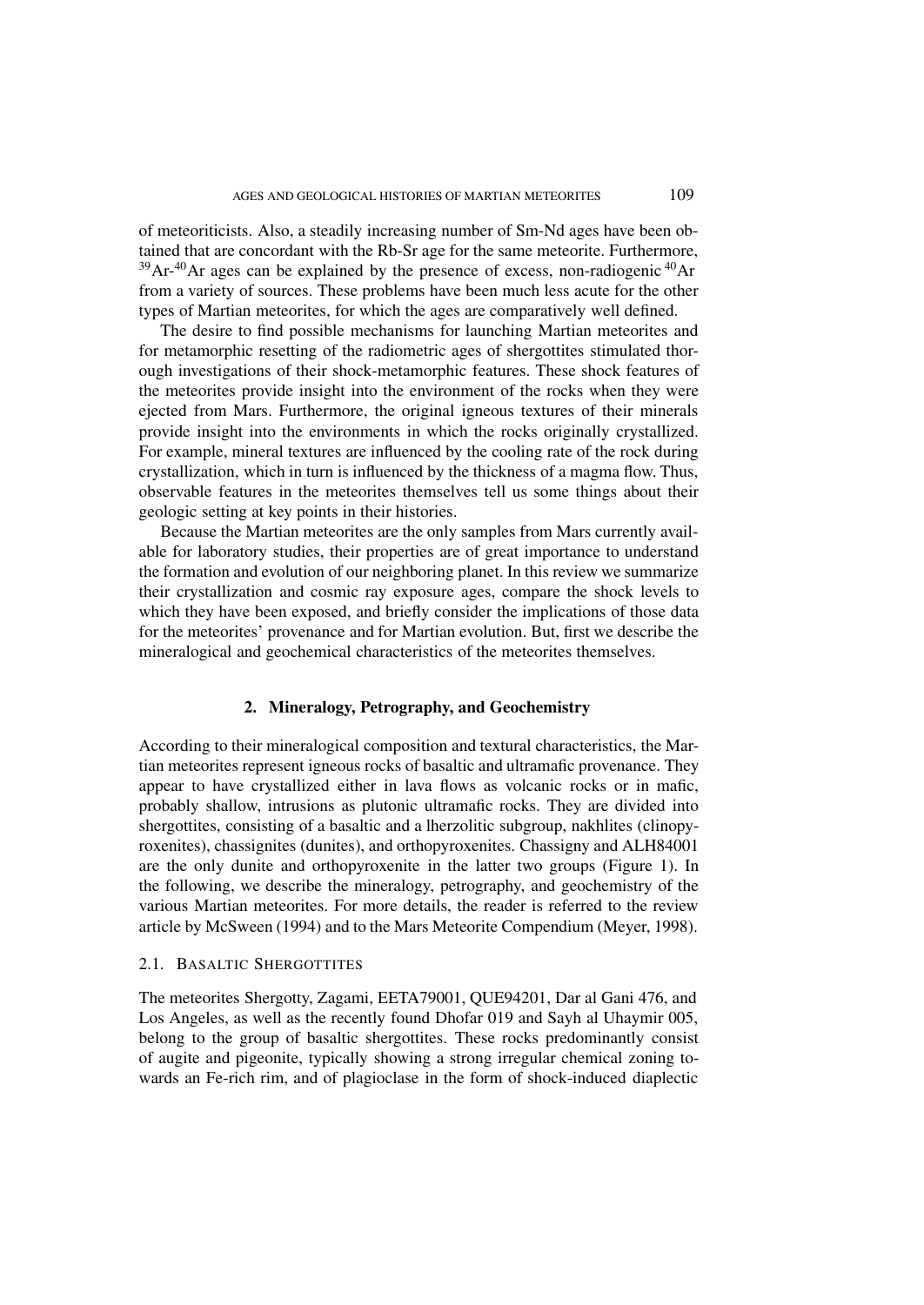of meteoriticists. Also, a steadily increasing number of Sm-Nd ages have been obtained that are concordant with the Rb-Sr age for the same meteorite. Furthermore, $^{39}$Ar-$^{40}$Ar ages can be explained by the presence of excess, non-radiogenic $^{40}$Ar from a variety of sources. These problems have been much less acute for the other types of Martian meteorites, for which the ages are comparatively well defined.

The desire to find possible mechanisms for launching Martian meteorites and for metamorphic resetting of the radiometric ages of shergottites stimulated thorough investigations of their shock-metamorphic features. These shock features of the meteorites provide insight into the environment of the rocks when they were ejected from Mars. Furthermore, the original igneous textures of their minerals provide insight into the environments in which the rocks originally crystallized. For example, mineral textures are influenced by the cooling rate of the rock during crystallization, which in turn is influenced by the thickness of a magma flow. Thus, observable features in the meteorites themselves tell us some things about their geologic setting at key points in their histories.

Because the Martian meteorites are the only samples from Mars currently available for laboratory studies, their properties are of great importance to understand the formation and evolution of our neighboring planet. In this review we summarize their crystallization and cosmic ray exposure ages, compare the shock levels to which they have been exposed, and briefly consider the implications of those data for the meteorites' provenance and for Martian evolution. But, first we describe the mineralogical and geochemical characteristics of the meteorites themselves.

## 2. Mineralogy, Petrography, and Geochemistry

According to their mineralogical composition and textural characteristics, the Martian meteorites represent igneous rocks of basaltic and ultramafic provenance. They appear to have crystallized either in lava flows as volcanic rocks or in mafic, probably shallow, intrusions as plutonic ultramafic rocks. They are divided into shergottites, consisting of a basaltic and a lherzolitic subgroup, nakhlites (clinopyroxenites), chassignites (dunites), and orthopyroxenites. Chassigny and ALH84001 are the only dunite and orthopyroxenite in the latter two groups (Figure 1). In the following, we describe the mineralogy, petrography, and geochemistry of the various Martian meteorites. For more details, the reader is referred to the review article by McSween (1994) and to the Mars Meteorite Compendium (Meyer, 1998).

### 2.1. Basaltic Shergottites

The meteorites Shergotty, Zagami, EETA79001, QUE94201, Dar al Gani 476, and Los Angeles, as well as the recently found Dhofar 019 and Sayh al Uhaymir 005, belong to the group of basaltic shergottites. These rocks predominantly consist of augite and pigeonite, typically showing a strong irregular chemical zoning towards an Fe-rich rim, and of plagioclase in the form of shock-induced diaplectic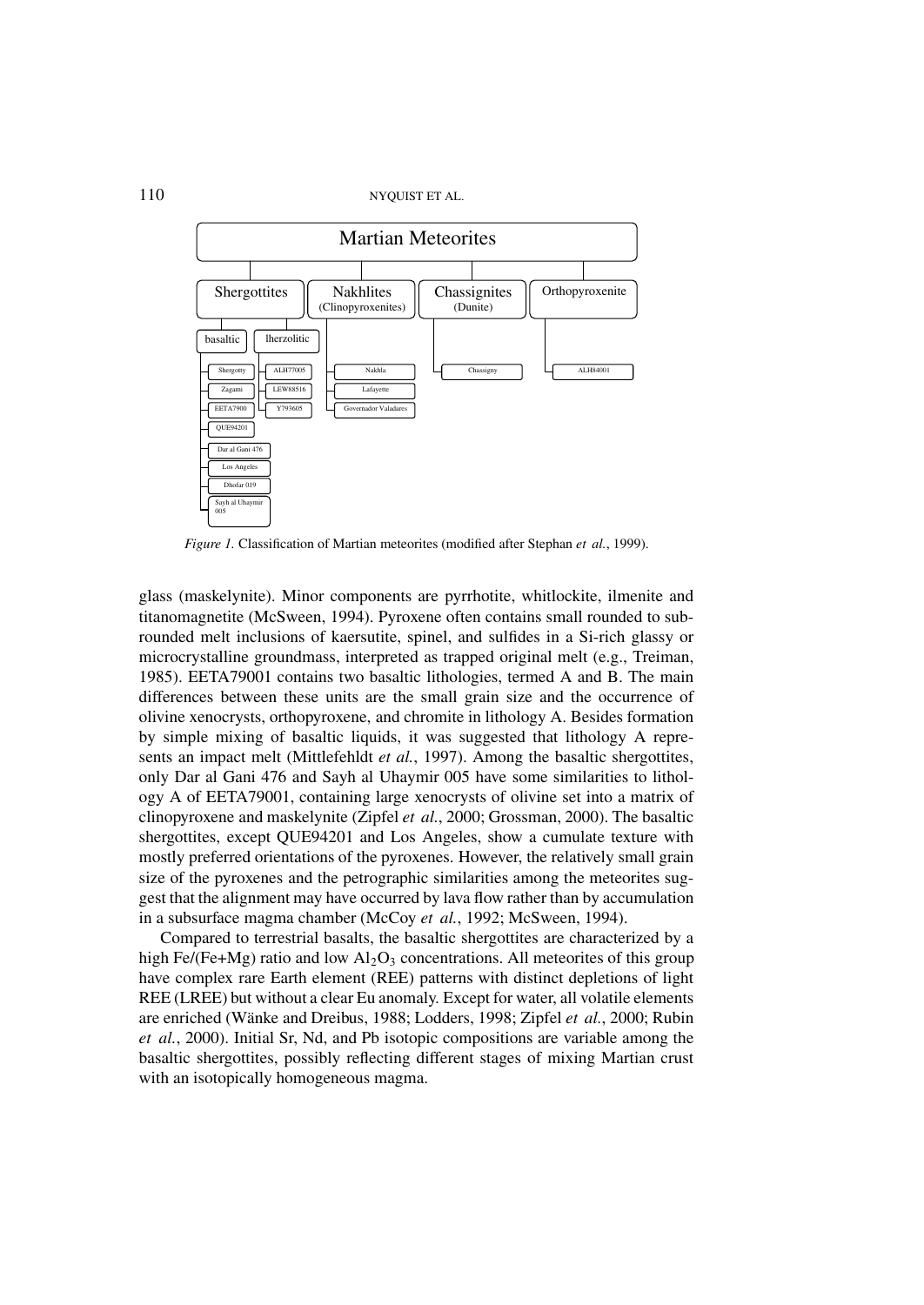**Martian Meteorites**

- Shergottites
  - basaltic
    - Shergotty
    - Zagami
    - EETA7900
    - QUE94201
    - Dar al Gani 476
    - Los Angeles
    - Dhofar 019
    - Sayh al Uhaymir 005
  - lherzolitic
    - ALH77005
    - LEW88516
    - Y793605
- Nakhlites (Clinopyroxenites)
  - Nakhla
  - Lafayette
  - Governador Valadares
- Chassignites (Dunite)
  - Chassigny
- Orthopyroxenite
  - ALH84001

*Figure 1.* Classification of Martian meteorites (modified after Stephan *et al.*, 1999).

glass (maskelynite). Minor components are pyrrhotite, whitlockite, ilmenite and titanomagnetite (McSween, 1994). Pyroxene often contains small rounded to subrounded melt inclusions of kaersutite, spinel, and sulfides in a Si-rich glassy or microcrystalline groundmass, interpreted as trapped original melt (e.g., Treiman, 1985). EETA79001 contains two basaltic lithologies, termed A and B. The main differences between these units are the small grain size and the occurrence of olivine xenocrysts, orthopyroxene, and chromite in lithology A. Besides formation by simple mixing of basaltic liquids, it was suggested that lithology A represents an impact melt (Mittlefehldt *et al.*, 1997). Among the basaltic shergottites, only Dar al Gani 476 and Sayh al Uhaymir 005 have some similarities to lithology A of EETA79001, containing large xenocrysts of olivine set into a matrix of clinopyroxene and maskelynite (Zipfel *et al.*, 2000; Grossman, 2000). The basaltic shergottites, except QUE94201 and Los Angeles, show a cumulate texture with mostly preferred orientations of the pyroxenes. However, the relatively small grain size of the pyroxenes and the petrographic similarities among the meteorites suggest that the alignment may have occurred by lava flow rather than by accumulation in a subsurface magma chamber (McCoy *et al.*, 1992; McSween, 1994).

Compared to terrestrial basalts, the basaltic shergottites are characterized by a high Fe/(Fe+Mg) ratio and low $Al_2O_3$ concentrations. All meteorites of this group have complex rare Earth element (REE) patterns with distinct depletions of light REE (LREE) but without a clear Eu anomaly. Except for water, all volatile elements are enriched (Wänke and Dreibus, 1988; Lodders, 1998; Zipfel *et al.*, 2000; Rubin *et al.*, 2000). Initial Sr, Nd, and Pb isotopic compositions are variable among the basaltic shergottites, possibly reflecting different stages of mixing Martian crust with an isotopically homogeneous magma.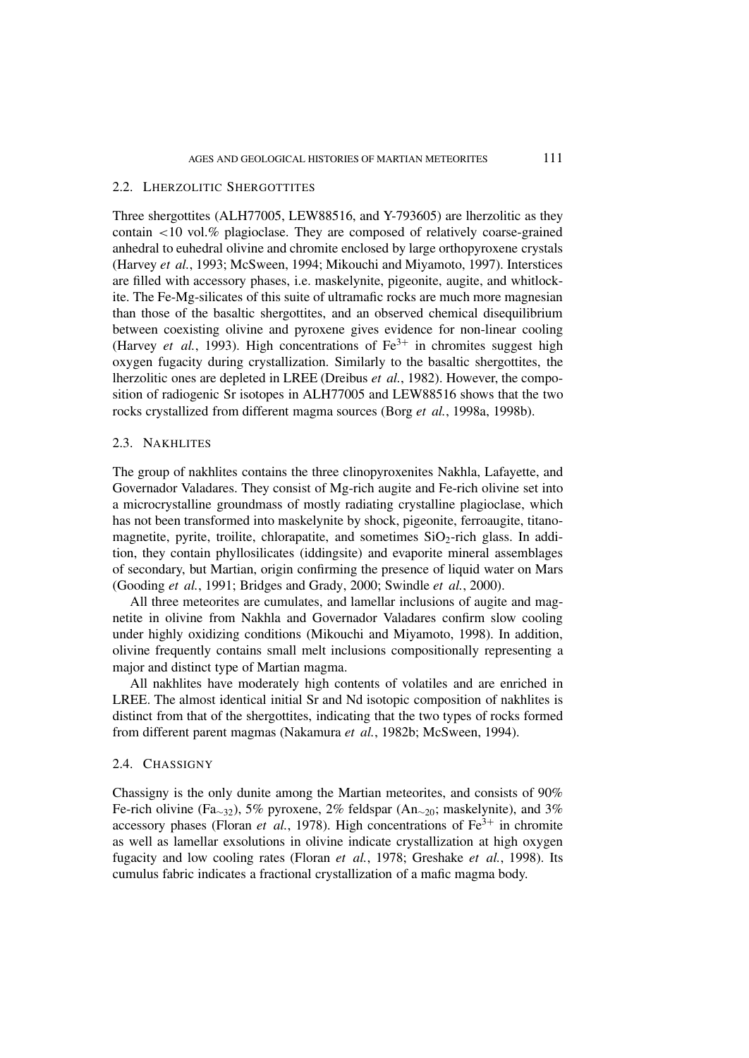### 2.2. Lherzolitic Shergottites

Three shergottites (ALH77005, LEW88516, and Y-793605) are lherzolitic as they contain <10 vol.% plagioclase. They are composed of relatively coarse-grained anhedral to euhedral olivine and chromite enclosed by large orthopyroxene crystals (Harvey *et al.*, 1993; McSween, 1994; Mikouchi and Miyamoto, 1997). Interstices are filled with accessory phases, i.e. maskelynite, pigeonite, augite, and whitlockite. The Fe-Mg-silicates of this suite of ultramafic rocks are much more magnesian than those of the basaltic shergottites, and an observed chemical disequilibrium between coexisting olivine and pyroxene gives evidence for non-linear cooling (Harvey *et al.*, 1993). High concentrations of $Fe^{3+}$ in chromites suggest high oxygen fugacity during crystallization. Similarly to the basaltic shergottites, the lherzolitic ones are depleted in LREE (Dreibus *et al.*, 1982). However, the composition of radiogenic Sr isotopes in ALH77005 and LEW88516 shows that the two rocks crystallized from different magma sources (Borg *et al.*, 1998a, 1998b).

### 2.3. Nakhlites

The group of nakhlites contains the three clinopyroxenites Nakhla, Lafayette, and Governador Valadares. They consist of Mg-rich augite and Fe-rich olivine set into a microcrystalline groundmass of mostly radiating crystalline plagioclase, which has not been transformed into maskelynite by shock, pigeonite, ferroaugite, titanomagnetite, pyrite, troilite, chlorapatite, and sometimes $SiO_2$-rich glass. In addition, they contain phyllosilicates (iddingsite) and evaporite mineral assemblages of secondary, but Martian, origin confirming the presence of liquid water on Mars (Gooding *et al.*, 1991; Bridges and Grady, 2000; Swindle *et al.*, 2000).

All three meteorites are cumulates, and lamellar inclusions of augite and magnetite in olivine from Nakhla and Governador Valadares confirm slow cooling under highly oxidizing conditions (Mikouchi and Miyamoto, 1998). In addition, olivine frequently contains small melt inclusions compositionally representing a major and distinct type of Martian magma.

All nakhlites have moderately high contents of volatiles and are enriched in LREE. The almost identical initial Sr and Nd isotopic composition of nakhlites is distinct from that of the shergottites, indicating that the two types of rocks formed from different parent magmas (Nakamura *et al.*, 1982b; McSween, 1994).

### 2.4. Chassigny

Chassigny is the only dunite among the Martian meteorites, and consists of 90% Fe-rich olivine ($Fa_{\sim 32}$), 5% pyroxene, 2% feldspar ($An_{\sim 20}$; maskelynite), and 3% accessory phases (Floran *et al.*, 1978). High concentrations of $Fe^{3+}$ in chromite as well as lamellar exsolutions in olivine indicate crystallization at high oxygen fugacity and low cooling rates (Floran *et al.*, 1978; Greshake *et al.*, 1998). Its cumulus fabric indicates a fractional crystallization of a mafic magma body.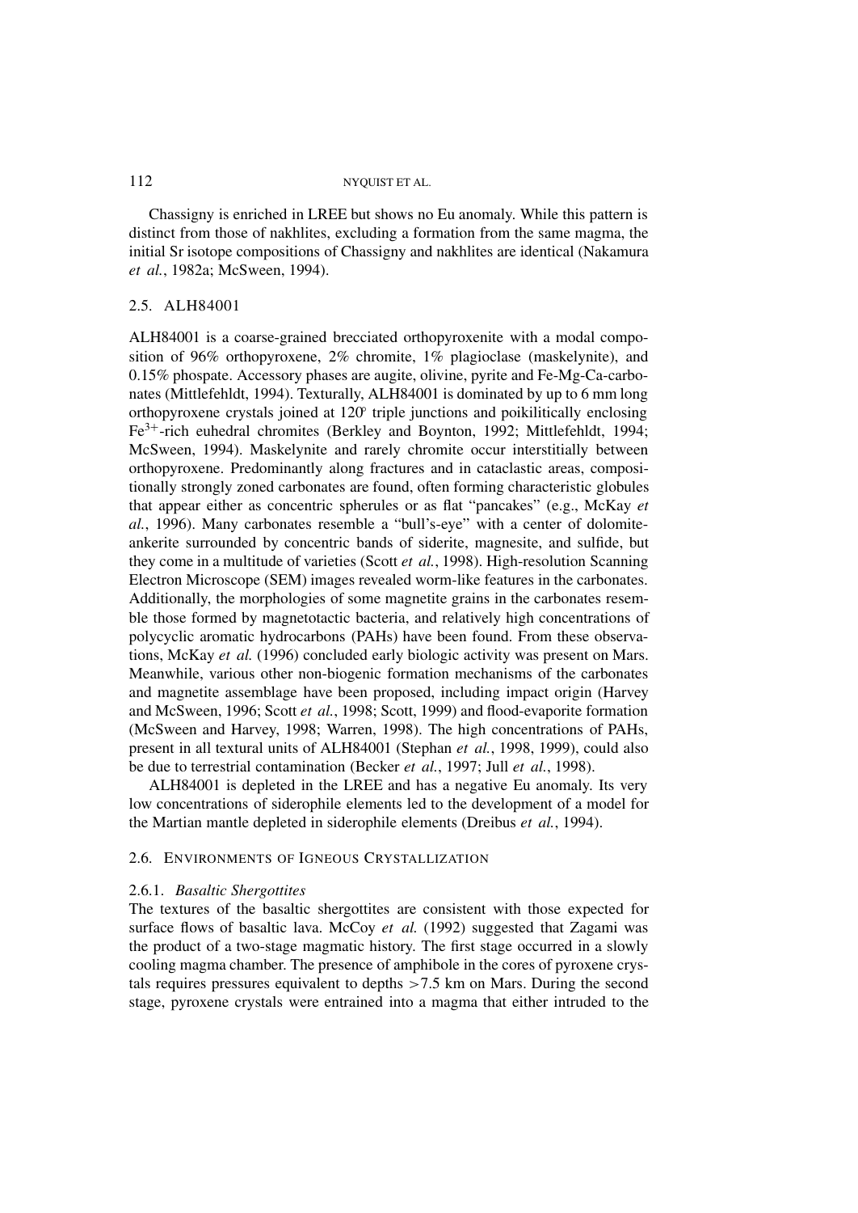Chassigny is enriched in LREE but shows no Eu anomaly. While this pattern is distinct from those of nakhlites, excluding a formation from the same magma, the initial Sr isotope compositions of Chassigny and nakhlites are identical (Nakamura *et al.*, 1982a; McSween, 1994).

## 2.5. ALH84001

ALH84001 is a coarse-grained brecciated orthopyroxenite with a modal composition of 96% orthopyroxene, 2% chromite, 1% plagioclase (maskelynite), and 0.15% phospate. Accessory phases are augite, olivine, pyrite and Fe-Mg-Ca-carbonates (Mittlefehldt, 1994). Texturally, ALH84001 is dominated by up to 6 mm long orthopyroxene crystals joined at 120° triple junctions and poikilitically enclosing $Fe^{3+}$-rich euhedral chromites (Berkley and Boynton, 1992; Mittlefehldt, 1994; McSween, 1994). Maskelynite and rarely chromite occur interstitially between orthopyroxene. Predominantly along fractures and in cataclastic areas, compositionally strongly zoned carbonates are found, often forming characteristic globules that appear either as concentric spherules or as flat "pancakes" (e.g., McKay *et al.*, 1996). Many carbonates resemble a "bull's-eye" with a center of dolomite-ankerite surrounded by concentric bands of siderite, magnesite, and sulfide, but they come in a multitude of varieties (Scott *et al.*, 1998). High-resolution Scanning Electron Microscope (SEM) images revealed worm-like features in the carbonates. Additionally, the morphologies of some magnetite grains in the carbonates resemble those formed by magnetotactic bacteria, and relatively high concentrations of polycyclic aromatic hydrocarbons (PAHs) have been found. From these observations, McKay *et al.* (1996) concluded early biologic activity was present on Mars. Meanwhile, various other non-biogenic formation mechanisms of the carbonates and magnetite assemblage have been proposed, including impact origin (Harvey and McSween, 1996; Scott *et al.*, 1998; Scott, 1999) and flood-evaporite formation (McSween and Harvey, 1998; Warren, 1998). The high concentrations of PAHs, present in all textural units of ALH84001 (Stephan *et al.*, 1998, 1999), could also be due to terrestrial contamination (Becker *et al.*, 1997; Jull *et al.*, 1998).

ALH84001 is depleted in the LREE and has a negative Eu anomaly. Its very low concentrations of siderophile elements led to the development of a model for the Martian mantle depleted in siderophile elements (Dreibus *et al.*, 1994).

## 2.6. Environments of Igneous Crystallization

### 2.6.1. *Basaltic Shergottites*

The textures of the basaltic shergottites are consistent with those expected for surface flows of basaltic lava. McCoy *et al.* (1992) suggested that Zagami was the product of a two-stage magmatic history. The first stage occurred in a slowly cooling magma chamber. The presence of amphibole in the cores of pyroxene crystals requires pressures equivalent to depths >7.5 km on Mars. During the second stage, pyroxene crystals were entrained into a magma that either intruded to the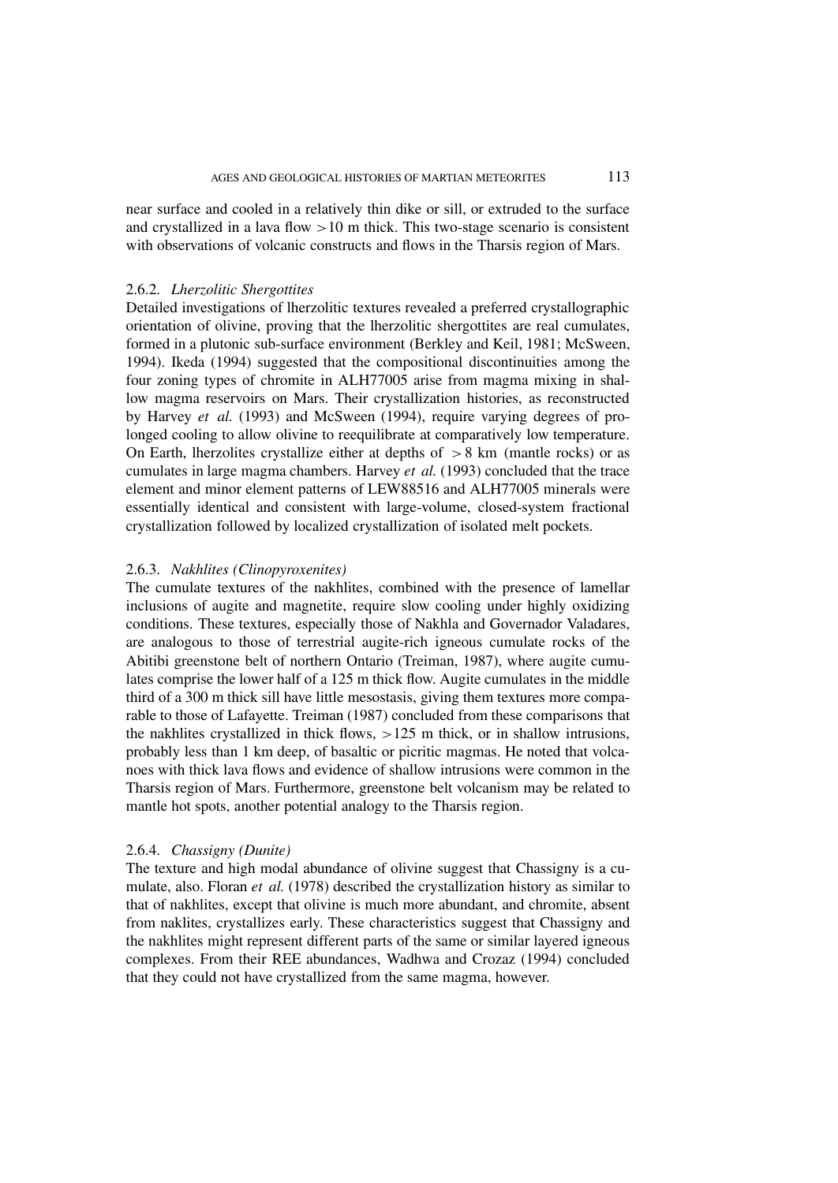near surface and cooled in a relatively thin dike or sill, or extruded to the surface and crystallized in a lava flow >10 m thick. This two-stage scenario is consistent with observations of volcanic constructs and flows in the Tharsis region of Mars.

### 2.6.2. *Lherzolitic Shergottites*

Detailed investigations of lherzolitic textures revealed a preferred crystallographic orientation of olivine, proving that the lherzolitic shergottites are real cumulates, formed in a plutonic sub-surface environment (Berkley and Keil, 1981; McSween, 1994). Ikeda (1994) suggested that the compositional discontinuities among the four zoning types of chromite in ALH77005 arise from magma mixing in shallow magma reservoirs on Mars. Their crystallization histories, as reconstructed by Harvey *et al.* (1993) and McSween (1994), require varying degrees of prolonged cooling to allow olivine to reequilibrate at comparatively low temperature. On Earth, lherzolites crystallize either at depths of > 8 km (mantle rocks) or as cumulates in large magma chambers. Harvey *et al.* (1993) concluded that the trace element and minor element patterns of LEW88516 and ALH77005 minerals were essentially identical and consistent with large-volume, closed-system fractional crystallization followed by localized crystallization of isolated melt pockets.

### 2.6.3. *Nakhlites (Clinopyroxenites)*

The cumulate textures of the nakhlites, combined with the presence of lamellar inclusions of augite and magnetite, require slow cooling under highly oxidizing conditions. These textures, especially those of Nakhla and Governador Valadares, are analogous to those of terrestrial augite-rich igneous cumulate rocks of the Abitibi greenstone belt of northern Ontario (Treiman, 1987), where augite cumulates comprise the lower half of a 125 m thick flow. Augite cumulates in the middle third of a 300 m thick sill have little mesostasis, giving them textures more comparable to those of Lafayette. Treiman (1987) concluded from these comparisons that the nakhlites crystallized in thick flows, >125 m thick, or in shallow intrusions, probably less than 1 km deep, of basaltic or picritic magmas. He noted that volcanoes with thick lava flows and evidence of shallow intrusions were common in the Tharsis region of Mars. Furthermore, greenstone belt volcanism may be related to mantle hot spots, another potential analogy to the Tharsis region.

### 2.6.4. *Chassigny (Dunite)*

The texture and high modal abundance of olivine suggest that Chassigny is a cumulate, also. Floran *et al.* (1978) described the crystallization history as similar to that of nakhlites, except that olivine is much more abundant, and chromite, absent from naklites, crystallizes early. These characteristics suggest that Chassigny and the nakhlites might represent different parts of the same or similar layered igneous complexes. From their REE abundances, Wadhwa and Crozaz (1994) concluded that they could not have crystallized from the same magma, however.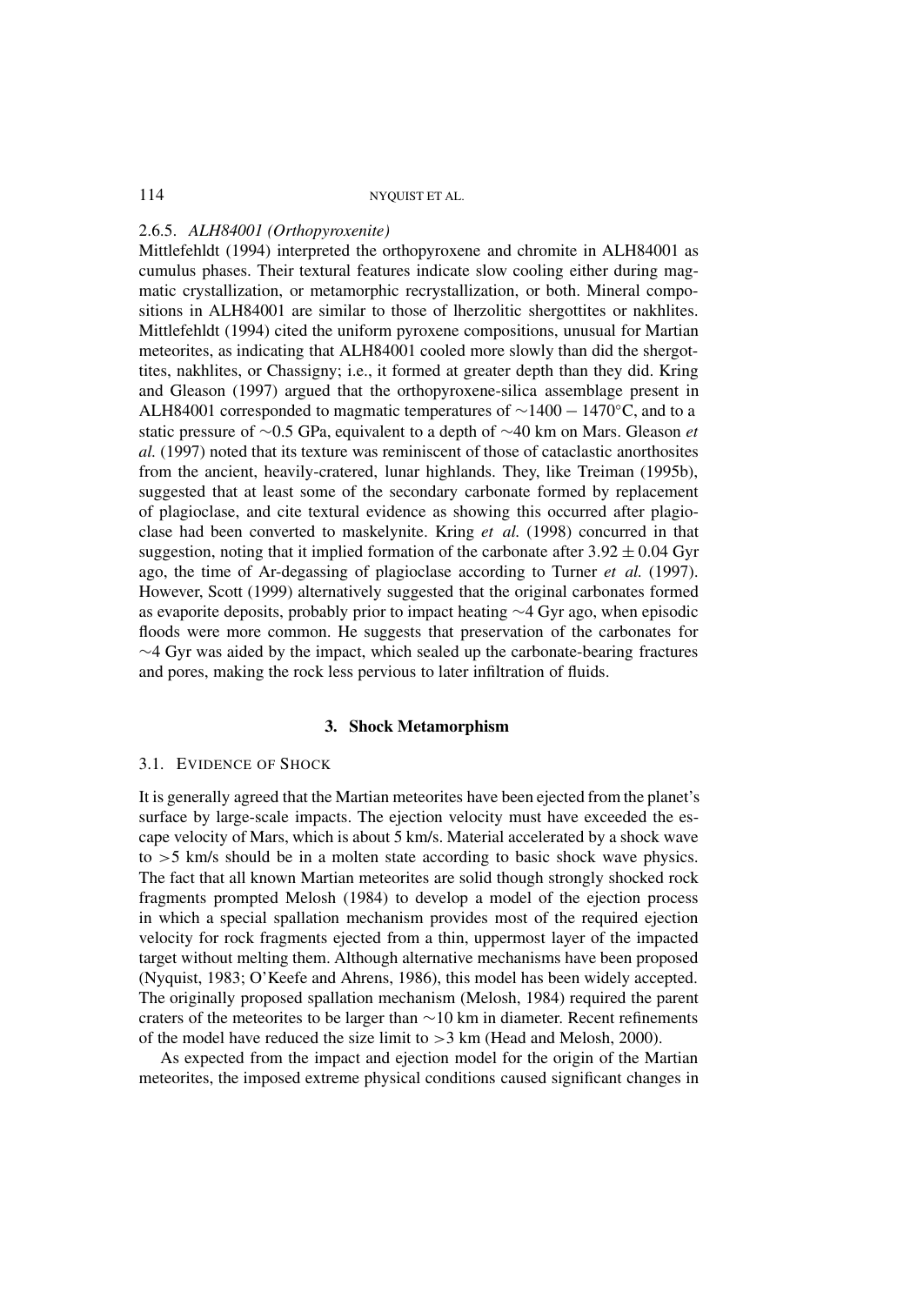#### 2.6.5. *ALH84001 (Orthopyroxenite)*

Mittlefehldt (1994) interpreted the orthopyroxene and chromite in ALH84001 as cumulus phases. Their textural features indicate slow cooling either during magmatic crystallization, or metamorphic recrystallization, or both. Mineral compositions in ALH84001 are similar to those of lherzolitic shergottites or nakhlites. Mittlefehldt (1994) cited the uniform pyroxene compositions, unusual for Martian meteorites, as indicating that ALH84001 cooled more slowly than did the shergottites, nakhlites, or Chassigny; i.e., it formed at greater depth than they did. Kring and Gleason (1997) argued that the orthopyroxene-silica assemblage present in ALH84001 corresponded to magmatic temperatures of $\sim 1400 - 1470$°C, and to a static pressure of $\sim$0.5 GPa, equivalent to a depth of $\sim$40 km on Mars. Gleason *et al.* (1997) noted that its texture was reminiscent of those of cataclastic anorthosites from the ancient, heavily-cratered, lunar highlands. They, like Treiman (1995b), suggested that at least some of the secondary carbonate formed by replacement of plagioclase, and cite textural evidence as showing this occurred after plagioclase had been converted to maskelynite. Kring *et al.* (1998) concurred in that suggestion, noting that it implied formation of the carbonate after $3.92 \pm 0.04$ Gyr ago, the time of Ar-degassing of plagioclase according to Turner *et al.* (1997). However, Scott (1999) alternatively suggested that the original carbonates formed as evaporite deposits, probably prior to impact heating $\sim$4 Gyr ago, when episodic floods were more common. He suggests that preservation of the carbonates for $\sim$4 Gyr was aided by the impact, which sealed up the carbonate-bearing fractures and pores, making the rock less pervious to later infiltration of fluids.

## 3. Shock Metamorphism

### 3.1. Evidence of Shock

It is generally agreed that the Martian meteorites have been ejected from the planet's surface by large-scale impacts. The ejection velocity must have exceeded the escape velocity of Mars, which is about 5 km/s. Material accelerated by a shock wave to $>5$ km/s should be in a molten state according to basic shock wave physics. The fact that all known Martian meteorites are solid though strongly shocked rock fragments prompted Melosh (1984) to develop a model of the ejection process in which a special spallation mechanism provides most of the required ejection velocity for rock fragments ejected from a thin, uppermost layer of the impacted target without melting them. Although alternative mechanisms have been proposed (Nyquist, 1983; O'Keefe and Ahrens, 1986), this model has been widely accepted. The originally proposed spallation mechanism (Melosh, 1984) required the parent craters of the meteorites to be larger than $\sim$10 km in diameter. Recent refinements of the model have reduced the size limit to $>3$ km (Head and Melosh, 2000).

As expected from the impact and ejection model for the origin of the Martian meteorites, the imposed extreme physical conditions caused significant changes in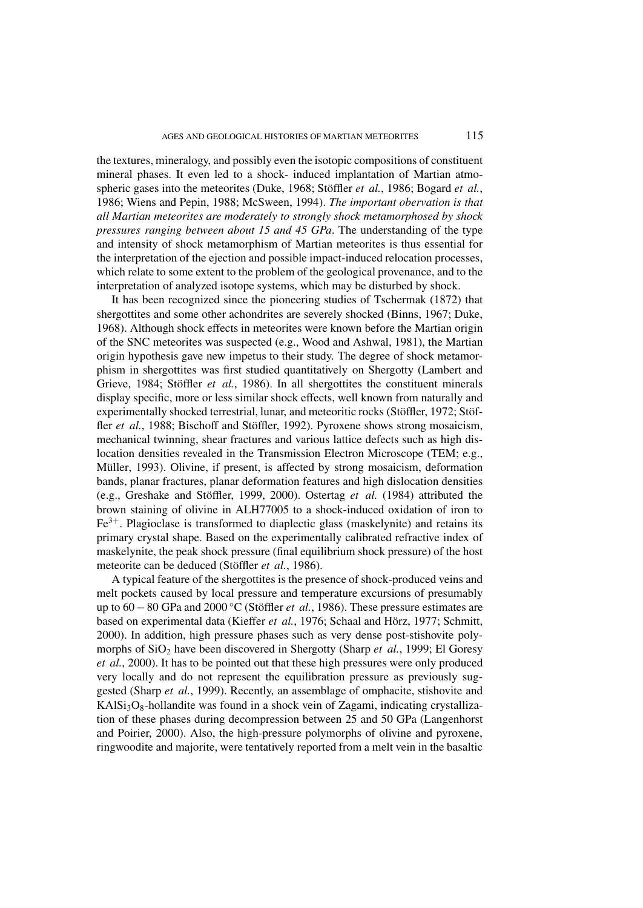the textures, mineralogy, and possibly even the isotopic compositions of constituent mineral phases. It even led to a shock- induced implantation of Martian atmospheric gases into the meteorites (Duke, 1968; Stöffler *et al.*, 1986; Bogard *et al.*, 1986; Wiens and Pepin, 1988; McSween, 1994). *The important obervation is that all Martian meteorites are moderately to strongly shock metamorphosed by shock pressures ranging between about 15 and 45 GPa*. The understanding of the type and intensity of shock metamorphism of Martian meteorites is thus essential for the interpretation of the ejection and possible impact-induced relocation processes, which relate to some extent to the problem of the geological provenance, and to the interpretation of analyzed isotope systems, which may be disturbed by shock.

It has been recognized since the pioneering studies of Tschermak (1872) that shergottites and some other achondrites are severely shocked (Binns, 1967; Duke, 1968). Although shock effects in meteorites were known before the Martian origin of the SNC meteorites was suspected (e.g., Wood and Ashwal, 1981), the Martian origin hypothesis gave new impetus to their study. The degree of shock metamorphism in shergottites was first studied quantitatively on Shergotty (Lambert and Grieve, 1984; Stöffler *et al.*, 1986). In all shergottites the constituent minerals display specific, more or less similar shock effects, well known from naturally and experimentally shocked terrestrial, lunar, and meteoritic rocks (Stöffler, 1972; Stöffler *et al.*, 1988; Bischoff and Stöffler, 1992). Pyroxene shows strong mosaicism, mechanical twinning, shear fractures and various lattice defects such as high dislocation densities revealed in the Transmission Electron Microscope (TEM; e.g., Müller, 1993). Olivine, if present, is affected by strong mosaicism, deformation bands, planar fractures, planar deformation features and high dislocation densities (e.g., Greshake and Stöffler, 1999, 2000). Ostertag *et al.* (1984) attributed the brown staining of olivine in ALH77005 to a shock-induced oxidation of iron to $Fe^{3+}$. Plagioclase is transformed to diaplectic glass (maskelynite) and retains its primary crystal shape. Based on the experimentally calibrated refractive index of maskelynite, the peak shock pressure (final equilibrium shock pressure) of the host meteorite can be deduced (Stöffler *et al.*, 1986).

A typical feature of the shergottites is the presence of shock-produced veins and melt pockets caused by local pressure and temperature excursions of presumably up to $60-80$ GPa and 2000 °C (Stöffler *et al.*, 1986). These pressure estimates are based on experimental data (Kieffer *et al.*, 1976; Schaal and Hörz, 1977; Schmitt, 2000). In addition, high pressure phases such as very dense post-stishovite polymorphs of $SiO_2$ have been discovered in Shergotty (Sharp *et al.*, 1999; El Goresy *et al.*, 2000). It has to be pointed out that these high pressures were only produced very locally and do not represent the equilibration pressure as previously suggested (Sharp *et al.*, 1999). Recently, an assemblage of omphacite, stishovite and $KAlSi_3O_8$-hollandite was found in a shock vein of Zagami, indicating crystallization of these phases during decompression between 25 and 50 GPa (Langenhorst and Poirier, 2000). Also, the high-pressure polymorphs of olivine and pyroxene, ringwoodite and majorite, were tentatively reported from a melt vein in the basaltic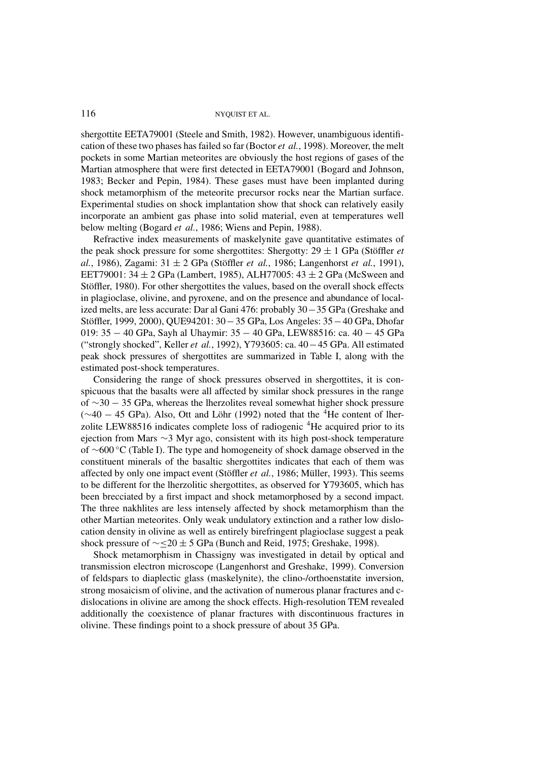shergottite EETA79001 (Steele and Smith, 1982). However, unambiguous identification of these two phases has failed so far (Boctor *et al.*, 1998). Moreover, the melt pockets in some Martian meteorites are obviously the host regions of gases of the Martian atmosphere that were first detected in EETA79001 (Bogard and Johnson, 1983; Becker and Pepin, 1984). These gases must have been implanted during shock metamorphism of the meteorite precursor rocks near the Martian surface. Experimental studies on shock implantation show that shock can relatively easily incorporate an ambient gas phase into solid material, even at temperatures well below melting (Bogard *et al.*, 1986; Wiens and Pepin, 1988).

Refractive index measurements of maskelynite gave quantitative estimates of the peak shock pressure for some shergottites: Shergotty: $29 \pm 1$ GPa (Stöffler *et al.*, 1986), Zagami: $31 \pm 2$ GPa (Stöffler *et al.*, 1986; Langenhorst *et al.*, 1991), EET79001: $34 \pm 2$ GPa (Lambert, 1985), ALH77005: $43 \pm 2$ GPa (McSween and Stöffler, 1980). For other shergottites the values, based on the overall shock effects in plagioclase, olivine, and pyroxene, and on the presence and abundance of localized melts, are less accurate: Dar al Gani 476: probably $30-35$ GPa (Greshake and Stöffler, 1999, 2000), QUE94201: $30-35$ GPa, Los Angeles: $35-40$ GPa, Dhofar 019: $35-40$ GPa, Sayh al Uhaymir: $35-40$ GPa, LEW88516: ca. $40-45$ GPa ("strongly shocked", Keller *et al.*, 1992), Y793605: ca. $40-45$ GPa. All estimated peak shock pressures of shergottites are summarized in Table I, along with the estimated post-shock temperatures.

Considering the range of shock pressures observed in shergottites, it is conspicuous that the basalts were all affected by similar shock pressures in the range of $\sim 30-35$ GPa, whereas the lherzolites reveal somewhat higher shock pressure ($\sim 40-45$ GPa). Also, Ott and Löhr (1992) noted that the $^4$He content of lherzolite LEW88516 indicates complete loss of radiogenic $^4$He acquired prior to its ejection from Mars $\sim 3$ Myr ago, consistent with its high post-shock temperature of $\sim 600\,^\circ$C (Table I). The type and homogeneity of shock damage observed in the constituent minerals of the basaltic shergottites indicates that each of them was affected by only one impact event (Stöffler *et al.*, 1986; Müller, 1993). This seems to be different for the lherzolitic shergottites, as observed for Y793605, which has been brecciated by a first impact and shock metamorphosed by a second impact. The three nakhlites are less intensely affected by shock metamorphism than the other Martian meteorites. Only weak undulatory extinction and a rather low dislocation density in olivine as well as entirely birefringent plagioclase suggest a peak shock pressure of $\sim \leq 20 \pm 5$ GPa (Bunch and Reid, 1975; Greshake, 1998).

Shock metamorphism in Chassigny was investigated in detail by optical and transmission electron microscope (Langenhorst and Greshake, 1999). Conversion of feldspars to diaplectic glass (maskelynite), the clino-/orthoenstatite inversion, strong mosaicism of olivine, and the activation of numerous planar fractures and c-dislocations in olivine are among the shock effects. High-resolution TEM revealed additionally the coexistence of planar fractures with discontinuous fractures in olivine. These findings point to a shock pressure of about 35 GPa.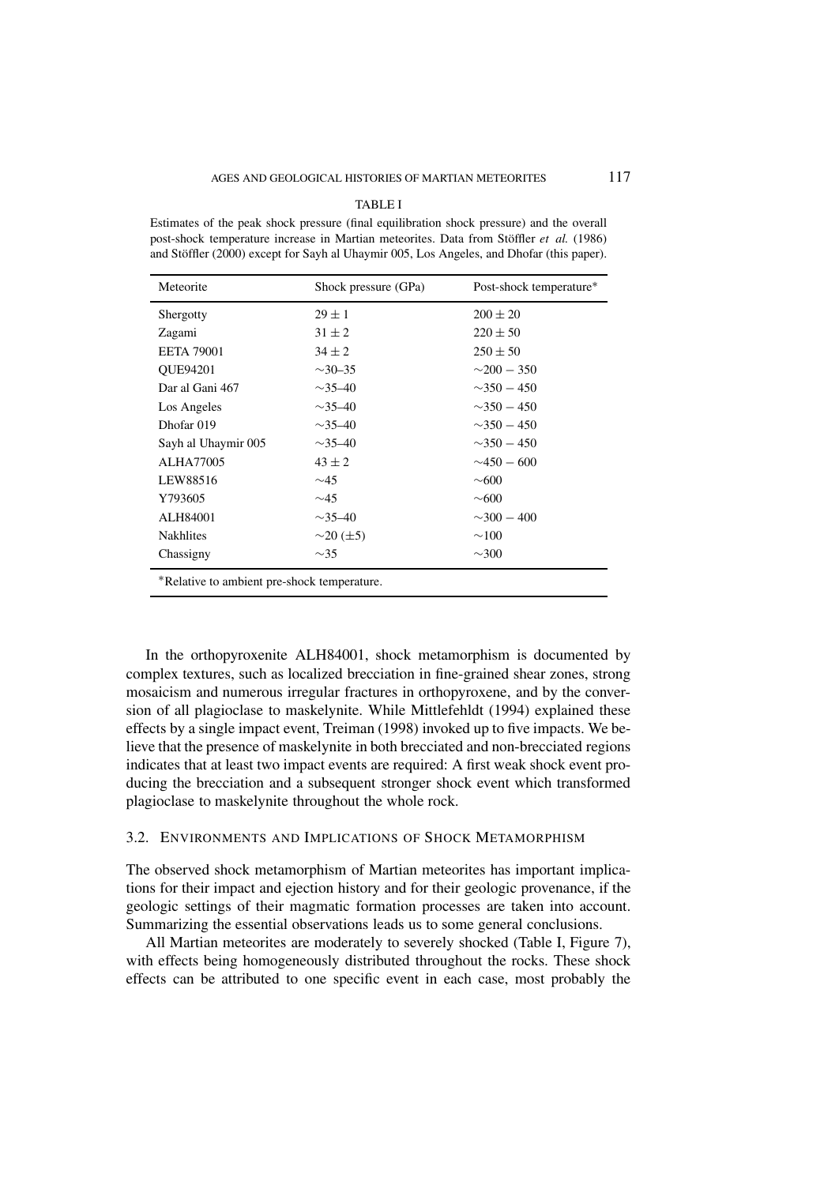TABLE I

Estimates of the peak shock pressure (final equilibration shock pressure) and the overall post-shock temperature increase in Martian meteorites. Data from Stöffler *et al.* (1986) and Stöffler (2000) except for Sayh al Uhaymir 005, Los Angeles, and Dhofar (this paper).

| Meteorite | Shock pressure (GPa) | Post-shock temperature* |
|---|---|---|
| Shergotty | $29 \pm 1$ | $200 \pm 20$ |
| Zagami | $31 \pm 2$ | $220 \pm 50$ |
| EETA 79001 | $34 \pm 2$ | $250 \pm 50$ |
| QUE94201 | ∼30–35 | ∼200 − 350 |
| Dar al Gani 467 | ∼35–40 | ∼350 − 450 |
| Los Angeles | ∼35–40 | ∼350 − 450 |
| Dhofar 019 | ∼35–40 | ∼350 − 450 |
| Sayh al Uhaymir 005 | ∼35–40 | ∼350 − 450 |
| ALHA77005 | $43 \pm 2$ | ∼450 − 600 |
| LEW88516 | ∼45 | ∼600 |
| Y793605 | ∼45 | ∼600 |
| ALH84001 | ∼35–40 | ∼300 − 400 |
| Nakhlites | ∼20 (±5) | ∼100 |
| Chassigny | ∼35 | ∼300 |

*Relative to ambient pre-shock temperature.

In the orthopyroxenite ALH84001, shock metamorphism is documented by complex textures, such as localized brecciation in fine-grained shear zones, strong mosaicism and numerous irregular fractures in orthopyroxene, and by the conversion of all plagioclase to maskelynite. While Mittlefehldt (1994) explained these effects by a single impact event, Treiman (1998) invoked up to five impacts. We believe that the presence of maskelynite in both brecciated and non-brecciated regions indicates that at least two impact events are required: A first weak shock event producing the brecciation and a subsequent stronger shock event which transformed plagioclase to maskelynite throughout the whole rock.

### 3.2. Environments and Implications of Shock Metamorphism

The observed shock metamorphism of Martian meteorites has important implications for their impact and ejection history and for their geologic provenance, if the geologic settings of their magmatic formation processes are taken into account. Summarizing the essential observations leads us to some general conclusions.

All Martian meteorites are moderately to severely shocked (Table I, Figure 7), with effects being homogeneously distributed throughout the rocks. These shock effects can be attributed to one specific event in each case, most probably the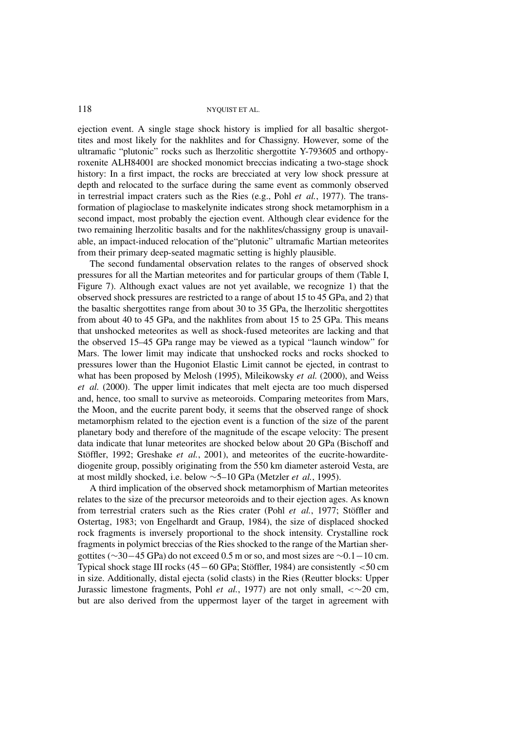ejection event. A single stage shock history is implied for all basaltic shergottites and most likely for the nakhlites and for Chassigny. However, some of the ultramafic "plutonic" rocks such as lherzolitic shergottite Y-793605 and orthopyroxenite ALH84001 are shocked monomict breccias indicating a two-stage shock history: In a first impact, the rocks are brecciated at very low shock pressure at depth and relocated to the surface during the same event as commonly observed in terrestrial impact craters such as the Ries (e.g., Pohl *et al.*, 1977). The transformation of plagioclase to maskelynite indicates strong shock metamorphism in a second impact, most probably the ejection event. Although clear evidence for the two remaining lherzolitic basalts and for the nakhlites/chassigny group is unavailable, an impact-induced relocation of the"plutonic" ultramafic Martian meteorites from their primary deep-seated magmatic setting is highly plausible.

The second fundamental observation relates to the ranges of observed shock pressures for all the Martian meteorites and for particular groups of them (Table I, Figure 7). Although exact values are not yet available, we recognize 1) that the observed shock pressures are restricted to a range of about 15 to 45 GPa, and 2) that the basaltic shergottites range from about 30 to 35 GPa, the lherzolitic shergottites from about 40 to 45 GPa, and the nakhlites from about 15 to 25 GPa. This means that unshocked meteorites as well as shock-fused meteorites are lacking and that the observed 15–45 GPa range may be viewed as a typical "launch window" for Mars. The lower limit may indicate that unshocked rocks and rocks shocked to pressures lower than the Hugoniot Elastic Limit cannot be ejected, in contrast to what has been proposed by Melosh (1995), Mileikowsky *et al.* (2000), and Weiss *et al.* (2000). The upper limit indicates that melt ejecta are too much dispersed and, hence, too small to survive as meteoroids. Comparing meteorites from Mars, the Moon, and the eucrite parent body, it seems that the observed range of shock metamorphism related to the ejection event is a function of the size of the parent planetary body and therefore of the magnitude of the escape velocity: The present data indicate that lunar meteorites are shocked below about 20 GPa (Bischoff and Stöffler, 1992; Greshake *et al.*, 2001), and meteorites of the eucrite-howardite-diogenite group, possibly originating from the 550 km diameter asteroid Vesta, are at most mildly shocked, i.e. below ∼5–10 GPa (Metzler *et al.*, 1995).

A third implication of the observed shock metamorphism of Martian meteorites relates to the size of the precursor meteoroids and to their ejection ages. As known from terrestrial craters such as the Ries crater (Pohl *et al.*, 1977; Stöffler and Ostertag, 1983; von Engelhardt and Graup, 1984), the size of displaced shocked rock fragments is inversely proportional to the shock intensity. Crystalline rock fragments in polymict breccias of the Ries shocked to the range of the Martian shergottites (∼30−45 GPa) do not exceed 0.5 m or so, and most sizes are ∼0.1−10 cm. Typical shock stage III rocks (45−60 GPa; Stöffler, 1984) are consistently <50 cm in size. Additionally, distal ejecta (solid clasts) in the Ries (Reutter blocks: Upper Jurassic limestone fragments, Pohl *et al.*, 1977) are not only small, <∼20 cm, but are also derived from the uppermost layer of the target in agreement with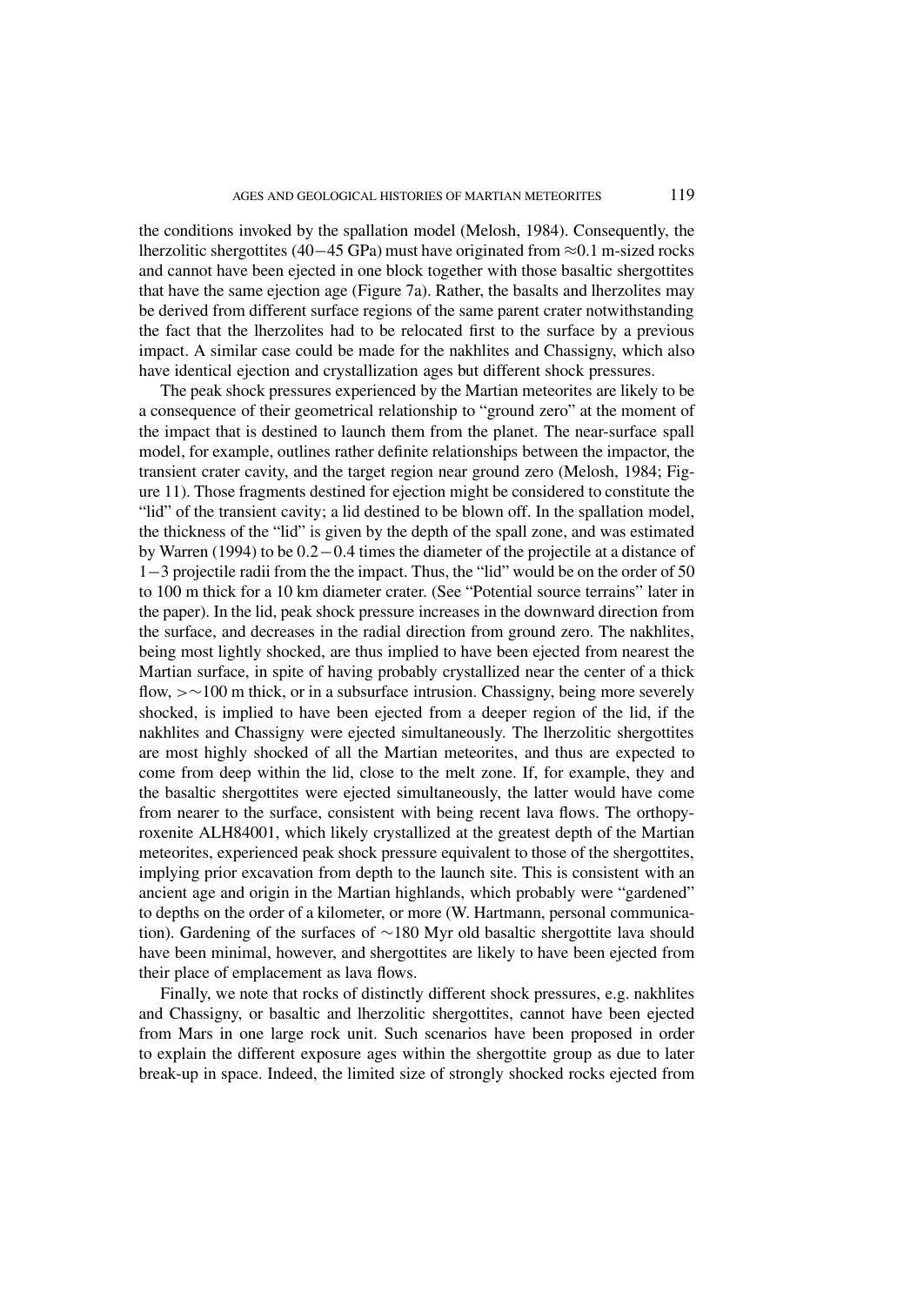the conditions invoked by the spallation model (Melosh, 1984). Consequently, the lherzolitic shergottites (40−45 GPa) must have originated from ≈0.1 m-sized rocks and cannot have been ejected in one block together with those basaltic shergottites that have the same ejection age (Figure 7a). Rather, the basalts and lherzolites may be derived from different surface regions of the same parent crater notwithstanding the fact that the lherzolites had to be relocated first to the surface by a previous impact. A similar case could be made for the nakhlites and Chassigny, which also have identical ejection and crystallization ages but different shock pressures.

The peak shock pressures experienced by the Martian meteorites are likely to be a consequence of their geometrical relationship to "ground zero" at the moment of the impact that is destined to launch them from the planet. The near-surface spall model, for example, outlines rather definite relationships between the impactor, the transient crater cavity, and the target region near ground zero (Melosh, 1984; Figure 11). Those fragments destined for ejection might be considered to constitute the "lid" of the transient cavity; a lid destined to be blown off. In the spallation model, the thickness of the "lid" is given by the depth of the spall zone, and was estimated by Warren (1994) to be 0.2−0.4 times the diameter of the projectile at a distance of 1−3 projectile radii from the the impact. Thus, the "lid" would be on the order of 50 to 100 m thick for a 10 km diameter crater. (See "Potential source terrains" later in the paper). In the lid, peak shock pressure increases in the downward direction from the surface, and decreases in the radial direction from ground zero. The nakhlites, being most lightly shocked, are thus implied to have been ejected from nearest the Martian surface, in spite of having probably crystallized near the center of a thick flow, >∼100 m thick, or in a subsurface intrusion. Chassigny, being more severely shocked, is implied to have been ejected from a deeper region of the lid, if the nakhlites and Chassigny were ejected simultaneously. The lherzolitic shergottites are most highly shocked of all the Martian meteorites, and thus are expected to come from deep within the lid, close to the melt zone. If, for example, they and the basaltic shergottites were ejected simultaneously, the latter would have come from nearer to the surface, consistent with being recent lava flows. The orthopyroxenite ALH84001, which likely crystallized at the greatest depth of the Martian meteorites, experienced peak shock pressure equivalent to those of the shergottites, implying prior excavation from depth to the launch site. This is consistent with an ancient age and origin in the Martian highlands, which probably were "gardened" to depths on the order of a kilometer, or more (W. Hartmann, personal communication). Gardening of the surfaces of ∼180 Myr old basaltic shergottite lava should have been minimal, however, and shergottites are likely to have been ejected from their place of emplacement as lava flows.

Finally, we note that rocks of distinctly different shock pressures, e.g. nakhlites and Chassigny, or basaltic and lherzolitic shergottites, cannot have been ejected from Mars in one large rock unit. Such scenarios have been proposed in order to explain the different exposure ages within the shergottite group as due to later break-up in space. Indeed, the limited size of strongly shocked rocks ejected from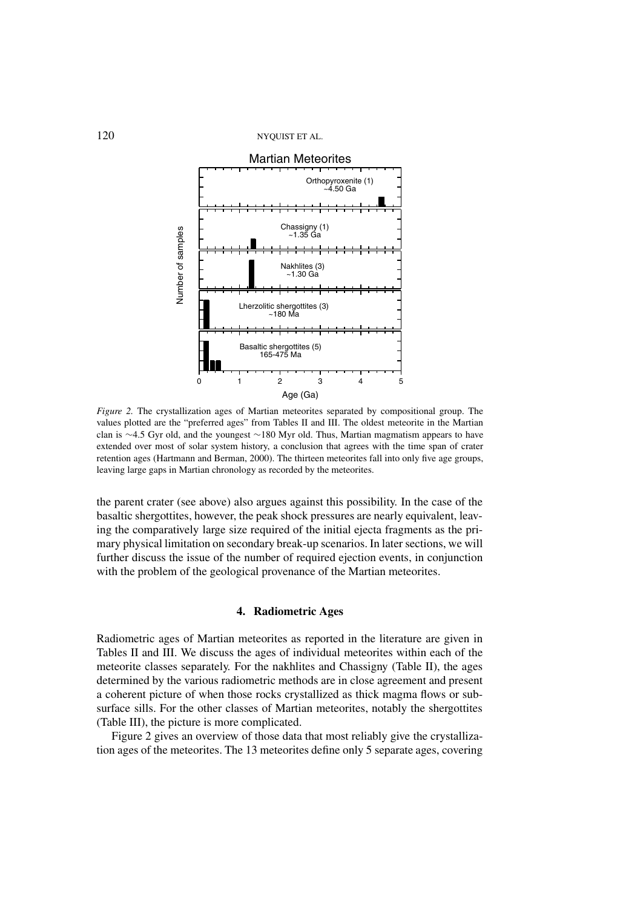Figure 2. The crystallization ages of Martian meteorites separated by compositional group. The values plotted are the "preferred ages" from Tables II and III. The oldest meteorite in the Martian clan is ∼4.5 Gyr old, and the youngest ∼180 Myr old. Thus, Martian magmatism appears to have extended over most of solar system history, a conclusion that agrees with the time span of crater retention ages (Hartmann and Berman, 2000). The thirteen meteorites fall into only five age groups, leaving large gaps in Martian chronology as recorded by the meteorites.

the parent crater (see above) also argues against this possibility. In the case of the basaltic shergottites, however, the peak shock pressures are nearly equivalent, leaving the comparatively large size required of the initial ejecta fragments as the primary physical limitation on secondary break-up scenarios. In later sections, we will further discuss the issue of the number of required ejection events, in conjunction with the problem of the geological provenance of the Martian meteorites.

## 4. Radiometric Ages

Radiometric ages of Martian meteorites as reported in the literature are given in Tables II and III. We discuss the ages of individual meteorites within each of the meteorite classes separately. For the nakhlites and Chassigny (Table II), the ages determined by the various radiometric methods are in close agreement and present a coherent picture of when those rocks crystallized as thick magma flows or subsurface sills. For the other classes of Martian meteorites, notably the shergottites (Table III), the picture is more complicated.

Figure 2 gives an overview of those data that most reliably give the crystallization ages of the meteorites. The 13 meteorites define only 5 separate ages, covering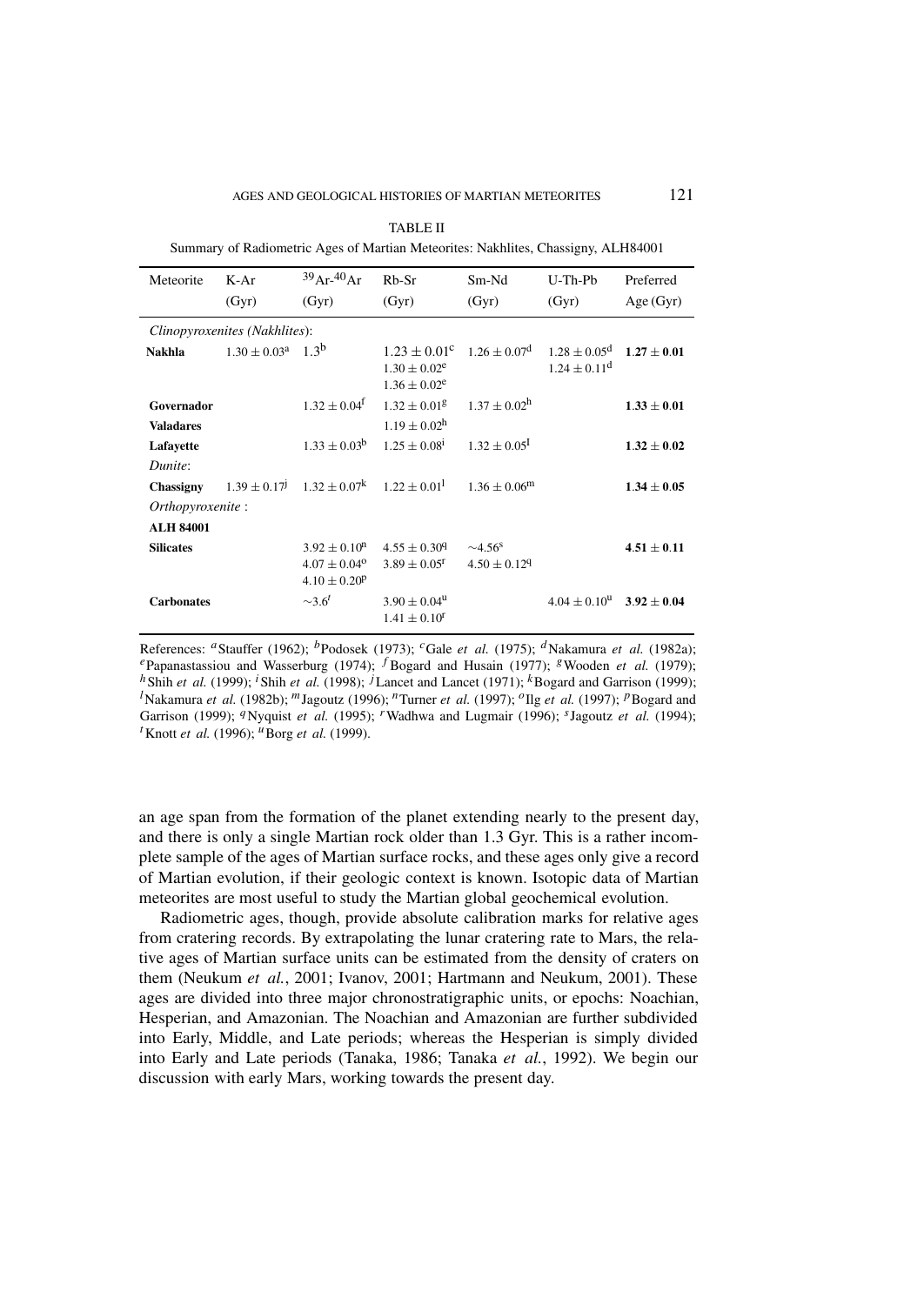TABLE II

Summary of Radiometric Ages of Martian Meteorites: Nakhlites, Chassigny, ALH84001

| Meteorite | K-Ar (Gyr) | $^{39}Ar$-$^{40}Ar$ (Gyr) | Rb-Sr (Gyr) | Sm-Nd (Gyr) | U-Th-Pb (Gyr) | Preferred Age (Gyr) |
|---|---|---|---|---|---|---|
| *Clinopyroxenites (Nakhlites)*: | | | | | | |
| **Nakhla** | $1.30 \pm 0.03$[a] | 1.3[b] | $1.23 \pm 0.01$[c] <br> $1.30 \pm 0.02$[e] <br> $1.36 \pm 0.02$[e] | $1.26 \pm 0.07$[d] | $1.28 \pm 0.05$[d] <br> $1.24 \pm 0.11$[d] | $\mathbf{1.27 \pm 0.01}$ |
| **Governador Valadares** | | $1.32 \pm 0.04$[f] | $1.32 \pm 0.01$[g] <br> $1.19 \pm 0.02$[h] | $1.37 \pm 0.02$[h] | | $\mathbf{1.33 \pm 0.01}$ |
| **Lafayette** | | $1.33 \pm 0.03$[b] | $1.25 \pm 0.08$[i] | $1.32 \pm 0.05$[I] | | $\mathbf{1.32 \pm 0.02}$ |
| *Dunite*: | | | | | | |
| **Chassigny** | $1.39 \pm 0.17$[j] | $1.32 \pm 0.07$[k] | $1.22 \pm 0.01$[l] | $1.36 \pm 0.06$[m] | | $\mathbf{1.34 \pm 0.05}$ |
| *Orthopyroxenite* : | | | | | | |
| **ALH 84001** | | | | | | |
| **Silicates** | | $3.92 \pm 0.10$[n] <br> $4.07 \pm 0.04$[o] <br> $4.10 \pm 0.20$[p] | $4.55 \pm 0.30$[q] <br> $3.89 \pm 0.05$[r] | $\sim 4.56$[s] <br> $4.50 \pm 0.12$[q] | | $\mathbf{4.51 \pm 0.11}$ |
| **Carbonates** | | $\sim 3.6$[t] | $3.90 \pm 0.04$[u] <br> $1.41 \pm 0.10$[r] | | $4.04 \pm 0.10$[u] | $\mathbf{3.92 \pm 0.04}$ |

References: [a]Stauffer (1962); [b]Podosek (1973); [c]Gale *et al.* (1975); [d]Nakamura *et al.* (1982a); [e]Papanastassiou and Wasserburg (1974); [f]Bogard and Husain (1977); [g]Wooden *et al.* (1979); [h]Shih *et al.* (1999); [i]Shih *et al.* (1998); [j]Lancet and Lancet (1971); [k]Bogard and Garrison (1999); [l]Nakamura *et al.* (1982b); [m]Jagoutz (1996); [n]Turner *et al.* (1997); [o]Ilg *et al.* (1997); [p]Bogard and Garrison (1999); [q]Nyquist *et al.* (1995); [r]Wadhwa and Lugmair (1996); [s]Jagoutz *et al.* (1994); [t]Knott *et al.* (1996); [u]Borg *et al.* (1999).

an age span from the formation of the planet extending nearly to the present day, and there is only a single Martian rock older than 1.3 Gyr. This is a rather incomplete sample of the ages of Martian surface rocks, and these ages only give a record of Martian evolution, if their geologic context is known. Isotopic data of Martian meteorites are most useful to study the Martian global geochemical evolution.

Radiometric ages, though, provide absolute calibration marks for relative ages from cratering records. By extrapolating the lunar cratering rate to Mars, the relative ages of Martian surface units can be estimated from the density of craters on them (Neukum *et al.*, 2001; Ivanov, 2001; Hartmann and Neukum, 2001). These ages are divided into three major chronostratigraphic units, or epochs: Noachian, Hesperian, and Amazonian. The Noachian and Amazonian are further subdivided into Early, Middle, and Late periods; whereas the Hesperian is simply divided into Early and Late periods (Tanaka, 1986; Tanaka *et al.*, 1992). We begin our discussion with early Mars, working towards the present day.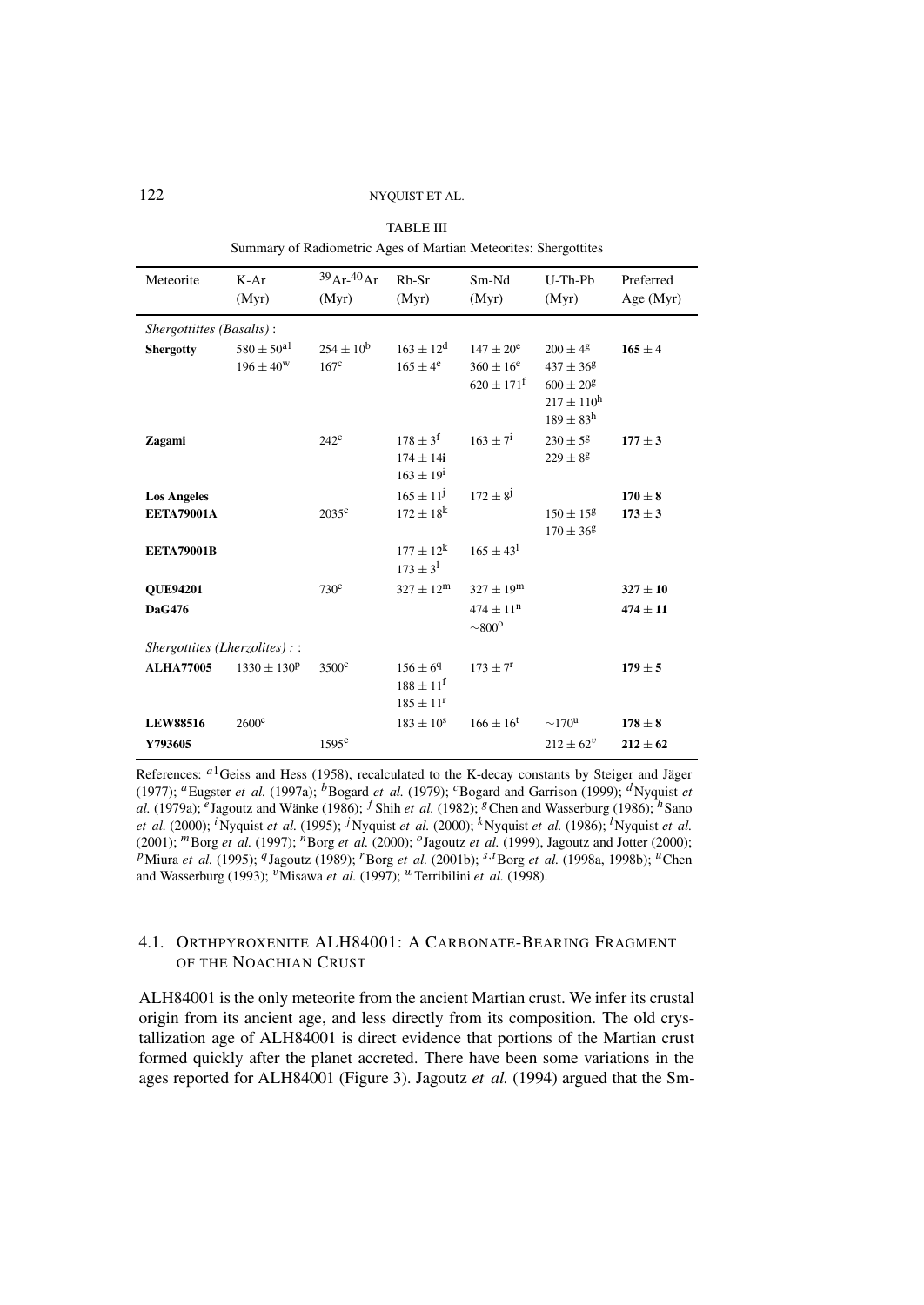TABLE III

Summary of Radiometric Ages of Martian Meteorites: Shergottites

| Meteorite | K-Ar (Myr) | $^{39}$Ar-$^{40}$Ar (Myr) | Rb-Sr (Myr) | Sm-Nd (Myr) | U-Th-Pb (Myr) | Preferred Age (Myr) |
|---|---|---|---|---|---|---|
| *Shergottittes (Basalts)*: | | | | | | |
| **Shergotty** | $580 \pm 50$[a1]<br>$196 \pm 40$[w] | $254 \pm 10$[b]<br>167[c] | $163 \pm 12$[d]<br>$165 \pm 4$[e] | $147 \pm 20$[e]<br>$360 \pm 16$[e]<br>$620 \pm 171$[f] | $200 \pm 4$[g]<br>$437 \pm 36$[g]<br>$600 \pm 20$[g]<br>$217 \pm 110$[h]<br>$189 \pm 83$[h] | **165 ± 4** |
| **Zagami** | | 242[c] | $178 \pm 3$[f]<br>$174 \pm 14$i<br>$163 \pm 19$[i] | $163 \pm 7$[i] | $230 \pm 5$[g]<br>$229 \pm 8$[g] | **177 ± 3** |
| **Los Angeles** | | | $165 \pm 11$[j] | $172 \pm 8$[j] | | **170 ± 8** |
| **EETA79001A** | | 2035[c] | $172 \pm 18$[k] | | $150 \pm 15$[g]<br>$170 \pm 36$[g] | **173 ± 3** |
| **EETA79001B** | | | $177 \pm 12$[k]<br>$173 \pm 3$[l] | $165 \pm 43$[l] | | |
| **QUE94201** | | 730[c] | $327 \pm 12$[m] | $327 \pm 19$[m] | | **327 ± 10** |
| **DaG476** | | | | $474 \pm 11$[n]<br>~800[o] | | **474 ± 11** |
| *Shergottites (Lherzolites)* : : | | | | | | |
| **ALHA77005** | $1330 \pm 130$[p] | 3500[c] | $156 \pm 6$[q]<br>$188 \pm 11$[f]<br>$185 \pm 11$[r] | $173 \pm 7$[r] | | **179 ± 5** |
| **LEW88516** | 2600[c] | | $183 \pm 10$[s] | $166 \pm 16$[t] | ~170[u] | **178 ± 8** |
| **Y793605** | | 1595[c] | | | $212 \pm 62$[v] | **212 ± 62** |

References: [a1]Geiss and Hess (1958), recalculated to the K-decay constants by Steiger and Jäger (1977); [a]Eugster *et al.* (1997a); [b]Bogard *et al.* (1979); [c]Bogard and Garrison (1999); [d]Nyquist *et al.* (1979a); [e]Jagoutz and Wänke (1986); [f]Shih *et al.* (1982); [g]Chen and Wasserburg (1986); [h]Sano *et al.* (2000); [i]Nyquist *et al.* (1995); [j]Nyquist *et al.* (2000); [k]Nyquist *et al.* (1986); [l]Nyquist *et al.* (2001); [m]Borg *et al.* (1997); [n]Borg *et al.* (2000); [o]Jagoutz *et al.* (1999), Jagoutz and Jotter (2000); [p]Miura *et al.* (1995); [q]Jagoutz (1989); [r]Borg *et al.* (2001b); [s,t]Borg *et al.* (1998a, 1998b); [u]Chen and Wasserburg (1993); [v]Misawa *et al.* (1997); [w]Terribilini *et al.* (1998).

## 4.1. Orthpyroxenite ALH84001: A Carbonate-Bearing Fragment of the Noachian Crust

ALH84001 is the only meteorite from the ancient Martian crust. We infer its crustal origin from its ancient age, and less directly from its composition. The old crystallization age of ALH84001 is direct evidence that portions of the Martian crust formed quickly after the planet accreted. There have been some variations in the ages reported for ALH84001 (Figure 3). Jagoutz *et al.* (1994) argued that the Sm-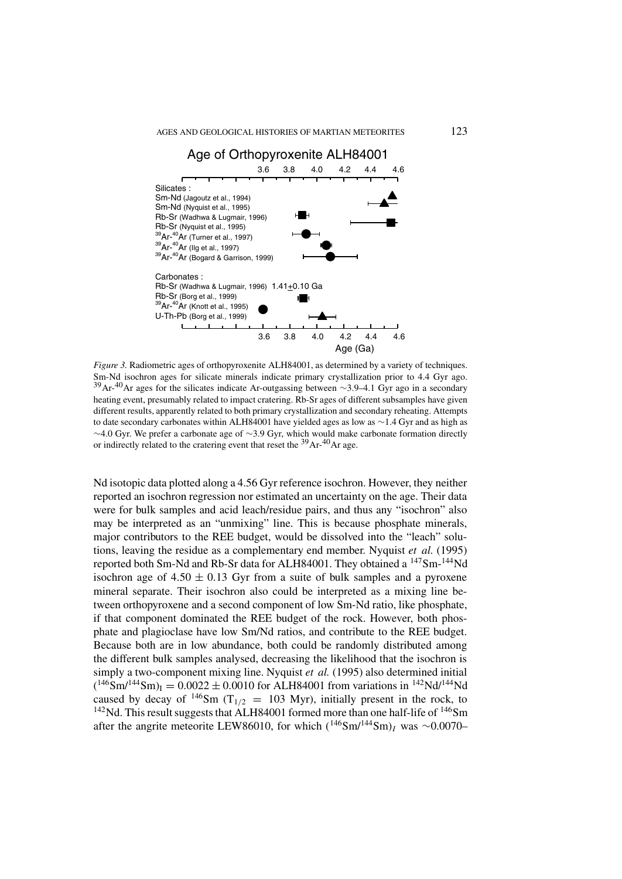*Figure 3.* Radiometric ages of orthopyroxenite ALH84001, as determined by a variety of techniques. Sm-Nd isochron ages for silicate minerals indicate primary crystallization prior to 4.4 Gyr ago. $^{39}$Ar-$^{40}$Ar ages for the silicates indicate Ar-outgassing between ∼3.9–4.1 Gyr ago in a secondary heating event, presumably related to impact cratering. Rb-Sr ages of different subsamples have given different results, apparently related to both primary crystallization and secondary reheating. Attempts to date secondary carbonates within ALH84001 have yielded ages as low as ∼1.4 Gyr and as high as ∼4.0 Gyr. We prefer a carbonate age of ∼3.9 Gyr, which would make carbonate formation directly or indirectly related to the cratering event that reset the $^{39}$Ar-$^{40}$Ar age.

Nd isotopic data plotted along a 4.56 Gyr reference isochron. However, they neither reported an isochron regression nor estimated an uncertainty on the age. Their data were for bulk samples and acid leach/residue pairs, and thus any "isochron" also may be interpreted as an "unmixing" line. This is because phosphate minerals, major contributors to the REE budget, would be dissolved into the "leach" solutions, leaving the residue as a complementary end member. Nyquist *et al.* (1995) reported both Sm-Nd and Rb-Sr data for ALH84001. They obtained a $^{147}$Sm-$^{144}$Nd isochron age of $4.50 \pm 0.13$ Gyr from a suite of bulk samples and a pyroxene mineral separate. Their isochron also could be interpreted as a mixing line between orthopyroxene and a second component of low Sm-Nd ratio, like phosphate, if that component dominated the REE budget of the rock. However, both phosphate and plagioclase have low Sm/Nd ratios, and contribute to the REE budget. Because both are in low abundance, both could be randomly distributed among the different bulk samples analysed, decreasing the likelihood that the isochron is simply a two-component mixing line. Nyquist *et al.* (1995) also determined initial $(^{146}\text{Sm}/^{144}\text{Sm})_\text{I} = 0.0022 \pm 0.0010$ for ALH84001 from variations in $^{142}$Nd/$^{144}$Nd caused by decay of $^{146}$Sm ($T_{1/2} = 103$ Myr), initially present in the rock, to $^{142}$Nd. This result suggests that ALH84001 formed more than one half-life of $^{146}$Sm after the angrite meteorite LEW86010, for which $(^{146}\text{Sm}/^{144}\text{Sm})_I$ was ∼0.0070–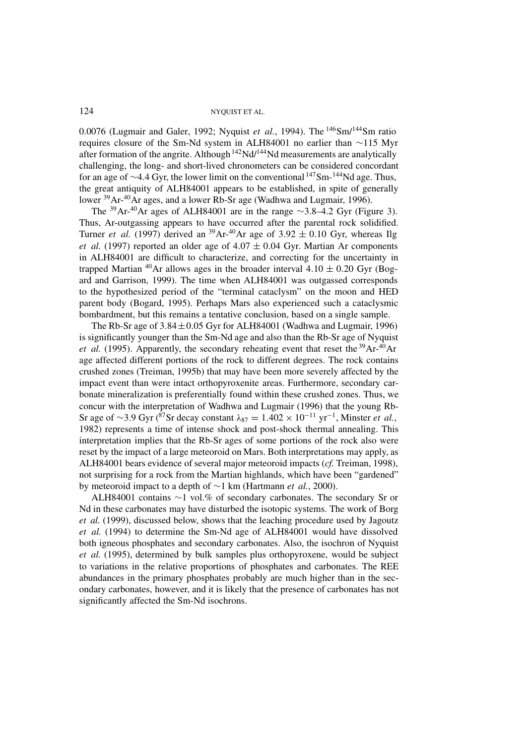0.0076 (Lugmair and Galer, 1992; Nyquist *et al.*, 1994). The $^{146}Sm/^{144}Sm$ ratio requires closure of the Sm-Nd system in ALH84001 no earlier than ∼115 Myr after formation of the angrite. Although $^{142}Nd/^{144}Nd$ measurements are analytically challenging, the long- and short-lived chronometers can be considered concordant for an age of ∼4.4 Gyr, the lower limit on the conventional $^{147}Sm$-$^{144}Nd$ age. Thus, the great antiquity of ALH84001 appears to be established, in spite of generally lower $^{39}Ar$-$^{40}Ar$ ages, and a lower Rb-Sr age (Wadhwa and Lugmair, 1996).

The $^{39}Ar$-$^{40}Ar$ ages of ALH84001 are in the range ∼3.8–4.2 Gyr (Figure 3). Thus, Ar-outgassing appears to have occurred after the parental rock solidified. Turner *et al.* (1997) derived an $^{39}Ar$-$^{40}Ar$ age of 3.92 ± 0.10 Gyr, whereas Ilg *et al.* (1997) reported an older age of 4.07 ± 0.04 Gyr. Martian Ar components in ALH84001 are difficult to characterize, and correcting for the uncertainty in trapped Martian $^{40}Ar$ allows ages in the broader interval 4.10 ± 0.20 Gyr (Bogard and Garrison, 1999). The time when ALH84001 was outgassed corresponds to the hypothesized period of the "terminal cataclysm" on the moon and HED parent body (Bogard, 1995). Perhaps Mars also experienced such a cataclysmic bombardment, but this remains a tentative conclusion, based on a single sample.

The Rb-Sr age of 3.84 ± 0.05 Gyr for ALH84001 (Wadhwa and Lugmair, 1996) is significantly younger than the Sm-Nd age and also than the Rb-Sr age of Nyquist *et al.* (1995). Apparently, the secondary reheating event that reset the $^{39}Ar$-$^{40}Ar$ age affected different portions of the rock to different degrees. The rock contains crushed zones (Treiman, 1995b) that may have been more severely affected by the impact event than were intact orthopyroxenite areas. Furthermore, secondary carbonate mineralization is preferentially found within these crushed zones. Thus, we concur with the interpretation of Wadhwa and Lugmair (1996) that the young Rb-Sr age of ∼3.9 Gyr ($^{87}Sr$ decay constant $\lambda_{87} = 1.402 \times 10^{-11}$ yr$^{-1}$, Minster *et al.*, 1982) represents a time of intense shock and post-shock thermal annealing. This interpretation implies that the Rb-Sr ages of some portions of the rock also were reset by the impact of a large meteoroid on Mars. Both interpretations may apply, as ALH84001 bears evidence of several major meteoroid impacts (*cf.* Treiman, 1998), not surprising for a rock from the Martian highlands, which have been "gardened" by meteoroid impact to a depth of ∼1 km (Hartmann *et al.*, 2000).

ALH84001 contains ∼1 vol.% of secondary carbonates. The secondary Sr or Nd in these carbonates may have disturbed the isotopic systems. The work of Borg *et al.* (1999), discussed below, shows that the leaching procedure used by Jagoutz *et al.* (1994) to determine the Sm-Nd age of ALH84001 would have dissolved both igneous phosphates and secondary carbonates. Also, the isochron of Nyquist *et al.* (1995), determined by bulk samples plus orthopyroxene, would be subject to variations in the relative proportions of phosphates and carbonates. The REE abundances in the primary phosphates probably are much higher than in the secondary carbonates, however, and it is likely that the presence of carbonates has not significantly affected the Sm-Nd isochrons.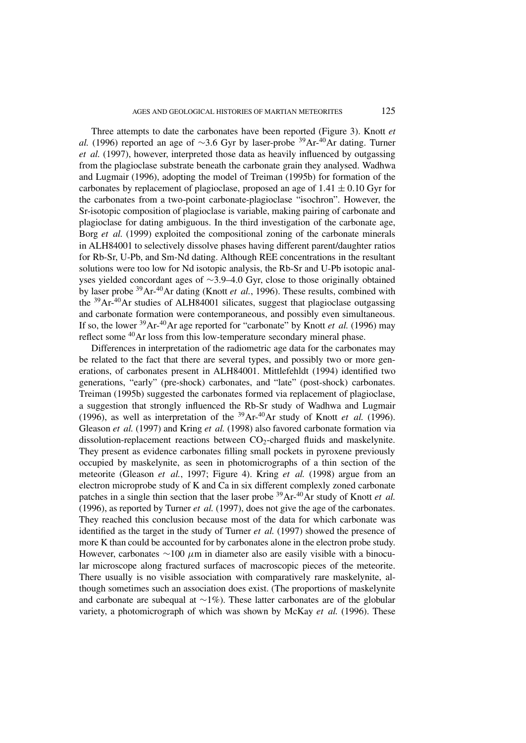Three attempts to date the carbonates have been reported (Figure 3). Knott *et al.* (1996) reported an age of ∼3.6 Gyr by laser-probe $^{39}$Ar-$^{40}$Ar dating. Turner *et al.* (1997), however, interpreted those data as heavily influenced by outgassing from the plagioclase substrate beneath the carbonate grain they analysed. Wadhwa and Lugmair (1996), adopting the model of Treiman (1995b) for formation of the carbonates by replacement of plagioclase, proposed an age of $1.41 \pm 0.10$ Gyr for the carbonates from a two-point carbonate-plagioclase "isochron". However, the Sr-isotopic composition of plagioclase is variable, making pairing of carbonate and plagioclase for dating ambiguous. In the third investigation of the carbonate age, Borg *et al.* (1999) exploited the compositional zoning of the carbonate minerals in ALH84001 to selectively dissolve phases having different parent/daughter ratios for Rb-Sr, U-Pb, and Sm-Nd dating. Although REE concentrations in the resultant solutions were too low for Nd isotopic analysis, the Rb-Sr and U-Pb isotopic analyses yielded concordant ages of ∼3.9–4.0 Gyr, close to those originally obtained by laser probe $^{39}$Ar-$^{40}$Ar dating (Knott *et al.*, 1996). These results, combined with the $^{39}$Ar-$^{40}$Ar studies of ALH84001 silicates, suggest that plagioclase outgassing and carbonate formation were contemporaneous, and possibly even simultaneous. If so, the lower $^{39}$Ar-$^{40}$Ar age reported for "carbonate" by Knott *et al.* (1996) may reflect some $^{40}$Ar loss from this low-temperature secondary mineral phase.

Differences in interpretation of the radiometric age data for the carbonates may be related to the fact that there are several types, and possibly two or more generations, of carbonates present in ALH84001. Mittlefehldt (1994) identified two generations, "early" (pre-shock) carbonates, and "late" (post-shock) carbonates. Treiman (1995b) suggested the carbonates formed via replacement of plagioclase, a suggestion that strongly influenced the Rb-Sr study of Wadhwa and Lugmair (1996), as well as interpretation of the $^{39}$Ar-$^{40}$Ar study of Knott *et al.* (1996). Gleason *et al.* (1997) and Kring *et al.* (1998) also favored carbonate formation via dissolution-replacement reactions between $CO_2$-charged fluids and maskelynite. They present as evidence carbonates filling small pockets in pyroxene previously occupied by maskelynite, as seen in photomicrographs of a thin section of the meteorite (Gleason *et al.*, 1997; Figure 4). Kring *et al.* (1998) argue from an electron microprobe study of K and Ca in six different complexly zoned carbonate patches in a single thin section that the laser probe $^{39}$Ar-$^{40}$Ar study of Knott *et al.* (1996), as reported by Turner *et al.* (1997), does not give the age of the carbonates. They reached this conclusion because most of the data for which carbonate was identified as the target in the study of Turner *et al.* (1997) showed the presence of more K than could be accounted for by carbonates alone in the electron probe study. However, carbonates ∼100 $\mu$m in diameter also are easily visible with a binocular microscope along fractured surfaces of macroscopic pieces of the meteorite. There usually is no visible association with comparatively rare maskelynite, although sometimes such an association does exist. (The proportions of maskelynite and carbonate are subequal at ∼1%). These latter carbonates are of the globular variety, a photomicrograph of which was shown by McKay *et al.* (1996). These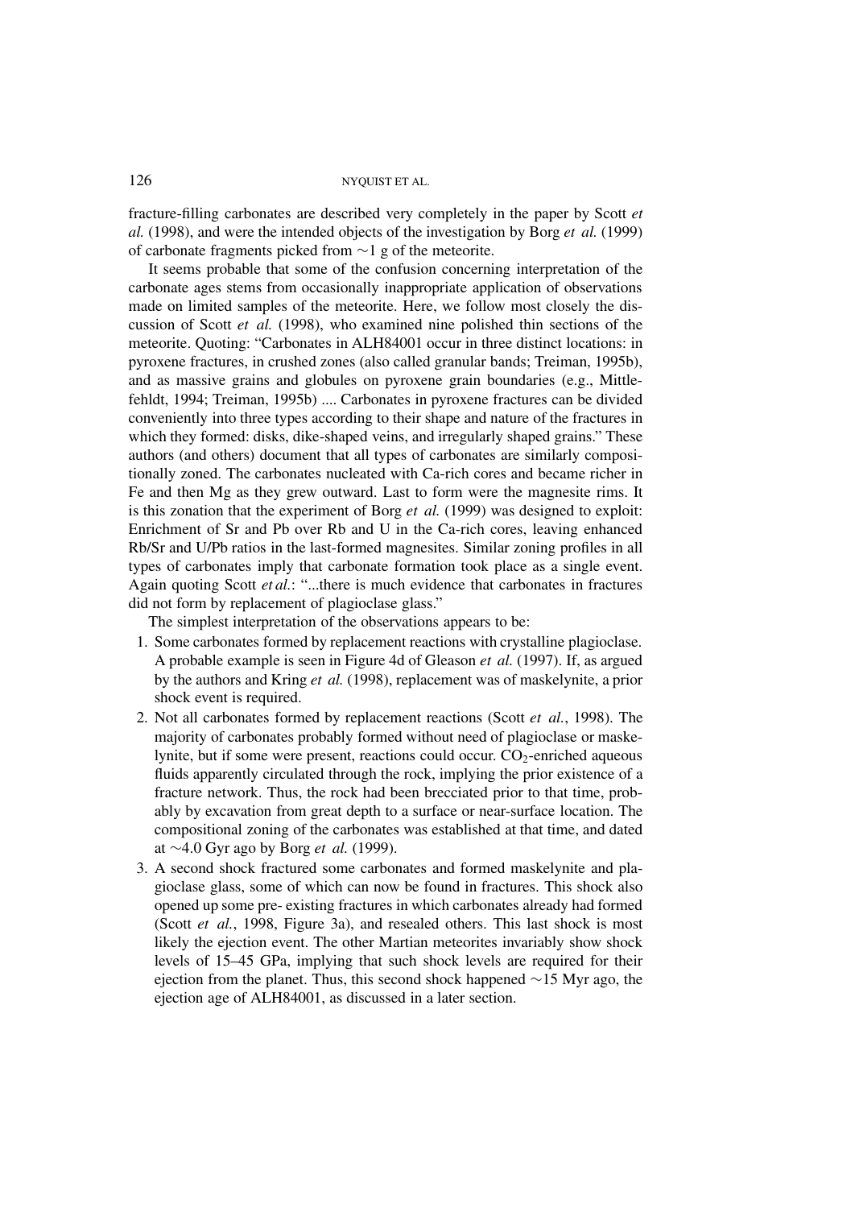fracture-filling carbonates are described very completely in the paper by Scott *et al.* (1998), and were the intended objects of the investigation by Borg *et al.* (1999) of carbonate fragments picked from ~1 g of the meteorite.

It seems probable that some of the confusion concerning interpretation of the carbonate ages stems from occasionally inappropriate application of observations made on limited samples of the meteorite. Here, we follow most closely the discussion of Scott *et al.* (1998), who examined nine polished thin sections of the meteorite. Quoting: "Carbonates in ALH84001 occur in three distinct locations: in pyroxene fractures, in crushed zones (also called granular bands; Treiman, 1995b), and as massive grains and globules on pyroxene grain boundaries (e.g., Mittlefehldt, 1994; Treiman, 1995b) .... Carbonates in pyroxene fractures can be divided conveniently into three types according to their shape and nature of the fractures in which they formed: disks, dike-shaped veins, and irregularly shaped grains." These authors (and others) document that all types of carbonates are similarly compositionally zoned. The carbonates nucleated with Ca-rich cores and became richer in Fe and then Mg as they grew outward. Last to form were the magnesite rims. It is this zonation that the experiment of Borg *et al.* (1999) was designed to exploit: Enrichment of Sr and Pb over Rb and U in the Ca-rich cores, leaving enhanced Rb/Sr and U/Pb ratios in the last-formed magnesites. Similar zoning profiles in all types of carbonates imply that carbonate formation took place as a single event. Again quoting Scott *et al.*: "...there is much evidence that carbonates in fractures did not form by replacement of plagioclase glass."

The simplest interpretation of the observations appears to be:

1. Some carbonates formed by replacement reactions with crystalline plagioclase. A probable example is seen in Figure 4d of Gleason *et al.* (1997). If, as argued by the authors and Kring *et al.* (1998), replacement was of maskelynite, a prior shock event is required.
2. Not all carbonates formed by replacement reactions (Scott *et al.*, 1998). The majority of carbonates probably formed without need of plagioclase or maskelynite, but if some were present, reactions could occur. $CO_2$-enriched aqueous fluids apparently circulated through the rock, implying the prior existence of a fracture network. Thus, the rock had been brecciated prior to that time, probably by excavation from great depth to a surface or near-surface location. The compositional zoning of the carbonates was established at that time, and dated at ~4.0 Gyr ago by Borg *et al.* (1999).
3. A second shock fractured some carbonates and formed maskelynite and plagioclase glass, some of which can now be found in fractures. This shock also opened up some pre- existing fractures in which carbonates already had formed (Scott *et al.*, 1998, Figure 3a), and resealed others. This last shock is most likely the ejection event. The other Martian meteorites invariably show shock levels of 15–45 GPa, implying that such shock levels are required for their ejection from the planet. Thus, this second shock happened ~15 Myr ago, the ejection age of ALH84001, as discussed in a later section.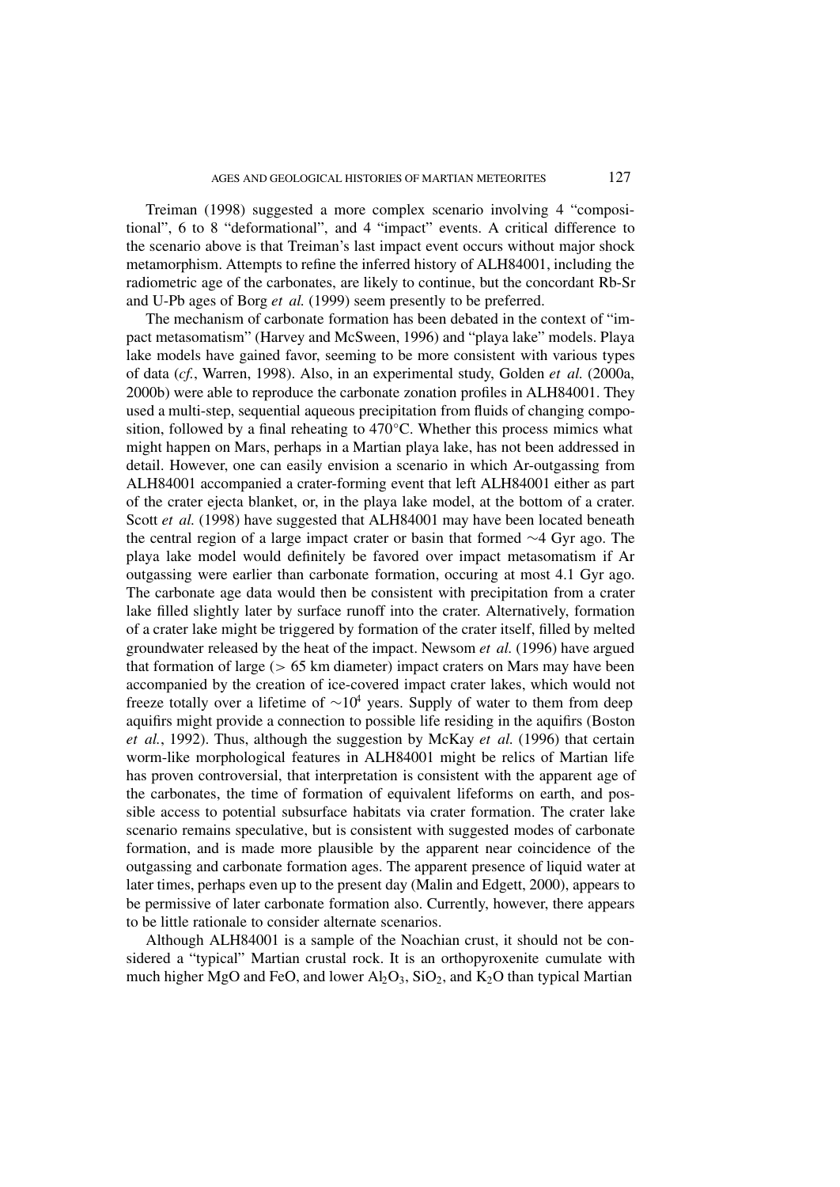Treiman (1998) suggested a more complex scenario involving 4 "compositional", 6 to 8 "deformational", and 4 "impact" events. A critical difference to the scenario above is that Treiman's last impact event occurs without major shock metamorphism. Attempts to refine the inferred history of ALH84001, including the radiometric age of the carbonates, are likely to continue, but the concordant Rb-Sr and U-Pb ages of Borg *et al.* (1999) seem presently to be preferred.

The mechanism of carbonate formation has been debated in the context of "impact metasomatism" (Harvey and McSween, 1996) and "playa lake" models. Playa lake models have gained favor, seeming to be more consistent with various types of data (*cf.*, Warren, 1998). Also, in an experimental study, Golden *et al.* (2000a, 2000b) were able to reproduce the carbonate zonation profiles in ALH84001. They used a multi-step, sequential aqueous precipitation from fluids of changing composition, followed by a final reheating to 470°C. Whether this process mimics what might happen on Mars, perhaps in a Martian playa lake, has not been addressed in detail. However, one can easily envision a scenario in which Ar-outgassing from ALH84001 accompanied a crater-forming event that left ALH84001 either as part of the crater ejecta blanket, or, in the playa lake model, at the bottom of a crater. Scott *et al.* (1998) have suggested that ALH84001 may have been located beneath the central region of a large impact crater or basin that formed $\sim$4 Gyr ago. The playa lake model would definitely be favored over impact metasomatism if Ar outgassing were earlier than carbonate formation, occuring at most 4.1 Gyr ago. The carbonate age data would then be consistent with precipitation from a crater lake filled slightly later by surface runoff into the crater. Alternatively, formation of a crater lake might be triggered by formation of the crater itself, filled by melted groundwater released by the heat of the impact. Newsom *et al.* (1996) have argued that formation of large ($>$ 65 km diameter) impact craters on Mars may have been accompanied by the creation of ice-covered impact crater lakes, which would not freeze totally over a lifetime of $\sim 10^4$ years. Supply of water to them from deep aquifirs might provide a connection to possible life residing in the aquifirs (Boston *et al.*, 1992). Thus, although the suggestion by McKay *et al.* (1996) that certain worm-like morphological features in ALH84001 might be relics of Martian life has proven controversial, that interpretation is consistent with the apparent age of the carbonates, the time of formation of equivalent lifeforms on earth, and possible access to potential subsurface habitats via crater formation. The crater lake scenario remains speculative, but is consistent with suggested modes of carbonate formation, and is made more plausible by the apparent near coincidence of the outgassing and carbonate formation ages. The apparent presence of liquid water at later times, perhaps even up to the present day (Malin and Edgett, 2000), appears to be permissive of later carbonate formation also. Currently, however, there appears to be little rationale to consider alternate scenarios.

Although ALH84001 is a sample of the Noachian crust, it should not be considered a "typical" Martian crustal rock. It is an orthopyroxenite cumulate with much higher MgO and FeO, and lower $Al_2O_3$, $SiO_2$, and $K_2O$ than typical Martian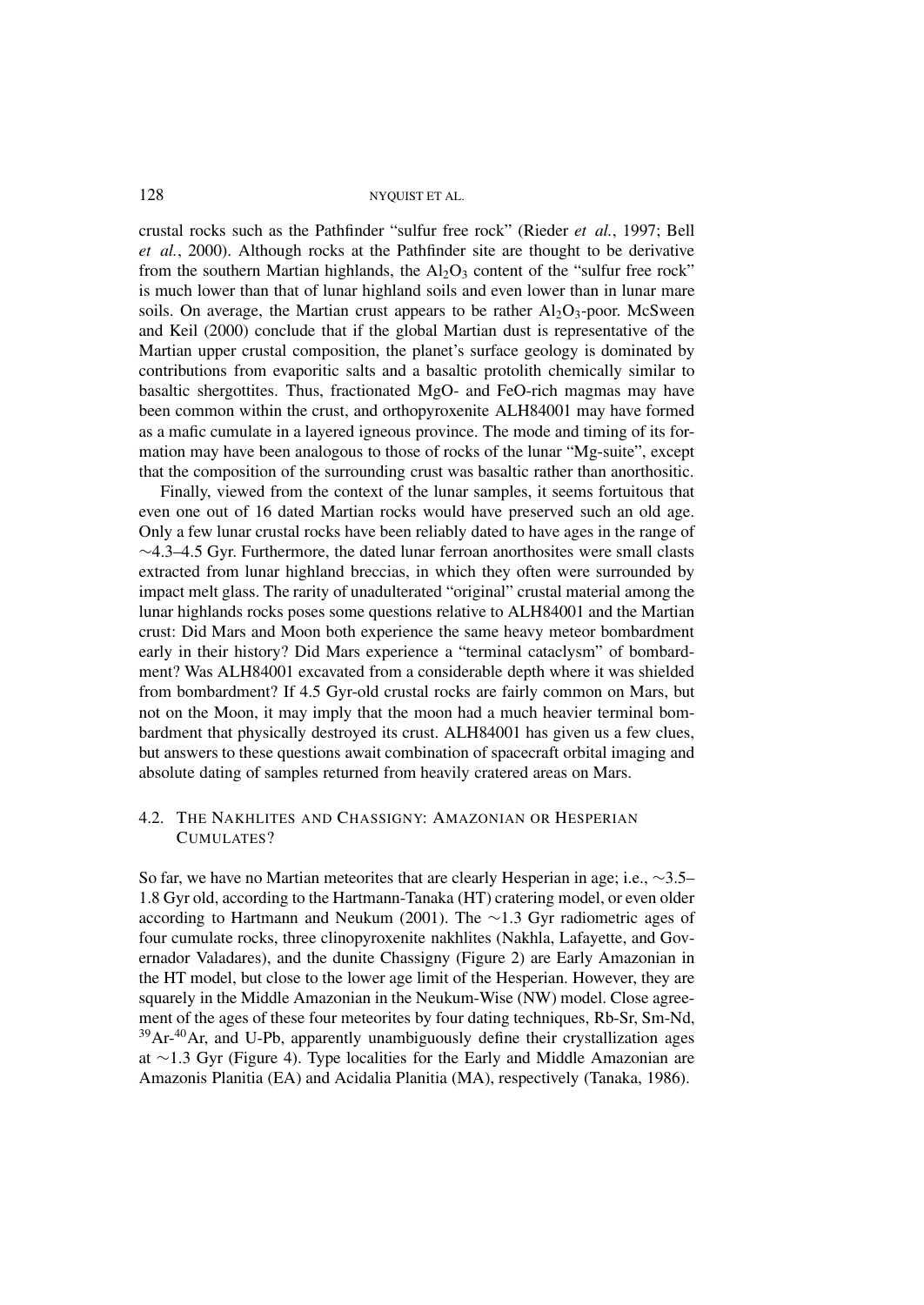crustal rocks such as the Pathfinder "sulfur free rock" (Rieder *et al.*, 1997; Bell *et al.*, 2000). Although rocks at the Pathfinder site are thought to be derivative from the southern Martian highlands, the $Al_2O_3$ content of the "sulfur free rock" is much lower than that of lunar highland soils and even lower than in lunar mare soils. On average, the Martian crust appears to be rather $Al_2O_3$-poor. McSween and Keil (2000) conclude that if the global Martian dust is representative of the Martian upper crustal composition, the planet's surface geology is dominated by contributions from evaporitic salts and a basaltic protolith chemically similar to basaltic shergottites. Thus, fractionated MgO- and FeO-rich magmas may have been common within the crust, and orthopyroxenite ALH84001 may have formed as a mafic cumulate in a layered igneous province. The mode and timing of its formation may have been analogous to those of rocks of the lunar "Mg-suite", except that the composition of the surrounding crust was basaltic rather than anorthositic.

Finally, viewed from the context of the lunar samples, it seems fortuitous that even one out of 16 dated Martian rocks would have preserved such an old age. Only a few lunar crustal rocks have been reliably dated to have ages in the range of ∼4.3–4.5 Gyr. Furthermore, the dated lunar ferroan anorthosites were small clasts extracted from lunar highland breccias, in which they often were surrounded by impact melt glass. The rarity of unadulterated "original" crustal material among the lunar highlands rocks poses some questions relative to ALH84001 and the Martian crust: Did Mars and Moon both experience the same heavy meteor bombardment early in their history? Did Mars experience a "terminal cataclysm" of bombardment? Was ALH84001 excavated from a considerable depth where it was shielded from bombardment? If 4.5 Gyr-old crustal rocks are fairly common on Mars, but not on the Moon, it may imply that the moon had a much heavier terminal bombardment that physically destroyed its crust. ALH84001 has given us a few clues, but answers to these questions await combination of spacecraft orbital imaging and absolute dating of samples returned from heavily cratered areas on Mars.

### 4.2. The Nakhlites and Chassigny: Amazonian or Hesperian Cumulates?

So far, we have no Martian meteorites that are clearly Hesperian in age; i.e., ∼3.5–1.8 Gyr old, according to the Hartmann-Tanaka (HT) cratering model, or even older according to Hartmann and Neukum (2001). The ∼1.3 Gyr radiometric ages of four cumulate rocks, three clinopyroxenite nakhlites (Nakhla, Lafayette, and Governador Valadares), and the dunite Chassigny (Figure 2) are Early Amazonian in the HT model, but close to the lower age limit of the Hesperian. However, they are squarely in the Middle Amazonian in the Neukum-Wise (NW) model. Close agreement of the ages of these four meteorites by four dating techniques, Rb-Sr, Sm-Nd, $^{39}Ar$-$^{40}Ar$, and U-Pb, apparently unambiguously define their crystallization ages at ∼1.3 Gyr (Figure 4). Type localities for the Early and Middle Amazonian are Amazonis Planitia (EA) and Acidalia Planitia (MA), respectively (Tanaka, 1986).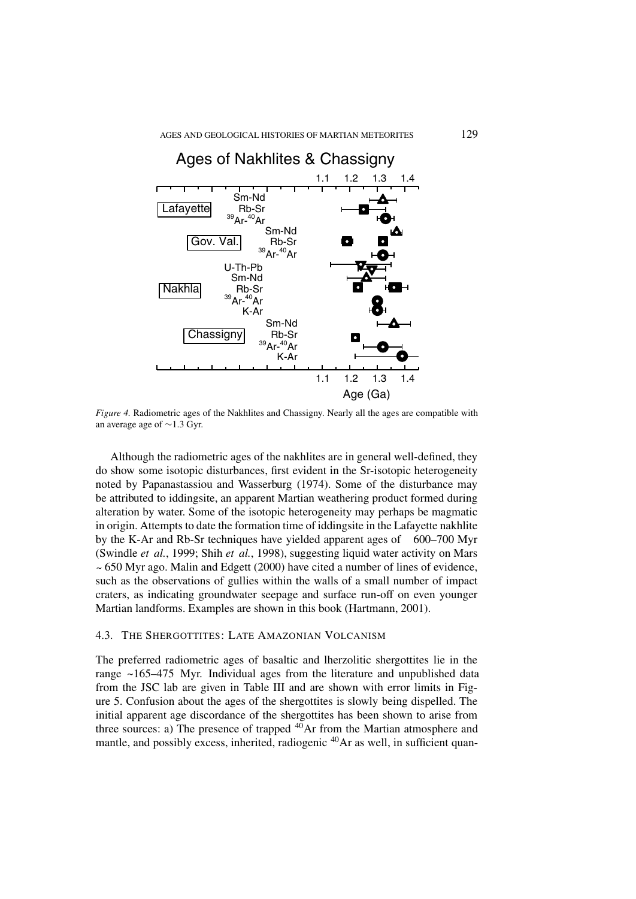*Figure 4.* Radiometric ages of the Nakhlites and Chassigny. Nearly all the ages are compatible with an average age of ~1.3 Gyr.

Although the radiometric ages of the nakhlites are in general well-defined, they do show some isotopic disturbances, first evident in the Sr-isotopic heterogeneity noted by Papanastassiou and Wasserburg (1974). Some of the disturbance may be attributed to iddingsite, an apparent Martian weathering product formed during alteration by water. Some of the isotopic heterogeneity may perhaps be magmatic in origin. Attempts to date the formation time of iddingsite in the Lafayette nakhlite by the K-Ar and Rb-Sr techniques have yielded apparent ages of 600–700 Myr (Swindle *et al.*, 1999; Shih *et al.*, 1998), suggesting liquid water activity on Mars ~650 Myr ago. Malin and Edgett (2000) have cited a number of lines of evidence, such as the observations of gullies within the walls of a small number of impact craters, as indicating groundwater seepage and surface run-off on even younger Martian landforms. Examples are shown in this book (Hartmann, 2001).

### 4.3. The Shergottites: Late Amazonian Volcanism

The preferred radiometric ages of basaltic and lherzolitic shergottites lie in the range ~165–475 Myr. Individual ages from the literature and unpublished data from the JSC lab are given in Table III and are shown with error limits in Figure 5. Confusion about the ages of the shergottites is slowly being dispelled. The initial apparent age discordance of the shergottites has been shown to arise from three sources: a) The presence of trapped $^{40}Ar$ from the Martian atmosphere and mantle, and possibly excess, inherited, radiogenic $^{40}Ar$ as well, in sufficient quan-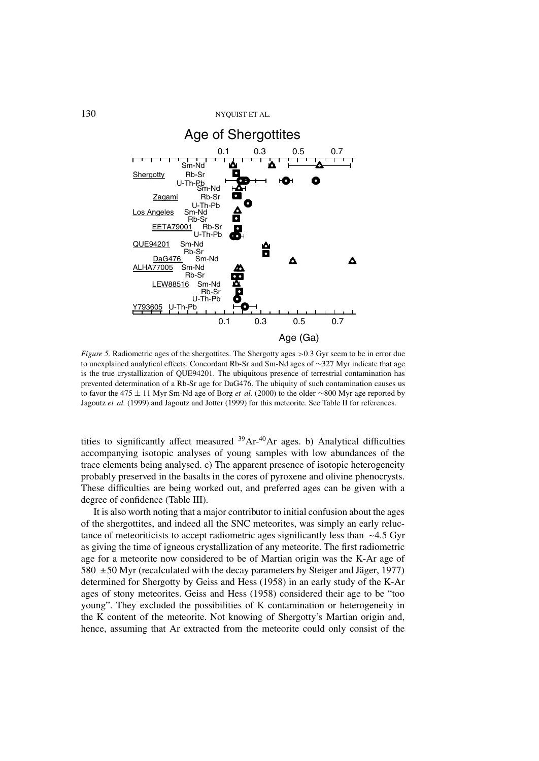*Figure 5.* Radiometric ages of the shergottites. The Shergotty ages >0.3 Gyr seem to be in error due to unexplained analytical effects. Concordant Rb-Sr and Sm-Nd ages of ~327 Myr indicate that age is the true crystallization of QUE94201. The ubiquitous presence of terrestrial contamination has prevented determination of a Rb-Sr age for DaG476. The ubiquity of such contamination causes us to favor the 475 ± 11 Myr Sm-Nd age of Borg *et al.* (2000) to the older ~800 Myr age reported by Jagoutz *et al.* (1999) and Jagoutz and Jotter (1999) for this meteorite. See Table II for references.

tities to significantly affect measured $^{39}$Ar-$^{40}$Ar ages. b) Analytical difficulties accompanying isotopic analyses of young samples with low abundances of the trace elements being analysed. c) The apparent presence of isotopic heterogeneity probably preserved in the basalts in the cores of pyroxene and olivine phenocrysts. These difficulties are being worked out, and preferred ages can be given with a degree of confidence (Table III).

It is also worth noting that a major contributor to initial confusion about the ages of the shergottites, and indeed all the SNC meteorites, was simply an early reluctance of meteoriticists to accept radiometric ages significantly less than ~4.5 Gyr as giving the time of igneous crystallization of any meteorite. The first radiometric age for a meteorite now considered to be of Martian origin was the K-Ar age of 580 ±50 Myr (recalculated with the decay parameters by Steiger and Jäger, 1977) determined for Shergotty by Geiss and Hess (1958) in an early study of the K-Ar ages of stony meteorites. Geiss and Hess (1958) considered their age to be "too young". They excluded the possibilities of K contamination or heterogeneity in the K content of the meteorite. Not knowing of Shergotty's Martian origin and, hence, assuming that Ar extracted from the meteorite could only consist of the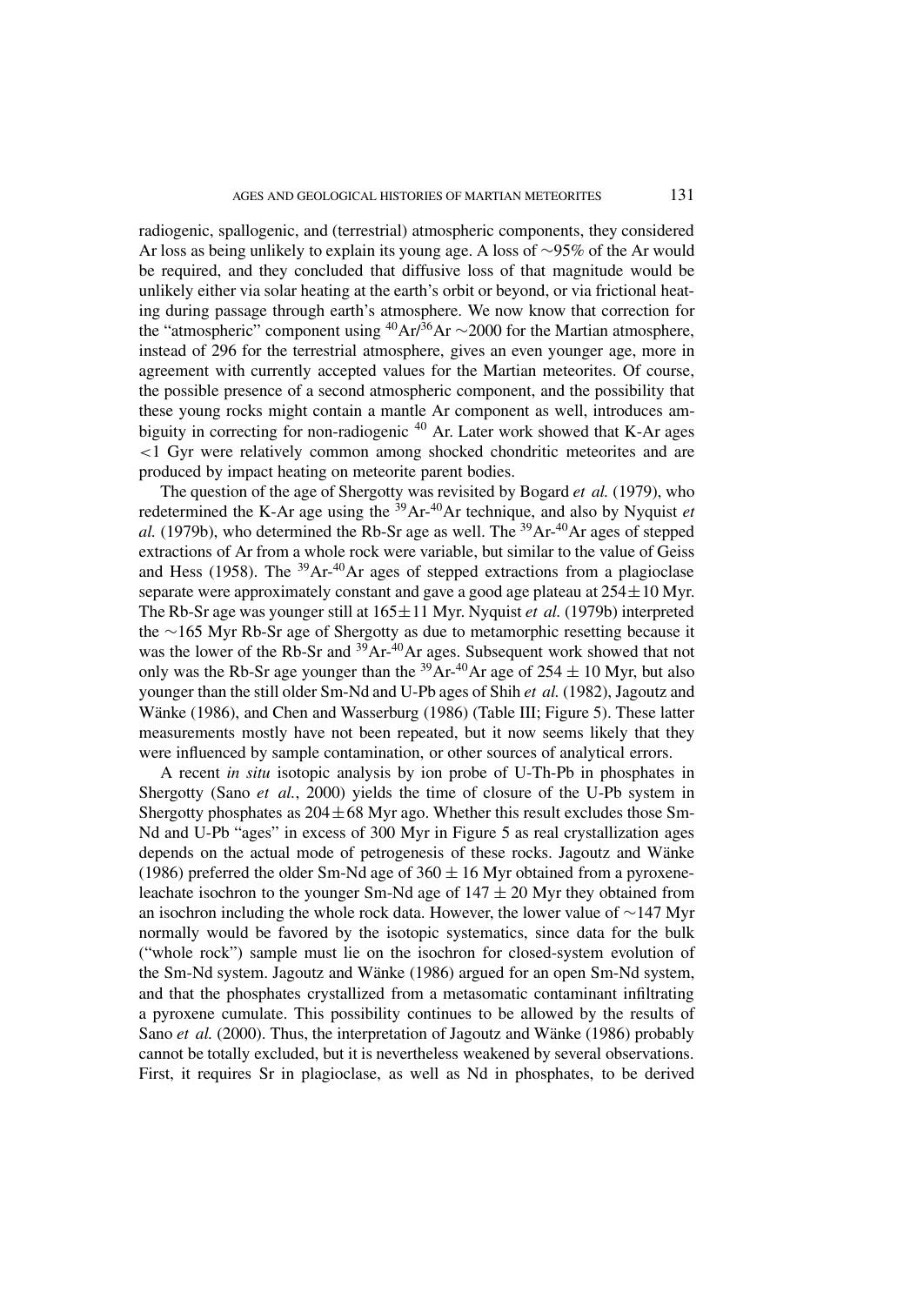radiogenic, spallogenic, and (terrestrial) atmospheric components, they considered Ar loss as being unlikely to explain its young age. A loss of ~95% of the Ar would be required, and they concluded that diffusive loss of that magnitude would be unlikely either via solar heating at the earth's orbit or beyond, or via frictional heating during passage through earth's atmosphere. We now know that correction for the "atmospheric" component using $^{40}Ar/^{36}Ar$ ~2000 for the Martian atmosphere, instead of 296 for the terrestrial atmosphere, gives an even younger age, more in agreement with currently accepted values for the Martian meteorites. Of course, the possible presence of a second atmospheric component, and the possibility that these young rocks might contain a mantle Ar component as well, introduces ambiguity in correcting for non-radiogenic $^{40}$Ar. Later work showed that K-Ar ages <1 Gyr were relatively common among shocked chondritic meteorites and are produced by impact heating on meteorite parent bodies.

The question of the age of Shergotty was revisited by Bogard *et al.* (1979), who redetermined the K-Ar age using the $^{39}Ar$-$^{40}Ar$ technique, and also by Nyquist *et al.* (1979b), who determined the Rb-Sr age as well. The $^{39}Ar$-$^{40}Ar$ ages of stepped extractions of Ar from a whole rock were variable, but similar to the value of Geiss and Hess (1958). The $^{39}Ar$-$^{40}Ar$ ages of stepped extractions from a plagioclase separate were approximately constant and gave a good age plateau at $254 \pm 10$ Myr. The Rb-Sr age was younger still at $165 \pm 11$ Myr. Nyquist *et al.* (1979b) interpreted the ~165 Myr Rb-Sr age of Shergotty as due to metamorphic resetting because it was the lower of the Rb-Sr and $^{39}Ar$-$^{40}Ar$ ages. Subsequent work showed that not only was the Rb-Sr age younger than the $^{39}Ar$-$^{40}Ar$ age of $254 \pm 10$ Myr, but also younger than the still older Sm-Nd and U-Pb ages of Shih *et al.* (1982), Jagoutz and Wänke (1986), and Chen and Wasserburg (1986) (Table III; Figure 5). These latter measurements mostly have not been repeated, but it now seems likely that they were influenced by sample contamination, or other sources of analytical errors.

A recent *in situ* isotopic analysis by ion probe of U-Th-Pb in phosphates in Shergotty (Sano *et al.*, 2000) yields the time of closure of the U-Pb system in Shergotty phosphates as $204 \pm 68$ Myr ago. Whether this result excludes those Sm-Nd and U-Pb "ages" in excess of 300 Myr in Figure 5 as real crystallization ages depends on the actual mode of petrogenesis of these rocks. Jagoutz and Wänke (1986) preferred the older Sm-Nd age of $360 \pm 16$ Myr obtained from a pyroxene-leachate isochron to the younger Sm-Nd age of $147 \pm 20$ Myr they obtained from an isochron including the whole rock data. However, the lower value of ~147 Myr normally would be favored by the isotopic systematics, since data for the bulk ("whole rock") sample must lie on the isochron for closed-system evolution of the Sm-Nd system. Jagoutz and Wänke (1986) argued for an open Sm-Nd system, and that the phosphates crystallized from a metasomatic contaminant infiltrating a pyroxene cumulate. This possibility continues to be allowed by the results of Sano *et al.* (2000). Thus, the interpretation of Jagoutz and Wänke (1986) probably cannot be totally excluded, but it is nevertheless weakened by several observations. First, it requires Sr in plagioclase, as well as Nd in phosphates, to be derived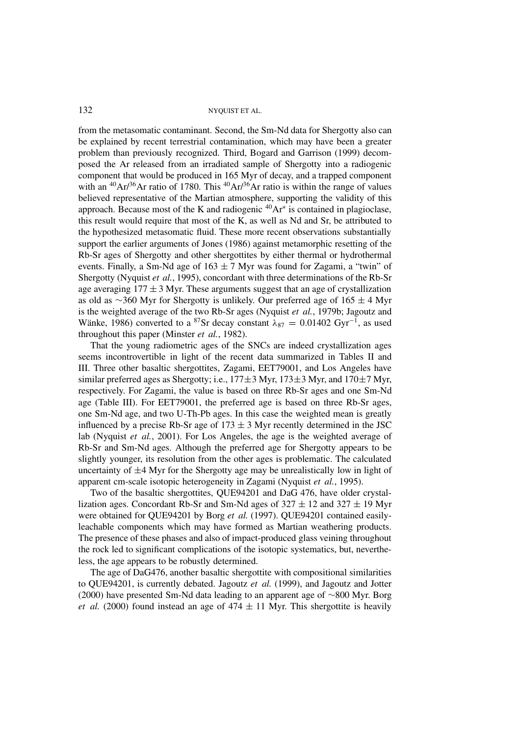from the metasomatic contaminant. Second, the Sm-Nd data for Shergotty also can be explained by recent terrestrial contamination, which may have been a greater problem than previously recognized. Third, Bogard and Garrison (1999) decomposed the Ar released from an irradiated sample of Shergotty into a radiogenic component that would be produced in 165 Myr of decay, and a trapped component with an $^{40}Ar/^{36}Ar$ ratio of 1780. This $^{40}Ar/^{36}Ar$ ratio is within the range of values believed representative of the Martian atmosphere, supporting the validity of this approach. Because most of the K and radiogenic $^{40}Ar^{*}$ is contained in plagioclase, this result would require that most of the K, as well as Nd and Sr, be attributed to the hypothesized metasomatic fluid. These more recent observations substantially support the earlier arguments of Jones (1986) against metamorphic resetting of the Rb-Sr ages of Shergotty and other shergottites by either thermal or hydrothermal events. Finally, a Sm-Nd age of $163 \pm 7$ Myr was found for Zagami, a "twin" of Shergotty (Nyquist *et al.*, 1995), concordant with three determinations of the Rb-Sr age averaging $177 \pm 3$ Myr. These arguments suggest that an age of crystallization as old as $\sim$360 Myr for Shergotty is unlikely. Our preferred age of $165 \pm 4$ Myr is the weighted average of the two Rb-Sr ages (Nyquist *et al.*, 1979b; Jagoutz and Wänke, 1986) converted to a $^{87}Sr$ decay constant $\lambda_{87} = 0.01402$ $Gyr^{-1}$, as used throughout this paper (Minster *et al.*, 1982).

That the young radiometric ages of the SNCs are indeed crystallization ages seems incontrovertible in light of the recent data summarized in Tables II and III. Three other basaltic shergottites, Zagami, EET79001, and Los Angeles have similar preferred ages as Shergotty; i.e., $177\pm3$ Myr, $173\pm3$ Myr, and $170\pm7$ Myr, respectively. For Zagami, the value is based on three Rb-Sr ages and one Sm-Nd age (Table III). For EET79001, the preferred age is based on three Rb-Sr ages, one Sm-Nd age, and two U-Th-Pb ages. In this case the weighted mean is greatly influenced by a precise Rb-Sr age of $173 \pm 3$ Myr recently determined in the JSC lab (Nyquist *et al.*, 2001). For Los Angeles, the age is the weighted average of Rb-Sr and Sm-Nd ages. Although the preferred age for Shergotty appears to be slightly younger, its resolution from the other ages is problematic. The calculated uncertainty of $\pm4$ Myr for the Shergotty age may be unrealistically low in light of apparent cm-scale isotopic heterogeneity in Zagami (Nyquist *et al.*, 1995).

Two of the basaltic shergottites, QUE94201 and DaG 476, have older crystallization ages. Concordant Rb-Sr and Sm-Nd ages of $327 \pm 12$ and $327 \pm 19$ Myr were obtained for QUE94201 by Borg *et al.* (1997). QUE94201 contained easily-leachable components which may have formed as Martian weathering products. The presence of these phases and also of impact-produced glass veining throughout the rock led to significant complications of the isotopic systematics, but, nevertheless, the age appears to be robustly determined.

The age of DaG476, another basaltic shergottite with compositional similarities to QUE94201, is currently debated. Jagoutz *et al.* (1999), and Jagoutz and Jotter (2000) have presented Sm-Nd data leading to an apparent age of $\sim$800 Myr. Borg *et al.* (2000) found instead an age of $474 \pm 11$ Myr. This shergottite is heavily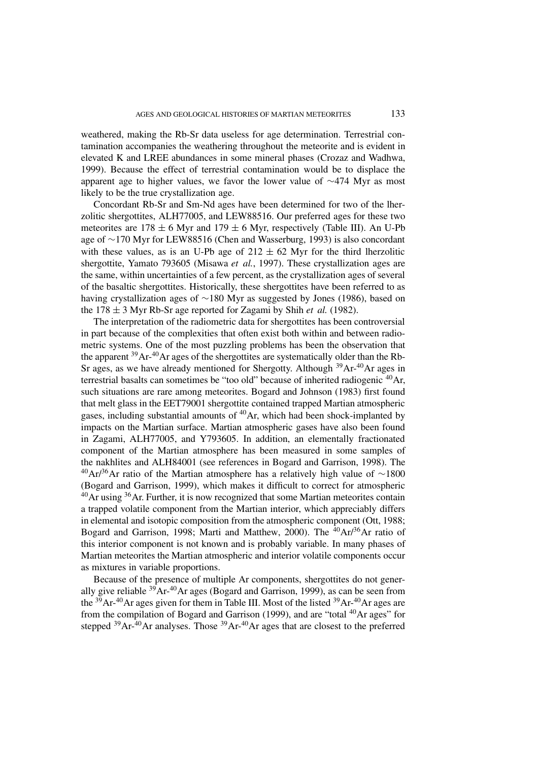weathered, making the Rb-Sr data useless for age determination. Terrestrial contamination accompanies the weathering throughout the meteorite and is evident in elevated K and LREE abundances in some mineral phases (Crozaz and Wadhwa, 1999). Because the effect of terrestrial contamination would be to displace the apparent age to higher values, we favor the lower value of $\sim$474 Myr as most likely to be the true crystallization age.

Concordant Rb-Sr and Sm-Nd ages have been determined for two of the lherzolitic shergottites, ALH77005, and LEW88516. Our preferred ages for these two meteorites are $178 \pm 6$ Myr and $179 \pm 6$ Myr, respectively (Table III). An U-Pb age of $\sim$170 Myr for LEW88516 (Chen and Wasserburg, 1993) is also concordant with these values, as is an U-Pb age of $212 \pm 62$ Myr for the third lherzolitic shergottite, Yamato 793605 (Misawa *et al.*, 1997). These crystallization ages are the same, within uncertainties of a few percent, as the crystallization ages of several of the basaltic shergottites. Historically, these shergottites have been referred to as having crystallization ages of $\sim$180 Myr as suggested by Jones (1986), based on the $178 \pm 3$ Myr Rb-Sr age reported for Zagami by Shih *et al.* (1982).

The interpretation of the radiometric data for shergottites has been controversial in part because of the complexities that often exist both within and between radiometric systems. One of the most puzzling problems has been the observation that the apparent $^{39}$Ar-$^{40}$Ar ages of the shergottites are systematically older than the Rb-Sr ages, as we have already mentioned for Shergotty. Although $^{39}$Ar-$^{40}$Ar ages in terrestrial basalts can sometimes be "too old" because of inherited radiogenic $^{40}$Ar, such situations are rare among meteorites. Bogard and Johnson (1983) first found that melt glass in the EET79001 shergottite contained trapped Martian atmospheric gases, including substantial amounts of $^{40}$Ar, which had been shock-implanted by impacts on the Martian surface. Martian atmospheric gases have also been found in Zagami, ALH77005, and Y793605. In addition, an elementally fractionated component of the Martian atmosphere has been measured in some samples of the nakhlites and ALH84001 (see references in Bogard and Garrison, 1998). The $^{40}$Ar/$^{36}$Ar ratio of the Martian atmosphere has a relatively high value of $\sim$1800 (Bogard and Garrison, 1999), which makes it difficult to correct for atmospheric $^{40}$Ar using $^{36}$Ar. Further, it is now recognized that some Martian meteorites contain a trapped volatile component from the Martian interior, which appreciably differs in elemental and isotopic composition from the atmospheric component (Ott, 1988; Bogard and Garrison, 1998; Marti and Matthew, 2000). The $^{40}$Ar/$^{36}$Ar ratio of this interior component is not known and is probably variable. In many phases of Martian meteorites the Martian atmospheric and interior volatile components occur as mixtures in variable proportions.

Because of the presence of multiple Ar components, shergottites do not generally give reliable $^{39}$Ar-$^{40}$Ar ages (Bogard and Garrison, 1999), as can be seen from the $^{39}$Ar-$^{40}$Ar ages given for them in Table III. Most of the listed $^{39}$Ar-$^{40}$Ar ages are from the compilation of Bogard and Garrison (1999), and are "total $^{40}$Ar ages" for stepped $^{39}$Ar-$^{40}$Ar analyses. Those $^{39}$Ar-$^{40}$Ar ages that are closest to the preferred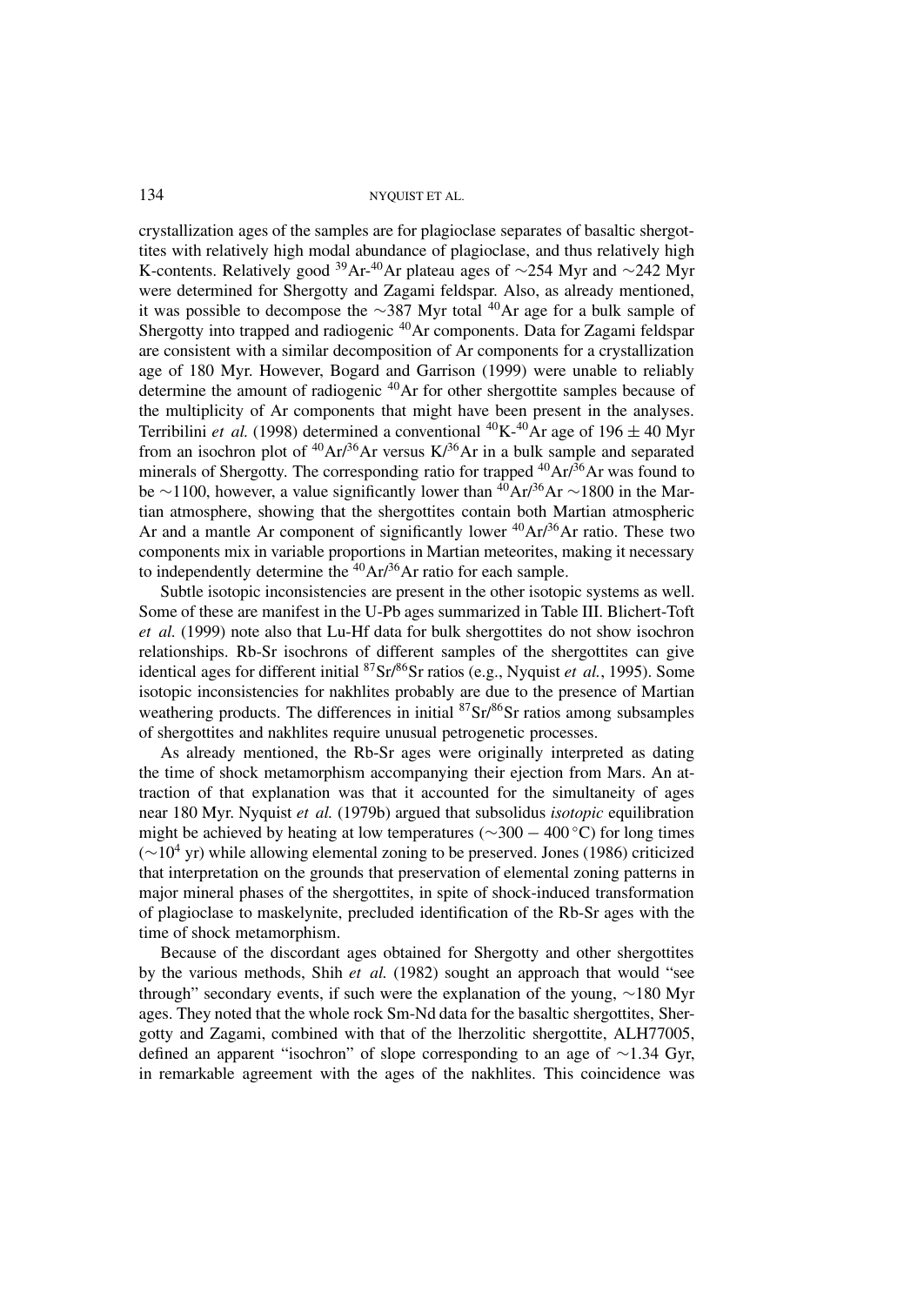crystallization ages of the samples are for plagioclase separates of basaltic shergottites with relatively high modal abundance of plagioclase, and thus relatively high K-contents. Relatively good $^{39}$Ar-$^{40}$Ar plateau ages of $\sim$254 Myr and $\sim$242 Myr were determined for Shergotty and Zagami feldspar. Also, as already mentioned, it was possible to decompose the $\sim$387 Myr total $^{40}$Ar age for a bulk sample of Shergotty into trapped and radiogenic $^{40}$Ar components. Data for Zagami feldspar are consistent with a similar decomposition of Ar components for a crystallization age of 180 Myr. However, Bogard and Garrison (1999) were unable to reliably determine the amount of radiogenic $^{40}$Ar for other shergottite samples because of the multiplicity of Ar components that might have been present in the analyses. Terribilini *et al.* (1998) determined a conventional $^{40}$K-$^{40}$Ar age of 196 $\pm$ 40 Myr from an isochron plot of $^{40}$Ar/$^{36}$Ar versus K/$^{36}$Ar in a bulk sample and separated minerals of Shergotty. The corresponding ratio for trapped $^{40}$Ar/$^{36}$Ar was found to be $\sim$1100, however, a value significantly lower than $^{40}$Ar/$^{36}$Ar $\sim$1800 in the Martian atmosphere, showing that the shergottites contain both Martian atmospheric Ar and a mantle Ar component of significantly lower $^{40}$Ar/$^{36}$Ar ratio. These two components mix in variable proportions in Martian meteorites, making it necessary to independently determine the $^{40}$Ar/$^{36}$Ar ratio for each sample.

Subtle isotopic inconsistencies are present in the other isotopic systems as well. Some of these are manifest in the U-Pb ages summarized in Table III. Blichert-Toft *et al.* (1999) note also that Lu-Hf data for bulk shergottites do not show isochron relationships. Rb-Sr isochrons of different samples of the shergottites can give identical ages for different initial $^{87}$Sr/$^{86}$Sr ratios (e.g., Nyquist *et al.*, 1995). Some isotopic inconsistencies for nakhlites probably are due to the presence of Martian weathering products. The differences in initial $^{87}$Sr/$^{86}$Sr ratios among subsamples of shergottites and nakhlites require unusual petrogenetic processes.

As already mentioned, the Rb-Sr ages were originally interpreted as dating the time of shock metamorphism accompanying their ejection from Mars. An attraction of that explanation was that it accounted for the simultaneity of ages near 180 Myr. Nyquist *et al.* (1979b) argued that subsolidus *isotopic* equilibration might be achieved by heating at low temperatures ($\sim$300 $-$ 400 °C) for long times ($\sim$10$^4$ yr) while allowing elemental zoning to be preserved. Jones (1986) criticized that interpretation on the grounds that preservation of elemental zoning patterns in major mineral phases of the shergottites, in spite of shock-induced transformation of plagioclase to maskelynite, precluded identification of the Rb-Sr ages with the time of shock metamorphism.

Because of the discordant ages obtained for Shergotty and other shergottites by the various methods, Shih *et al.* (1982) sought an approach that would "see through" secondary events, if such were the explanation of the young, $\sim$180 Myr ages. They noted that the whole rock Sm-Nd data for the basaltic shergottites, Shergotty and Zagami, combined with that of the lherzolitic shergottite, ALH77005, defined an apparent "isochron" of slope corresponding to an age of $\sim$1.34 Gyr, in remarkable agreement with the ages of the nakhlites. This coincidence was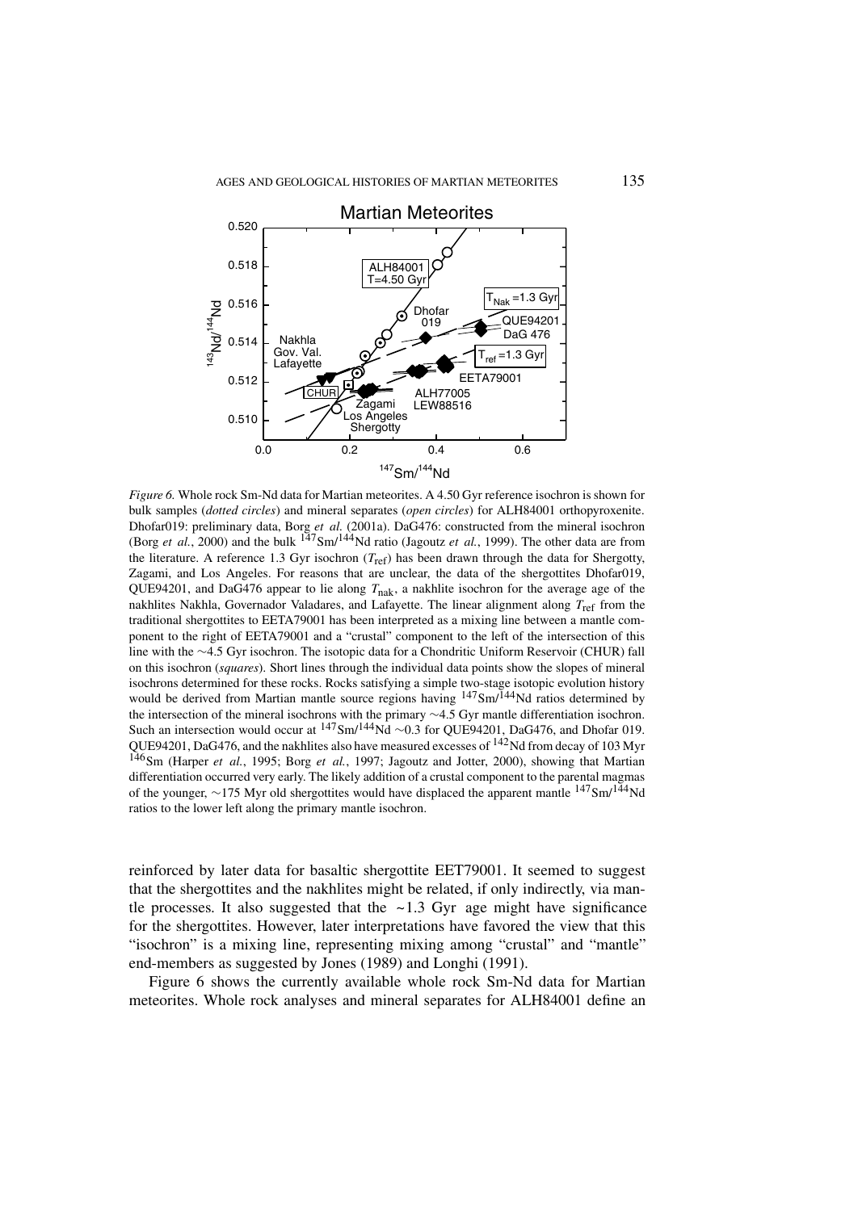*Figure 6.* Whole rock Sm-Nd data for Martian meteorites. A 4.50 Gyr reference isochron is shown for bulk samples (*dotted circles*) and mineral separates (*open circles*) for ALH84001 orthopyroxenite. Dhofar019: preliminary data, Borg *et al.* (2001a). DaG476: constructed from the mineral isochron (Borg *et al.*, 2000) and the bulk $^{147}Sm/^{144}Nd$ ratio (Jagoutz *et al.*, 1999). The other data are from the literature. A reference 1.3 Gyr isochron ($T_{ref}$) has been drawn through the data for Shergotty, Zagami, and Los Angeles. For reasons that are unclear, the data of the shergottites Dhofar019, QUE94201, and DaG476 appear to lie along $T_{nak}$, a nakhlite isochron for the average age of the nakhlites Nakhla, Governador Valadares, and Lafayette. The linear alignment along $T_{ref}$ from the traditional shergottites to EETA79001 has been interpreted as a mixing line between a mantle component to the right of EETA79001 and a "crustal" component to the left of the intersection of this line with the ∼4.5 Gyr isochron. The isotopic data for a Chondritic Uniform Reservoir (CHUR) fall on this isochron (*squares*). Short lines through the individual data points show the slopes of mineral isochrons determined for these rocks. Rocks satisfying a simple two-stage isotopic evolution history would be derived from Martian mantle source regions having $^{147}Sm/^{144}Nd$ ratios determined by the intersection of the mineral isochrons with the primary ∼4.5 Gyr mantle differentiation isochron. Such an intersection would occur at $^{147}Sm/^{144}Nd$ ∼0.3 for QUE94201, DaG476, and Dhofar 019. QUE94201, DaG476, and the nakhlites also have measured excesses of $^{142}Nd$ from decay of 103 Myr $^{146}Sm$ (Harper *et al.*, 1995; Borg *et al.*, 1997; Jagoutz and Jotter, 2000), showing that Martian differentiation occurred very early. The likely addition of a crustal component to the parental magmas of the younger, ∼175 Myr old shergottites would have displaced the apparent mantle $^{147}Sm/^{144}Nd$ ratios to the lower left along the primary mantle isochron.

reinforced by later data for basaltic shergottite EET79001. It seemed to suggest that the shergottites and the nakhlites might be related, if only indirectly, via mantle processes. It also suggested that the ~1.3 Gyr age might have significance for the shergottites. However, later interpretations have favored the view that this "isochron" is a mixing line, representing mixing among "crustal" and "mantle" end-members as suggested by Jones (1989) and Longhi (1991).

Figure 6 shows the currently available whole rock Sm-Nd data for Martian meteorites. Whole rock analyses and mineral separates for ALH84001 define an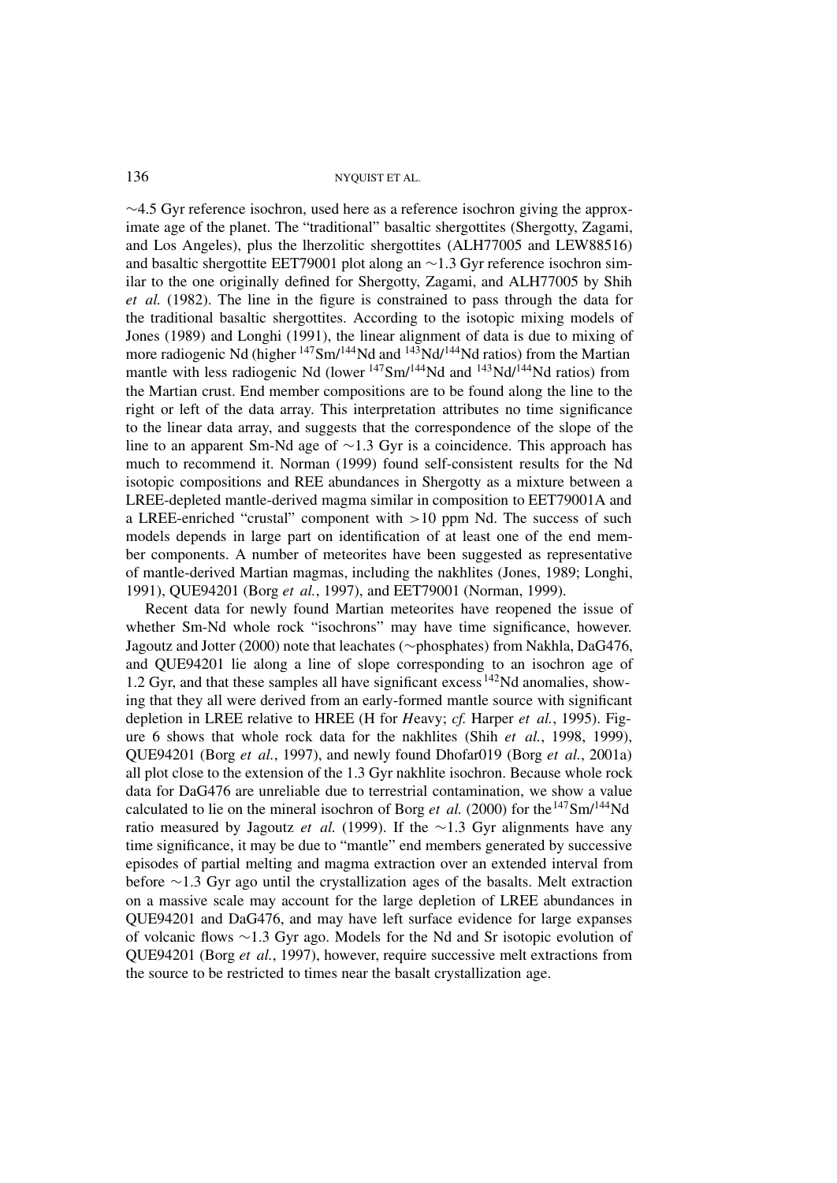~4.5 Gyr reference isochron, used here as a reference isochron giving the approximate age of the planet. The "traditional" basaltic shergottites (Shergotty, Zagami, and Los Angeles), plus the lherzolitic shergottites (ALH77005 and LEW88516) and basaltic shergottite EET79001 plot along an ~1.3 Gyr reference isochron similar to the one originally defined for Shergotty, Zagami, and ALH77005 by Shih *et al.* (1982). The line in the figure is constrained to pass through the data for the traditional basaltic shergottites. According to the isotopic mixing models of Jones (1989) and Longhi (1991), the linear alignment of data is due to mixing of more radiogenic Nd (higher $^{147}$Sm/$^{144}$Nd and $^{143}$Nd/$^{144}$Nd ratios) from the Martian mantle with less radiogenic Nd (lower $^{147}$Sm/$^{144}$Nd and $^{143}$Nd/$^{144}$Nd ratios) from the Martian crust. End member compositions are to be found along the line to the right or left of the data array. This interpretation attributes no time significance to the linear data array, and suggests that the correspondence of the slope of the line to an apparent Sm-Nd age of ~1.3 Gyr is a coincidence. This approach has much to recommend it. Norman (1999) found self-consistent results for the Nd isotopic compositions and REE abundances in Shergotty as a mixture between a LREE-depleted mantle-derived magma similar in composition to EET79001A and a LREE-enriched "crustal" component with >10 ppm Nd. The success of such models depends in large part on identification of at least one of the end member components. A number of meteorites have been suggested as representative of mantle-derived Martian magmas, including the nakhlites (Jones, 1989; Longhi, 1991), QUE94201 (Borg *et al.*, 1997), and EET79001 (Norman, 1999).

Recent data for newly found Martian meteorites have reopened the issue of whether Sm-Nd whole rock "isochrons" may have time significance, however. Jagoutz and Jotter (2000) note that leachates (~phosphates) from Nakhla, DaG476, and QUE94201 lie along a line of slope corresponding to an isochron age of 1.2 Gyr, and that these samples all have significant excess $^{142}$Nd anomalies, showing that they all were derived from an early-formed mantle source with significant depletion in LREE relative to HREE (H for *H*eavy; *cf.* Harper *et al.*, 1995). Figure 6 shows that whole rock data for the nakhlites (Shih *et al.*, 1998, 1999), QUE94201 (Borg *et al.*, 1997), and newly found Dhofar019 (Borg *et al.*, 2001a) all plot close to the extension of the 1.3 Gyr nakhlite isochron. Because whole rock data for DaG476 are unreliable due to terrestrial contamination, we show a value calculated to lie on the mineral isochron of Borg *et al.* (2000) for the $^{147}$Sm/$^{144}$Nd ratio measured by Jagoutz *et al.* (1999). If the ~1.3 Gyr alignments have any time significance, it may be due to "mantle" end members generated by successive episodes of partial melting and magma extraction over an extended interval from before ~1.3 Gyr ago until the crystallization ages of the basalts. Melt extraction on a massive scale may account for the large depletion of LREE abundances in QUE94201 and DaG476, and may have left surface evidence for large expanses of volcanic flows ~1.3 Gyr ago. Models for the Nd and Sr isotopic evolution of QUE94201 (Borg *et al.*, 1997), however, require successive melt extractions from the source to be restricted to times near the basalt crystallization age.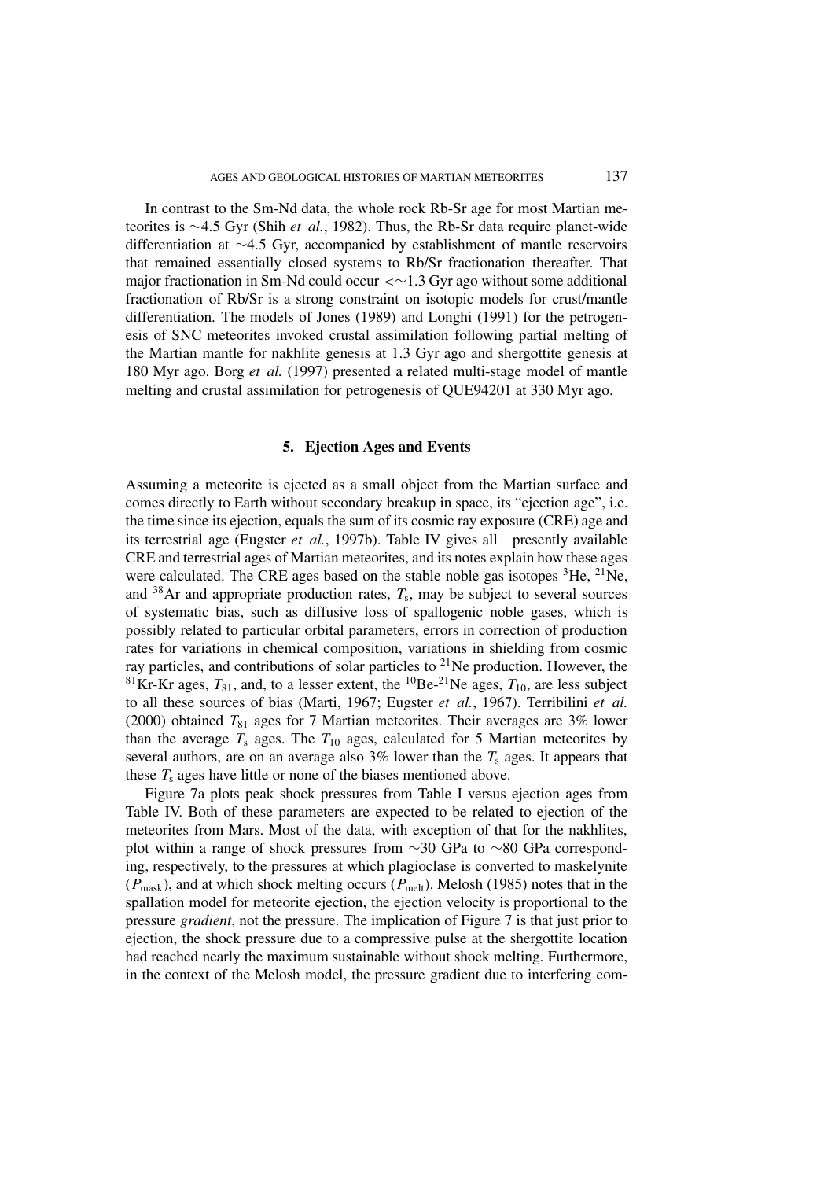In contrast to the Sm-Nd data, the whole rock Rb-Sr age for most Martian meteorites is ∼4.5 Gyr (Shih *et al.*, 1982). Thus, the Rb-Sr data require planet-wide differentiation at ∼4.5 Gyr, accompanied by establishment of mantle reservoirs that remained essentially closed systems to Rb/Sr fractionation thereafter. That major fractionation in Sm-Nd could occur <∼1.3 Gyr ago without some additional fractionation of Rb/Sr is a strong constraint on isotopic models for crust/mantle differentiation. The models of Jones (1989) and Longhi (1991) for the petrogenesis of SNC meteorites invoked crustal assimilation following partial melting of the Martian mantle for nakhlite genesis at 1.3 Gyr ago and shergottite genesis at 180 Myr ago. Borg *et al.* (1997) presented a related multi-stage model of mantle melting and crustal assimilation for petrogenesis of QUE94201 at 330 Myr ago.

## 5. Ejection Ages and Events

Assuming a meteorite is ejected as a small object from the Martian surface and comes directly to Earth without secondary breakup in space, its "ejection age", i.e. the time since its ejection, equals the sum of its cosmic ray exposure (CRE) age and its terrestrial age (Eugster *et al.*, 1997b). Table IV gives all presently available CRE and terrestrial ages of Martian meteorites, and its notes explain how these ages were calculated. The CRE ages based on the stable noble gas isotopes $^{3}$He, $^{21}$Ne, and $^{38}$Ar and appropriate production rates, $T_s$, may be subject to several sources of systematic bias, such as diffusive loss of spallogenic noble gases, which is possibly related to particular orbital parameters, errors in correction of production rates for variations in chemical composition, variations in shielding from cosmic ray particles, and contributions of solar particles to $^{21}$Ne production. However, the $^{81}$Kr-Kr ages, $T_{81}$, and, to a lesser extent, the $^{10}$Be-$^{21}$Ne ages, $T_{10}$, are less subject to all these sources of bias (Marti, 1967; Eugster *et al.*, 1967). Terribilini *et al.* (2000) obtained $T_{81}$ ages for 7 Martian meteorites. Their averages are 3% lower than the average $T_s$ ages. The $T_{10}$ ages, calculated for 5 Martian meteorites by several authors, are on an average also 3% lower than the $T_s$ ages. It appears that these $T_s$ ages have little or none of the biases mentioned above.

Figure 7a plots peak shock pressures from Table I versus ejection ages from Table IV. Both of these parameters are expected to be related to ejection of the meteorites from Mars. Most of the data, with exception of that for the nakhlites, plot within a range of shock pressures from ∼30 GPa to ∼80 GPa corresponding, respectively, to the pressures at which plagioclase is converted to maskelynite ($P_{\mathrm{mask}}$), and at which shock melting occurs ($P_{\mathrm{melt}}$). Melosh (1985) notes that in the spallation model for meteorite ejection, the ejection velocity is proportional to the pressure *gradient*, not the pressure. The implication of Figure 7 is that just prior to ejection, the shock pressure due to a compressive pulse at the shergottite location had reached nearly the maximum sustainable without shock melting. Furthermore, in the context of the Melosh model, the pressure gradient due to interfering com-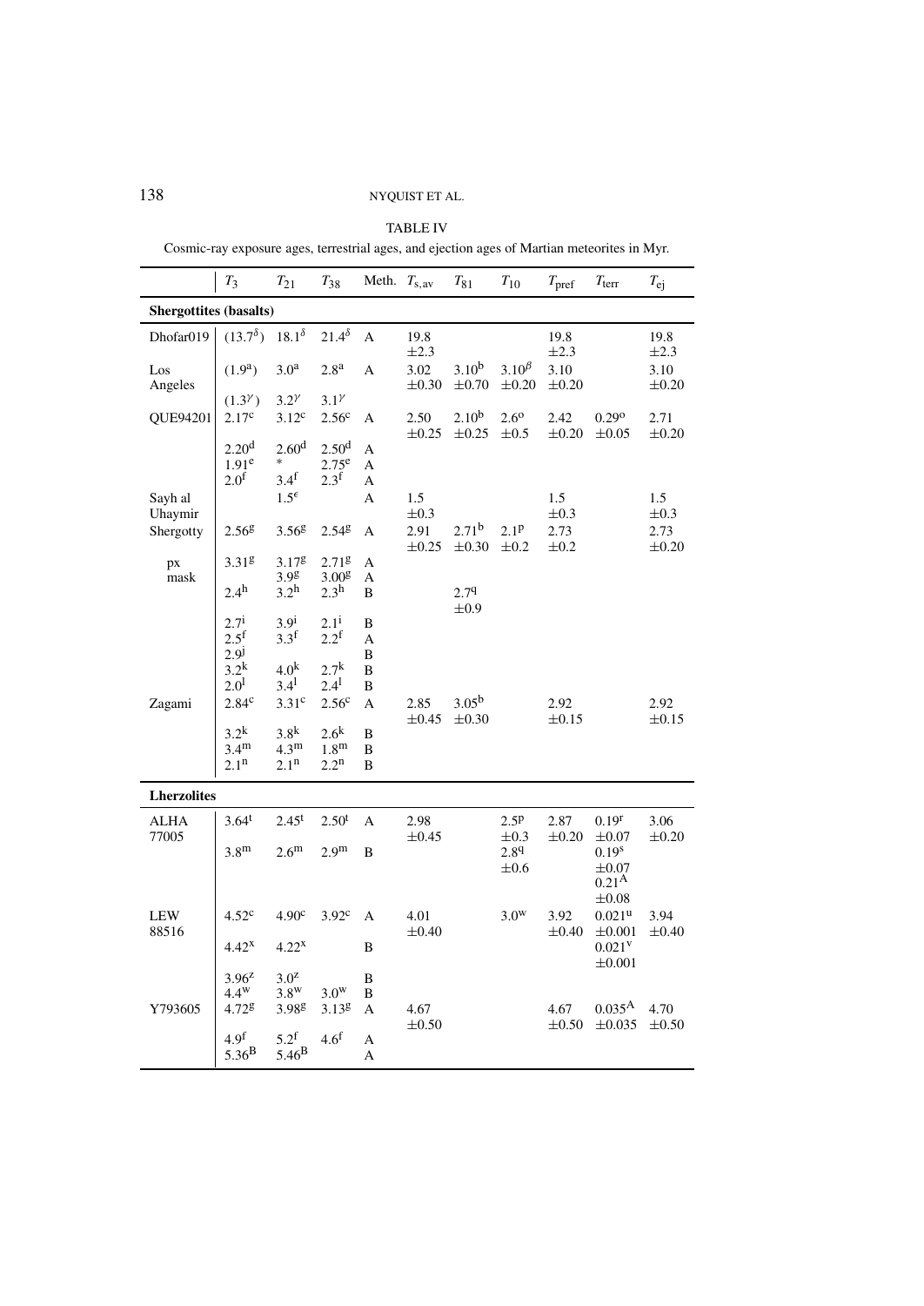TABLE IV

Cosmic-ray exposure ages, terrestrial ages, and ejection ages of Martian meteorites in Myr.

| | $T_3$ | $T_{21}$ | $T_{38}$ | Meth. | $T_{s,av}$ | $T_{81}$ | $T_{10}$ | $T_{pref}$ | $T_{terr}$ | $T_{ej}$ |
|---|---|---|---|---|---|---|---|---|---|---|
| **Shergottites (basalts)** | | | | | | | | | | |
| Dhofar019 | ($13.7^{\delta}$) | $18.1^{\delta}$ | $21.4^{\delta}$ | A | 19.8 ±2.3 | | | 19.8 ±2.3 | | 19.8 ±2.3 |
| Los Angeles | ($1.9^{a}$) | $3.0^{a}$ | $2.8^{a}$ | A | 3.02 ±0.30 | $3.10^{b}$ ±0.70 | $3.10^{\beta}$ ±0.20 | 3.10 ±0.20 | | 3.10 ±0.20 |
| | ($1.3^{\gamma}$) | $3.2^{\gamma}$ | $3.1^{\gamma}$ | | | | | | | |
| QUE94201 | $2.17^{c}$ | $3.12^{c}$ | $2.56^{c}$ | A | 2.50 ±0.25 | $2.10^{b}$ ±0.25 | $2.6^{o}$ ±0.5 | 2.42 ±0.20 | $0.29^{o}$ ±0.05 | 2.71 ±0.20 |
| | $2.20^{d}$ | $2.60^{d}$ | $2.50^{d}$ | A | | | | | | |
| | $1.91^{e}$ | * | $2.75^{e}$ | A | | | | | | |
| | $2.0^{f}$ | $3.4^{f}$ | $2.3^{f}$ | A | | | | | | |
| Sayh al Uhaymir | | $1.5^{\epsilon}$ | | A | 1.5 ±0.3 | | | 1.5 ±0.3 | | 1.5 ±0.3 |
| Shergotty | $2.56^{g}$ | $3.56^{g}$ | $2.54^{g}$ | A | 2.91 ±0.25 | $2.71^{b}$ ±0.30 | $2.1^{p}$ ±0.2 | 2.73 ±0.2 | | 2.73 ±0.20 |
| px | $3.31^{g}$ | $3.17^{g}$ | $2.71^{g}$ | A | | | | | | |
| mask | | $3.9^{g}$ | $3.00^{g}$ | A | | | | | | |
| | $2.4^{h}$ | $3.2^{h}$ | $2.3^{h}$ | B | | $2.7^{q}$ ±0.9 | | | | |
| | $2.7^{i}$ | $3.9^{i}$ | $2.1^{i}$ | B | | | | | | |
| | $2.5^{f}$ | $3.3^{f}$ | $2.2^{f}$ | A | | | | | | |
| | $2.9^{j}$ | | | B | | | | | | |
| | $3.2^{k}$ | $4.0^{k}$ | $2.7^{k}$ | B | | | | | | |
| | $2.0^{l}$ | $3.4^{l}$ | $2.4^{l}$ | B | | | | | | |
| Zagami | $2.84^{c}$ | $3.31^{c}$ | $2.56^{c}$ | A | 2.85 ±0.45 | $3.05^{b}$ ±0.30 | | 2.92 ±0.15 | | 2.92 ±0.15 |
| | $3.2^{k}$ | $3.8^{k}$ | $2.6^{k}$ | B | | | | | | |
| | $3.4^{m}$ | $4.3^{m}$ | $1.8^{m}$ | B | | | | | | |
| | $2.1^{n}$ | $2.1^{n}$ | $2.2^{n}$ | B | | | | | | |
| **Lherzolites** | | | | | | | | | | |
| ALHA 77005 | $3.64^{t}$ | $2.45^{t}$ | $2.50^{t}$ | A | 2.98 ±0.45 | | $2.5^{p}$ ±0.3 | 2.87 ±0.20 | $0.19^{r}$ ±0.07 | 3.06 ±0.20 |
| | $3.8^{m}$ | $2.6^{m}$ | $2.9^{m}$ | B | | | $2.8^{q}$ ±0.6 | | $0.19^{s}$ ±0.07 $0.21^{A}$ ±0.08 | |
| LEW 88516 | $4.52^{c}$ | $4.90^{c}$ | $3.92^{c}$ | A | 4.01 ±0.40 | | $3.0^{w}$ | 3.92 ±0.40 | $0.021^{u}$ ±0.001 | 3.94 ±0.40 |
| | $4.42^{x}$ | $4.22^{x}$ | | B | | | | | $0.021^{v}$ ±0.001 | |
| | $3.96^{z}$ | $3.0^{z}$ | | B | | | | | | |
| | $4.4^{w}$ | $3.8^{w}$ | $3.0^{w}$ | B | | | | | | |
| Y793605 | $4.72^{g}$ | $3.98^{g}$ | $3.13^{g}$ | A | 4.67 ±0.50 | | | 4.67 ±0.50 | $0.035^{A}$ ±0.035 | 4.70 ±0.50 |
| | $4.9^{f}$ | $5.2^{f}$ | $4.6^{f}$ | A | | | | | | |
| | $5.36^{B}$ | $5.46^{B}$ | | A | | | | | | |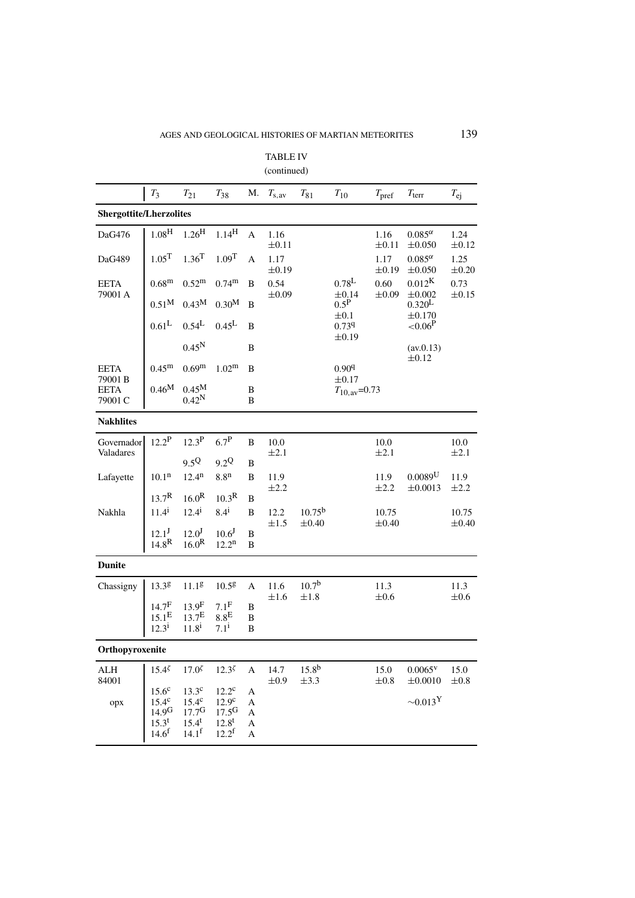TABLE IV

(continued)

| | $T_3$ | $T_{21}$ | $T_{38}$ | M. | $T_{s,av}$ | $T_{81}$ | $T_{10}$ | $T_{pref}$ | $T_{terr}$ | $T_{ej}$ |
|---|---|---|---|---|---|---|---|---|---|---|
| **Shergottite/Lherzolites** | | | | | | | | | | |
| DaG476 | 1.08[H] | 1.26[H] | 1.14[H] | A | 1.16 ±0.11 | | | 1.16 ±0.11 | 0.085[α] ±0.050 | 1.24 ±0.12 |
| DaG489 | 1.05[T] | 1.36[T] | 1.09[T] | A | 1.17 ±0.19 | | | 1.17 ±0.19 | 0.085[α] ±0.050 | 1.25 ±0.20 |
| EETA 79001 A | 0.68[m] | 0.52[m] | 0.74[m] | B | 0.54 ±0.09 | | 0.78[L] ±0.14 | 0.60 ±0.09 | 0.012[K] ±0.002 | 0.73 ±0.15 |
| | 0.51[M] | 0.43[M] | 0.30[M] | B | | | 0.5[P] ±0.1 | | 0.320[L] ±0.170 | |
| | 0.61[L] | 0.54[L] | 0.45[L] | B | | | 0.73[q] ±0.19 | | <0.06[P] | |
| | | 0.45[N] | | B | | | | | (av.0.13) ±0.12 | |
| EETA 79001 B | 0.45[m] | 0.69[m] | 1.02[m] | B | | | 0.90[q] ±0.17 | | | |
| EETA 79001 C | 0.46[M] | 0.45[M] 0.42[N] | | B B | | | $T_{10,av}$=0.73 | | | |
| **Nakhlites** | | | | | | | | | | |
| Governador Valadares | 12.2[P] | 12.3[P] | 6.7[P] | B | 10.0 ±2.1 | | | 10.0 ±2.1 | | 10.0 ±2.1 |
| | | 9.5[Q] | 9.2[Q] | B | | | | | | |
| Lafayette | 10.1[n] | 12.4[n] | 8.8[n] | B | 11.9 ±2.2 | | | 11.9 ±2.2 | 0.0089[U] ±0.0013 | 11.9 ±2.2 |
| | 13.7[R] | 16.0[R] | 10.3[R] | B | | | | | | |
| Nakhla | 11.4[i] | 12.4[i] | 8.4[i] | B | 12.2 ±1.5 | 10.75[b] ±0.40 | | 10.75 ±0.40 | | 10.75 ±0.40 |
| | 12.1[J] | 12.0[J] | 10.6[J] | B | | | | | | |
| | 14.8[R] | 16.0[R] | 12.2[n] | B | | | | | | |
| **Dunite** | | | | | | | | | | |
| Chassigny | 13.3[g] | 11.1[g] | 10.5[g] | A | 11.6 ±1.6 | 10.7[b] ±1.8 | | 11.3 ±0.6 | | 11.3 ±0.6 |
| | 14.7[F] | 13.9[F] | 7.1[F] | B | | | | | | |
| | 15.1[E] | 13.7[E] | 8.8[E] | B | | | | | | |
| | 12.3[i] | 11.8[i] | 7.1[i] | B | | | | | | |
| **Orthopyroxenite** | | | | | | | | | | |
| ALH 84001 | 15.4[ζ] | 17.0[ζ] | 12.3[ζ] | A | 14.7 ±0.9 | 15.8[b] ±3.3 | | 15.0 ±0.8 | 0.0065[v] ±0.0010 | 15.0 ±0.8 |
| | 15.6[c] | 13.3[c] | 12.2[c] | A | | | | | | |
| opx | 15.4[c] | 15.4[c] | 12.9[c] | A | | | | | ~0.013[Y] | |
| | 14.9[G] | 17.7[G] | 17.5[G] | A | | | | | | |
| | 15.3[t] | 15.4[t] | 12.8[t] | A | | | | | | |
| | 14.6[f] | 14.1[f] | 12.2[f] | A | | | | | | |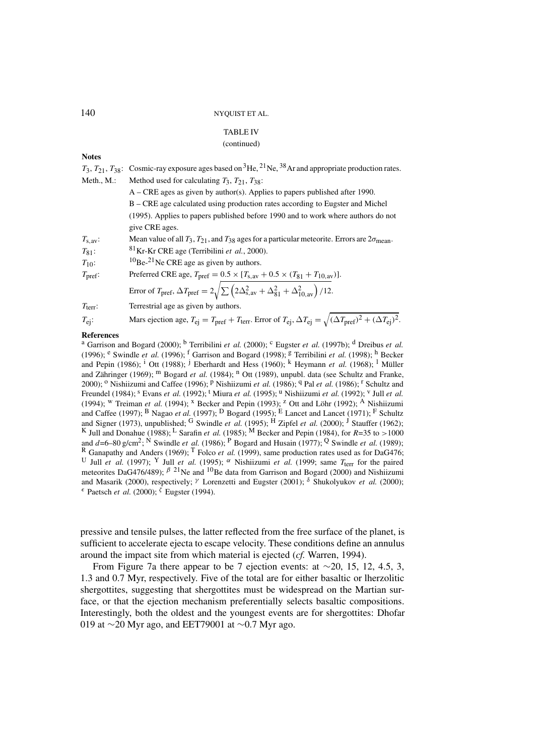TABLE IV

(continued)

**Notes**

| | |
|---|---|
| $T_3$, $T_{21}$, $T_{38}$: | Cosmic-ray exposure ages based on $^3$He, $^{21}$Ne, $^{38}$Ar and appropriate production rates. |
| Meth., M.: | Method used for calculating $T_3$, $T_{21}$, $T_{38}$: |
| | A – CRE ages as given by author(s). Applies to papers published after 1990. |
| | B – CRE age calculated using production rates according to Eugster and Michel (1995). Applies to papers published before 1990 and to work where authors do not give CRE ages. |
| $T_{s,av}$: | Mean value of all $T_3$, $T_{21}$, and $T_{38}$ ages for a particular meteorite. Errors are $2\sigma_{mean}$. |
| $T_{81}$: | $^{81}$Kr-Kr CRE age (Terribilini *et al.*, 2000). |
| $T_{10}$: | $^{10}$Be-$^{21}$Ne CRE age as given by authors. |
| $T_{pref}$: | Preferred CRE age, $T_{pref} = 0.5 \times [T_{s,av} + 0.5 \times (T_{81} + T_{10,av})]$. |
| | Error of $T_{pref}$, $\Delta T_{pref} = 2\sqrt{\sum \left(2\Delta^2_{s,av} + \Delta^2_{81} + \Delta^2_{10,av}\right)/12}$. |
| $T_{terr}$: | Terrestrial age as given by authors. |
| $T_{ej}$: | Mars ejection age, $T_{ej} = T_{pref} + T_{terr}$. Error of $T_{ej}$, $\Delta T_{ej} = \sqrt{(\Delta T_{pref})^2 + (\Delta T_{ej})^2}$. |

**References**

[a] Garrison and Bogard (2000); [b] Terribilini *et al.* (2000); [c] Eugster *et al.* (1997b); [d] Dreibus *et al.* (1996); [e] Swindle *et al.* (1996); [f] Garrison and Bogard (1998); [g] Terribilini *et al.* (1998); [h] Becker and Pepin (1986); [i] Ott (1988); [j] Eberhardt and Hess (1960); [k] Heymann *et al.* (1968); [l] Müller and Zähringer (1969); [m] Bogard *et al.* (1984); [n] Ott (1989), unpubl. data (see Schultz and Franke, 2000); [o] Nishiizumi and Caffee (1996); [p] Nishiizumi *et al.* (1986); [q] Pal *et al.* (1986); [r] Schultz and Freundel (1984); [s] Evans *et al.* (1992); [t] Miura *et al.* (1995); [u] Nishiizumi *et al.* (1992); [v] Jull *et al.* (1994); [w] Treiman *et al.* (1994); [x] Becker and Pepin (1993); [z] Ott and Löhr (1992); [A] Nishiizumi and Caffee (1997); [B] Nagao *et al.* (1997); [D] Bogard (1995); [E] Lancet and Lancet (1971); [F] Schultz and Signer (1973), unpublished; [G] Swindle *et al.* (1995); [H] Zipfel *et al.* (2000); [J] Stauffer (1962); [K] Jull and Donahue (1988); [L] Sarafin *et al.* (1985); [M] Becker and Pepin (1984), for $R$=35 to >1000 and $d$=6–80 g/cm$^2$; [N] Swindle *et al.* (1986); [P] Bogard and Husain (1977); [Q] Swindle *et al.* (1989); [R] Ganapathy and Anders (1969); [T] Folco *et al.* (1999), same production rates used as for DaG476; [U] Jull *et al.* (1997); [Y] Jull *et al.* (1995); [α] Nishiizumi *et al.* (1999; same $T_{terr}$ for the paired meteorites DaG476/489); [β] $^{21}$Ne and $^{10}$Be data from Garrison and Bogard (2000) and Nishiizumi and Masarik (2000), respectively; [γ] Lorenzetti and Eugster (2001); [δ] Shukolyukov *et al.* (2000); [ε] Paetsch *et al.* (2000); [ζ] Eugster (1994).

pressive and tensile pulses, the latter reflected from the free surface of the planet, is sufficient to accelerate ejecta to escape velocity. These conditions define an annulus around the impact site from which material is ejected (*cf.* Warren, 1994).

From Figure 7a there appear to be 7 ejection events: at ~20, 15, 12, 4.5, 3, 1.3 and 0.7 Myr, respectively. Five of the total are for either basaltic or lherzolitic shergottites, suggesting that shergottites must be widespread on the Martian surface, or that the ejection mechanism preferentially selects basaltic compositions. Interestingly, both the oldest and the youngest events are for shergottites: Dhofar 019 at ~20 Myr ago, and EET79001 at ~0.7 Myr ago.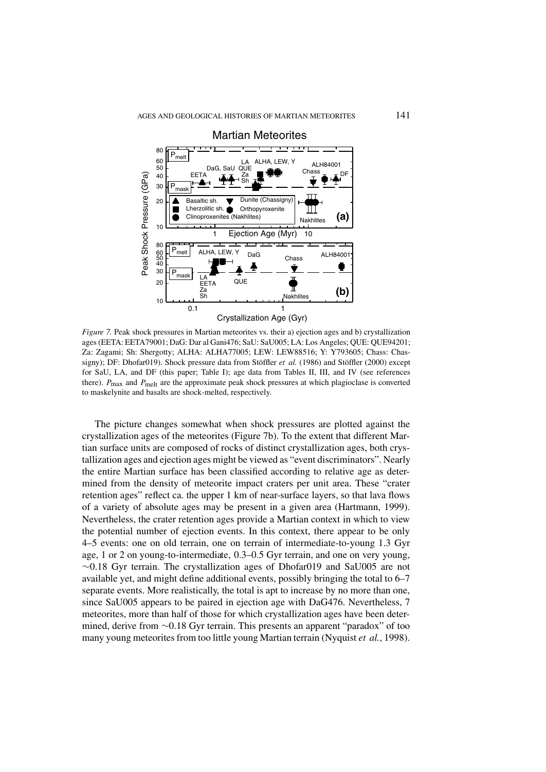*Figure 7.* Peak shock pressures in Martian meteorites vs. their a) ejection ages and b) crystallization ages (EETA: EETA79001; DaG: Dar al Gani476; SaU: SaU005; LA: Los Angeles; QUE: QUE94201; Za: Zagami; Sh: Shergotty; ALHA: ALHA77005; LEW: LEW88516; Y: Y793605; Chass: Chassigny); DF: Dhofar019). Shock pressure data from Stöffler *et al.* (1986) and Stöffler (2000) except for SaU, LA, and DF (this paper; Table I); age data from Tables II, III, and IV (see references there). $P_{\text{max}}$ and $P_{\text{melt}}$ are the approximate peak shock pressures at which plagioclase is converted to maskelynite and basalts are shock-melted, respectively.

The picture changes somewhat when shock pressures are plotted against the crystallization ages of the meteorites (Figure 7b). To the extent that different Martian surface units are composed of rocks of distinct crystallization ages, both crystallization ages and ejection ages might be viewed as "event discriminators". Nearly the entire Martian surface has been classified according to relative age as determined from the density of meteorite impact craters per unit area. These "crater retention ages" reflect ca. the upper 1 km of near-surface layers, so that lava flows of a variety of absolute ages may be present in a given area (Hartmann, 1999). Nevertheless, the crater retention ages provide a Martian context in which to view the potential number of ejection events. In this context, there appear to be only 4–5 events: one on old terrain, one on terrain of intermediate-to-young 1.3 Gyr age, 1 or 2 on young-to-intermediate, 0.3–0.5 Gyr terrain, and one on very young, ~0.18 Gyr terrain. The crystallization ages of Dhofar019 and SaU005 are not available yet, and might define additional events, possibly bringing the total to 6–7 separate events. More realistically, the total is apt to increase by no more than one, since SaU005 appears to be paired in ejection age with DaG476. Nevertheless, 7 meteorites, more than half of those for which crystallization ages have been determined, derive from ~0.18 Gyr terrain. This presents an apparent "paradox" of too many young meteorites from too little young Martian terrain (Nyquist *et al.*, 1998).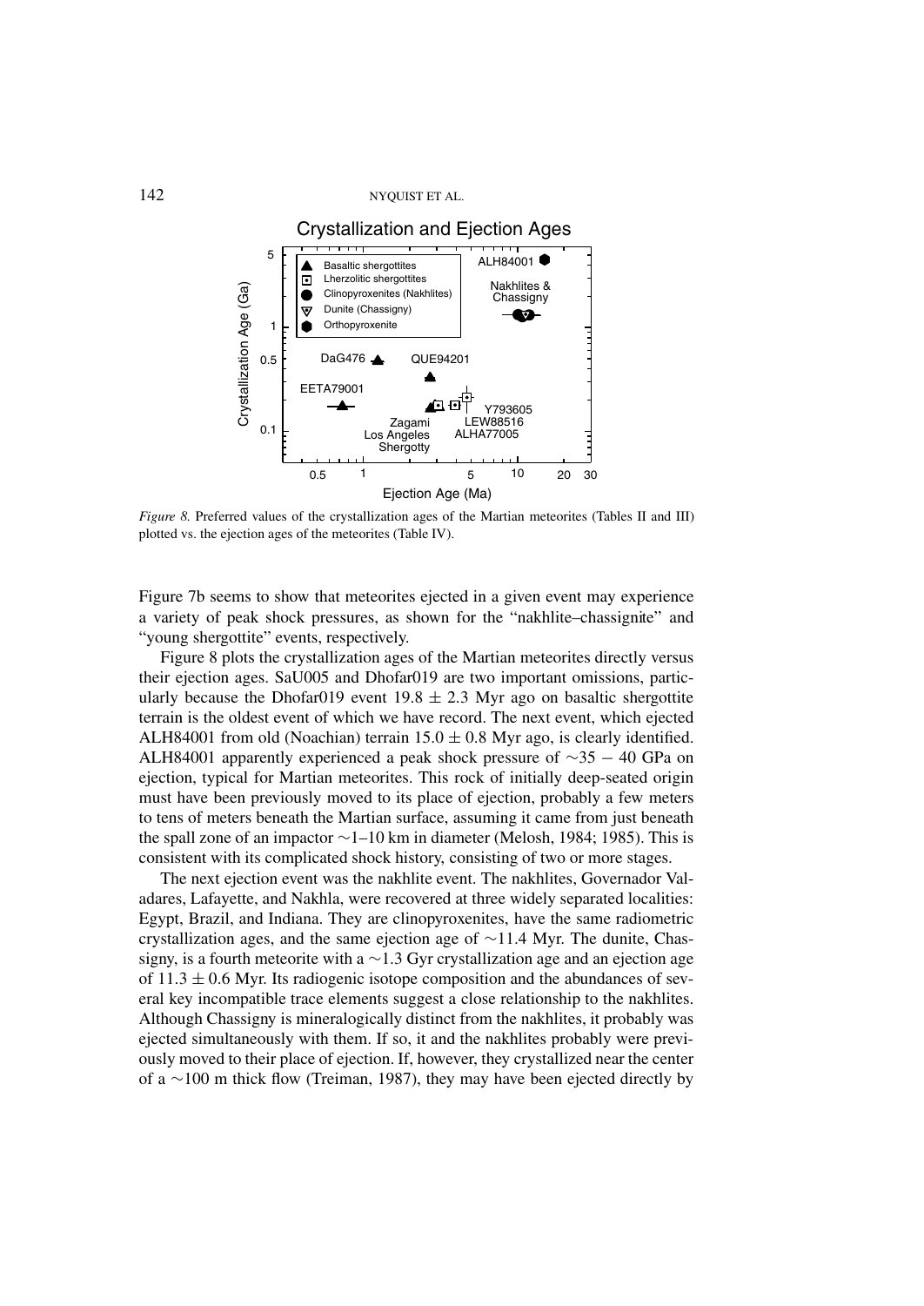*Figure 8.* Preferred values of the crystallization ages of the Martian meteorites (Tables II and III) plotted vs. the ejection ages of the meteorites (Table IV).

Figure 7b seems to show that meteorites ejected in a given event may experience a variety of peak shock pressures, as shown for the "nakhlite–chassignite" and "young shergottite" events, respectively.

Figure 8 plots the crystallization ages of the Martian meteorites directly versus their ejection ages. SaU005 and Dhofar019 are two important omissions, particularly because the Dhofar019 event $19.8 \pm 2.3$ Myr ago on basaltic shergottite terrain is the oldest event of which we have record. The next event, which ejected ALH84001 from old (Noachian) terrain $15.0 \pm 0.8$ Myr ago, is clearly identified. ALH84001 apparently experienced a peak shock pressure of $\sim 35 - 40$ GPa on ejection, typical for Martian meteorites. This rock of initially deep-seated origin must have been previously moved to its place of ejection, probably a few meters to tens of meters beneath the Martian surface, assuming it came from just beneath the spall zone of an impactor ~1–10 km in diameter (Melosh, 1984; 1985). This is consistent with its complicated shock history, consisting of two or more stages.

The next ejection event was the nakhlite event. The nakhlites, Governador Valadares, Lafayette, and Nakhla, were recovered at three widely separated localities: Egypt, Brazil, and Indiana. They are clinopyroxenites, have the same radiometric crystallization ages, and the same ejection age of ~11.4 Myr. The dunite, Chassigny, is a fourth meteorite with a ~1.3 Gyr crystallization age and an ejection age of $11.3 \pm 0.6$ Myr. Its radiogenic isotope composition and the abundances of several key incompatible trace elements suggest a close relationship to the nakhlites. Although Chassigny is mineralogically distinct from the nakhlites, it probably was ejected simultaneously with them. If so, it and the nakhlites probably were previously moved to their place of ejection. If, however, they crystallized near the center of a ~100 m thick flow (Treiman, 1987), they may have been ejected directly by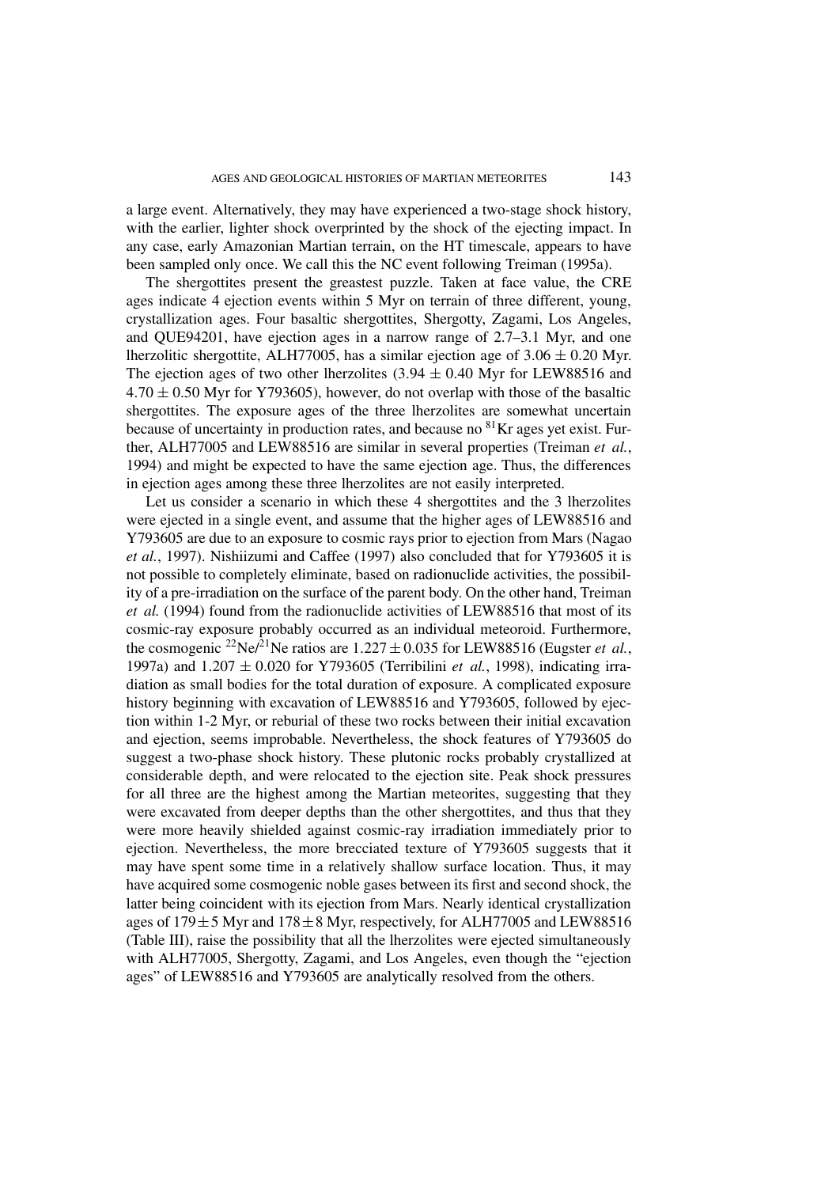a large event. Alternatively, they may have experienced a two-stage shock history, with the earlier, lighter shock overprinted by the shock of the ejecting impact. In any case, early Amazonian Martian terrain, on the HT timescale, appears to have been sampled only once. We call this the NC event following Treiman (1995a).

The shergottites present the greastest puzzle. Taken at face value, the CRE ages indicate 4 ejection events within 5 Myr on terrain of three different, young, crystallization ages. Four basaltic shergottites, Shergotty, Zagami, Los Angeles, and QUE94201, have ejection ages in a narrow range of 2.7–3.1 Myr, and one lherzolitic shergottite, ALH77005, has a similar ejection age of $3.06 \pm 0.20$ Myr. The ejection ages of two other lherzolites ($3.94 \pm 0.40$ Myr for LEW88516 and $4.70 \pm 0.50$ Myr for Y793605), however, do not overlap with those of the basaltic shergottites. The exposure ages of the three lherzolites are somewhat uncertain because of uncertainty in production rates, and because no $^{81}$Kr ages yet exist. Further, ALH77005 and LEW88516 are similar in several properties (Treiman *et al.*, 1994) and might be expected to have the same ejection age. Thus, the differences in ejection ages among these three lherzolites are not easily interpreted.

Let us consider a scenario in which these 4 shergottites and the 3 lherzolites were ejected in a single event, and assume that the higher ages of LEW88516 and Y793605 are due to an exposure to cosmic rays prior to ejection from Mars (Nagao *et al.*, 1997). Nishiizumi and Caffee (1997) also concluded that for Y793605 it is not possible to completely eliminate, based on radionuclide activities, the possibility of a pre-irradiation on the surface of the parent body. On the other hand, Treiman *et al.* (1994) found from the radionuclide activities of LEW88516 that most of its cosmic-ray exposure probably occurred as an individual meteoroid. Furthermore, the cosmogenic $^{22}$Ne/$^{21}$Ne ratios are $1.227 \pm 0.035$ for LEW88516 (Eugster *et al.*, 1997a) and $1.207 \pm 0.020$ for Y793605 (Terribilini *et al.*, 1998), indicating irradiation as small bodies for the total duration of exposure. A complicated exposure history beginning with excavation of LEW88516 and Y793605, followed by ejection within 1-2 Myr, or reburial of these two rocks between their initial excavation and ejection, seems improbable. Nevertheless, the shock features of Y793605 do suggest a two-phase shock history. These plutonic rocks probably crystallized at considerable depth, and were relocated to the ejection site. Peak shock pressures for all three are the highest among the Martian meteorites, suggesting that they were excavated from deeper depths than the other shergottites, and thus that they were more heavily shielded against cosmic-ray irradiation immediately prior to ejection. Nevertheless, the more brecciated texture of Y793605 suggests that it may have spent some time in a relatively shallow surface location. Thus, it may have acquired some cosmogenic noble gases between its first and second shock, the latter being coincident with its ejection from Mars. Nearly identical crystallization ages of $179 \pm 5$ Myr and $178 \pm 8$ Myr, respectively, for ALH77005 and LEW88516 (Table III), raise the possibility that all the lherzolites were ejected simultaneously with ALH77005, Shergotty, Zagami, and Los Angeles, even though the "ejection ages" of LEW88516 and Y793605 are analytically resolved from the others.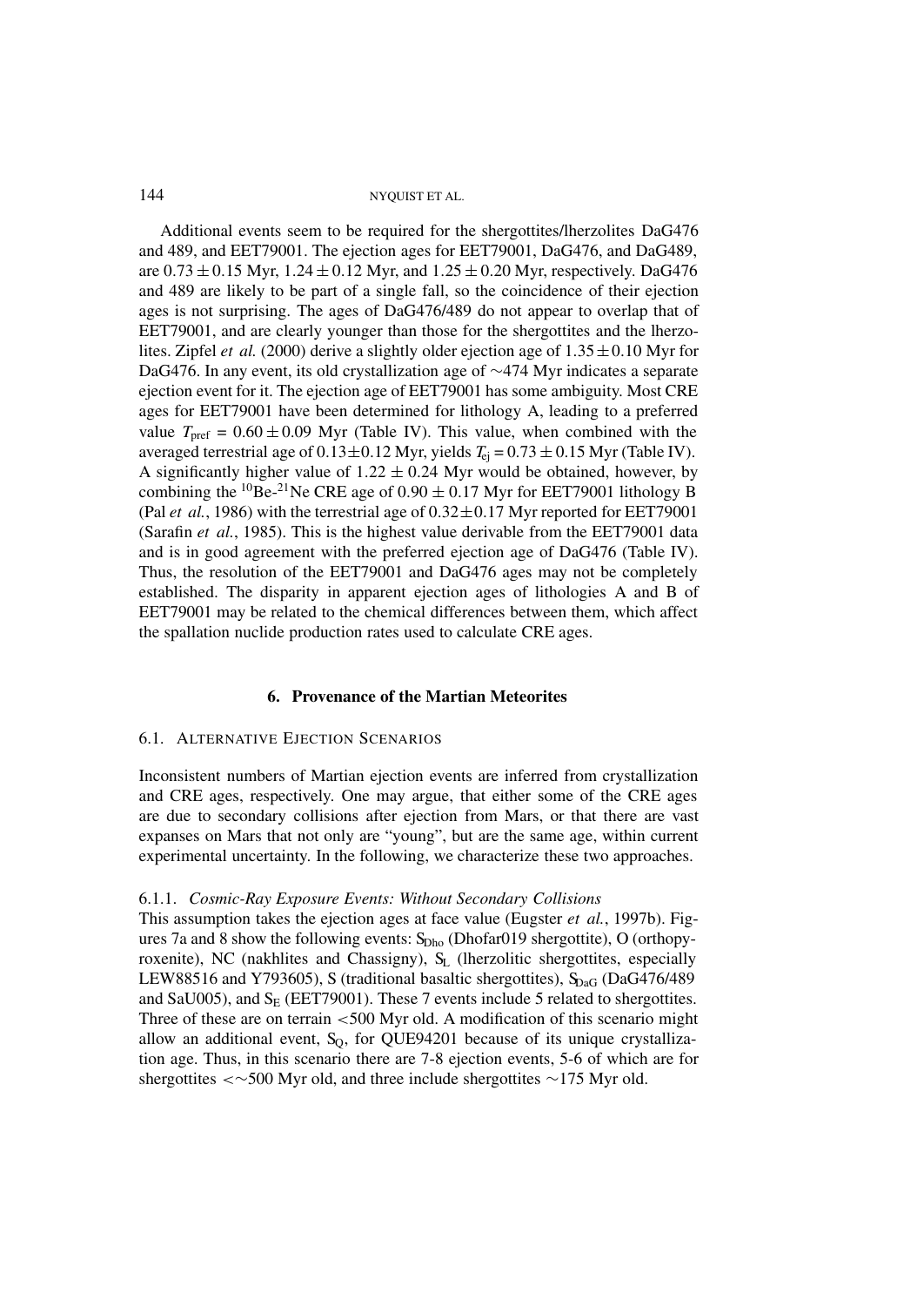Additional events seem to be required for the shergottites/lherzolites DaG476 and 489, and EET79001. The ejection ages for EET79001, DaG476, and DaG489, are $0.73 \pm 0.15$ Myr, $1.24 \pm 0.12$ Myr, and $1.25 \pm 0.20$ Myr, respectively. DaG476 and 489 are likely to be part of a single fall, so the coincidence of their ejection ages is not surprising. The ages of DaG476/489 do not appear to overlap that of EET79001, and are clearly younger than those for the shergottites and the lherzolites. Zipfel *et al.* (2000) derive a slightly older ejection age of $1.35 \pm 0.10$ Myr for DaG476. In any event, its old crystallization age of $\sim$474 Myr indicates a separate ejection event for it. The ejection age of EET79001 has some ambiguity. Most CRE ages for EET79001 have been determined for lithology A, leading to a preferred value $T_{\text{pref}} = 0.60 \pm 0.09$ Myr (Table IV). This value, when combined with the averaged terrestrial age of $0.13 \pm 0.12$ Myr, yields $T_{\text{ej}} = 0.73 \pm 0.15$ Myr (Table IV). A significantly higher value of $1.22 \pm 0.24$ Myr would be obtained, however, by combining the $^{10}$Be-$^{21}$Ne CRE age of $0.90 \pm 0.17$ Myr for EET79001 lithology B (Pal *et al.*, 1986) with the terrestrial age of $0.32 \pm 0.17$ Myr reported for EET79001 (Sarafin *et al.*, 1985). This is the highest value derivable from the EET79001 data and is in good agreement with the preferred ejection age of DaG476 (Table IV). Thus, the resolution of the EET79001 and DaG476 ages may not be completely established. The disparity in apparent ejection ages of lithologies A and B of EET79001 may be related to the chemical differences between them, which affect the spallation nuclide production rates used to calculate CRE ages.

## 6. Provenance of the Martian Meteorites

### 6.1. Alternative Ejection Scenarios

Inconsistent numbers of Martian ejection events are inferred from crystallization and CRE ages, respectively. One may argue, that either some of the CRE ages are due to secondary collisions after ejection from Mars, or that there are vast expanses on Mars that not only are "young", but are the same age, within current experimental uncertainty. In the following, we characterize these two approaches.

#### 6.1.1. *Cosmic-Ray Exposure Events: Without Secondary Collisions*

This assumption takes the ejection ages at face value (Eugster *et al.*, 1997b). Figures 7a and 8 show the following events: $S_{\text{Dho}}$ (Dhofar019 shergottite), O (orthopyroxenite), NC (nakhlites and Chassigny), $S_L$ (lherzolitic shergottites, especially LEW88516 and Y793605), S (traditional basaltic shergottites), $S_{\text{DaG}}$ (DaG476/489 and SaU005), and $S_E$ (EET79001). These 7 events include 5 related to shergottites. Three of these are on terrain <500 Myr old. A modification of this scenario might allow an additional event, $S_Q$, for QUE94201 because of its unique crystallization age. Thus, in this scenario there are 7-8 ejection events, 5-6 of which are for shergottites $<\sim$500 Myr old, and three include shergottites $\sim$175 Myr old.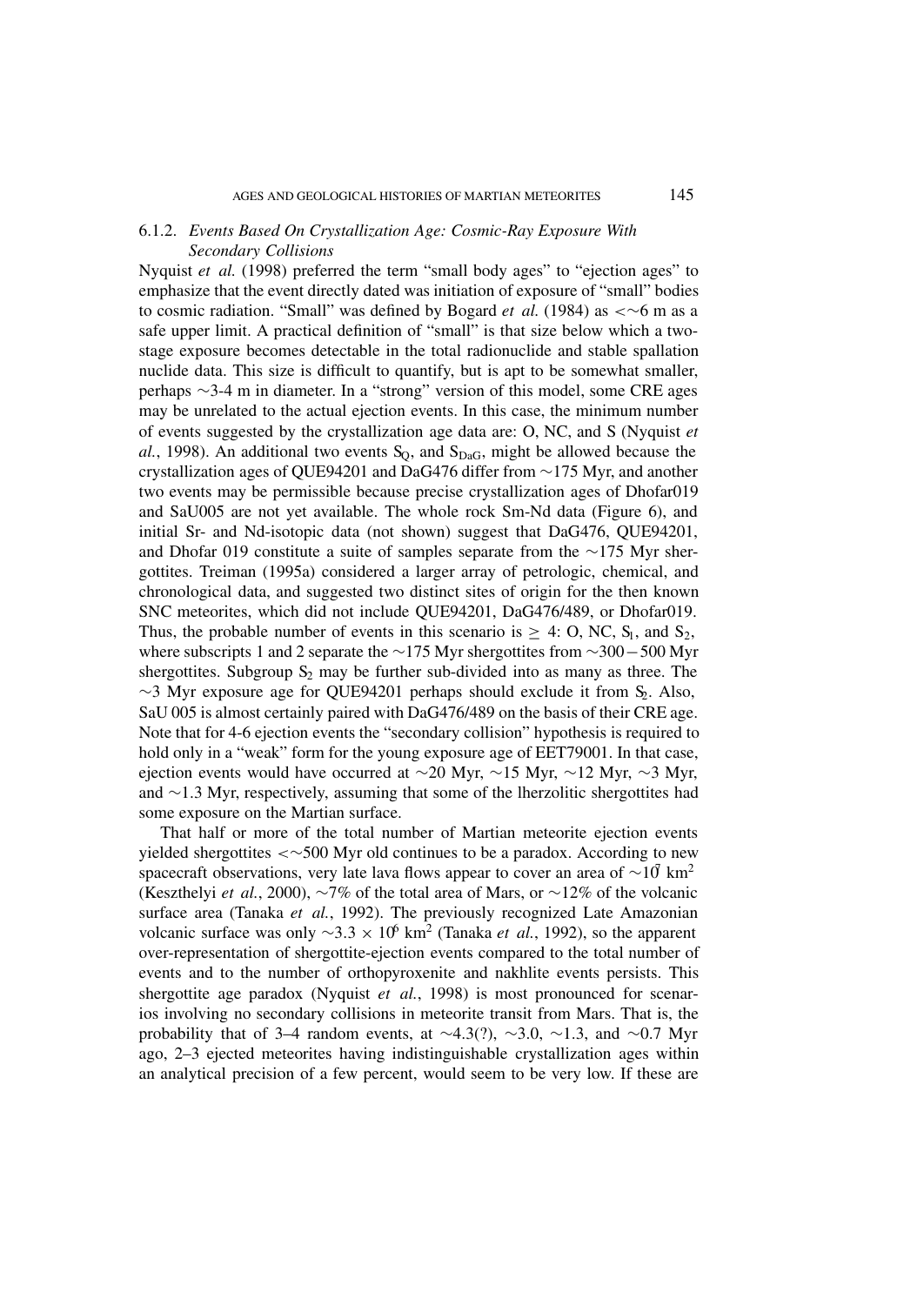### 6.1.2. *Events Based On Crystallization Age: Cosmic-Ray Exposure With Secondary Collisions*

Nyquist *et al.* (1998) preferred the term "small body ages" to "ejection ages" to emphasize that the event directly dated was initiation of exposure of "small" bodies to cosmic radiation. "Small" was defined by Bogard *et al.* (1984) as $<\sim 6$ m as a safe upper limit. A practical definition of "small" is that size below which a two-stage exposure becomes detectable in the total radionuclide and stable spallation nuclide data. This size is difficult to quantify, but is apt to be somewhat smaller, perhaps ~3-4 m in diameter. In a "strong" version of this model, some CRE ages may be unrelated to the actual ejection events. In this case, the minimum number of events suggested by the crystallization age data are: O, NC, and S (Nyquist *et al.*, 1998). An additional two events $S_Q$, and $S_{DaG}$, might be allowed because the crystallization ages of QUE94201 and DaG476 differ from ~175 Myr, and another two events may be permissible because precise crystallization ages of Dhofar019 and SaU005 are not yet available. The whole rock Sm-Nd data (Figure 6), and initial Sr- and Nd-isotopic data (not shown) suggest that DaG476, QUE94201, and Dhofar 019 constitute a suite of samples separate from the ~175 Myr shergottites. Treiman (1995a) considered a larger array of petrologic, chemical, and chronological data, and suggested two distinct sites of origin for the then known SNC meteorites, which did not include QUE94201, DaG476/489, or Dhofar019. Thus, the probable number of events in this scenario is $\geq$ 4: O, NC, $S_1$, and $S_2$, where subscripts 1 and 2 separate the ~175 Myr shergottites from ~300 – 500 Myr shergottites. Subgroup $S_2$ may be further sub-divided into as many as three. The ~3 Myr exposure age for QUE94201 perhaps should exclude it from $S_2$. Also, SaU 005 is almost certainly paired with DaG476/489 on the basis of their CRE age. Note that for 4-6 ejection events the "secondary collision" hypothesis is required to hold only in a "weak" form for the young exposure age of EET79001. In that case, ejection events would have occurred at ~20 Myr, ~15 Myr, ~12 Myr, ~3 Myr, and ~1.3 Myr, respectively, assuming that some of the lherzolitic shergottites had some exposure on the Martian surface.

That half or more of the total number of Martian meteorite ejection events yielded shergottites $<\sim 500$ Myr old continues to be a paradox. According to new spacecraft observations, very late lava flows appear to cover an area of $\sim 10^7$ km$^2$ (Keszthelyi *et al.*, 2000), ~7% of the total area of Mars, or ~12% of the volcanic surface area (Tanaka *et al.*, 1992). The previously recognized Late Amazonian volcanic surface was only $\sim 3.3 \times 10^6$ km$^2$ (Tanaka *et al.*, 1992), so the apparent over-representation of shergottite-ejection events compared to the total number of events and to the number of orthopyroxenite and nakhlite events persists. This shergottite age paradox (Nyquist *et al.*, 1998) is most pronounced for scenarios involving no secondary collisions in meteorite transit from Mars. That is, the probability that of 3–4 random events, at ~4.3(?), ~3.0, ~1.3, and ~0.7 Myr ago, 2–3 ejected meteorites having indistinguishable crystallization ages within an analytical precision of a few percent, would seem to be very low. If these are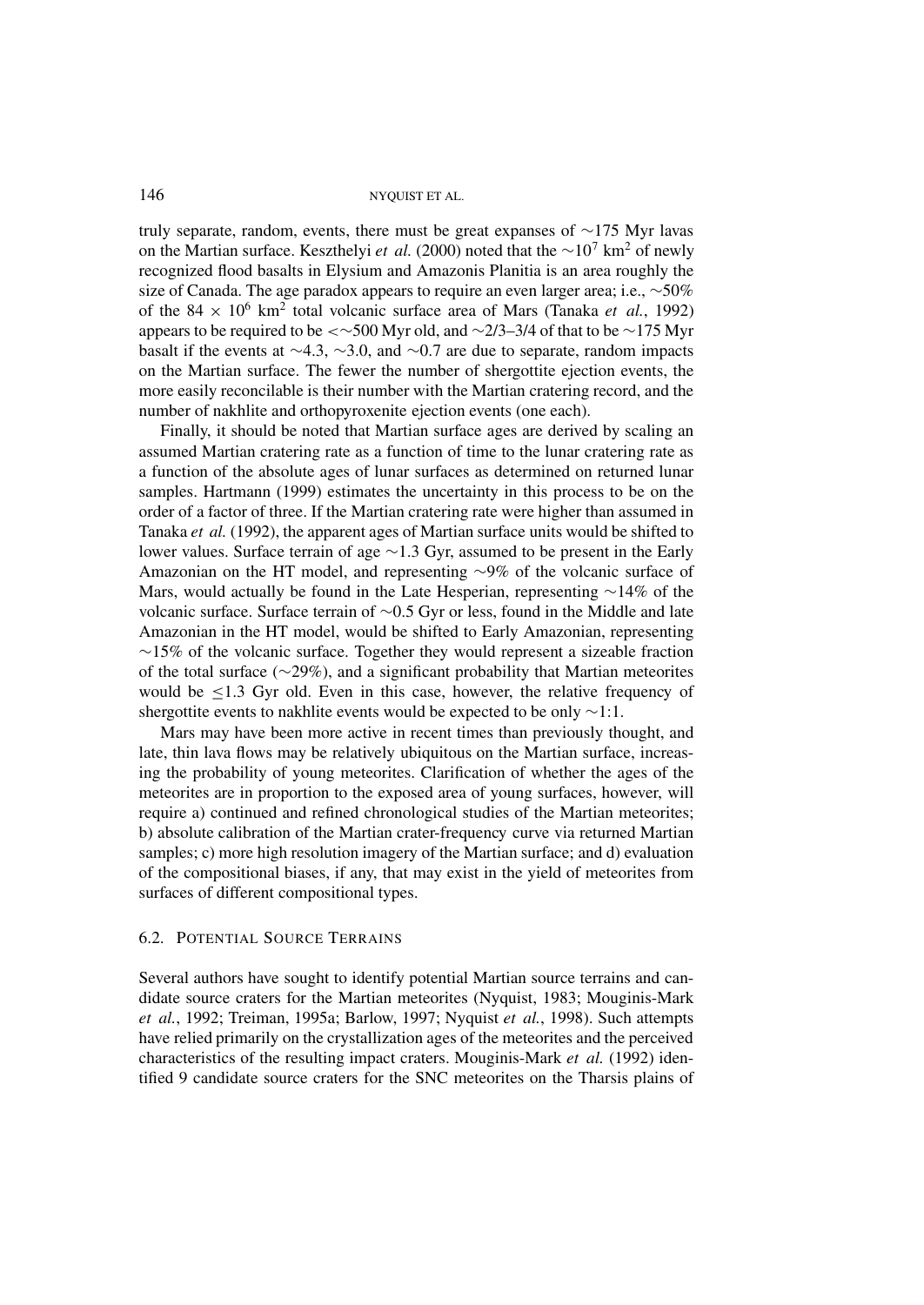truly separate, random, events, there must be great expanses of ∼175 Myr lavas on the Martian surface. Keszthelyi *et al.* (2000) noted that the $\sim 10^7$ km$^2$ of newly recognized flood basalts in Elysium and Amazonis Planitia is an area roughly the size of Canada. The age paradox appears to require an even larger area; i.e., ∼50% of the $84 \times 10^6$ km$^2$ total volcanic surface area of Mars (Tanaka *et al.*, 1992) appears to be required to be <∼500 Myr old, and ∼2/3–3/4 of that to be ∼175 Myr basalt if the events at ∼4.3, ∼3.0, and ∼0.7 are due to separate, random impacts on the Martian surface. The fewer the number of shergottite ejection events, the more easily reconcilable is their number with the Martian cratering record, and the number of nakhlite and orthopyroxenite ejection events (one each).

Finally, it should be noted that Martian surface ages are derived by scaling an assumed Martian cratering rate as a function of time to the lunar cratering rate as a function of the absolute ages of lunar surfaces as determined on returned lunar samples. Hartmann (1999) estimates the uncertainty in this process to be on the order of a factor of three. If the Martian cratering rate were higher than assumed in Tanaka *et al.* (1992), the apparent ages of Martian surface units would be shifted to lower values. Surface terrain of age ∼1.3 Gyr, assumed to be present in the Early Amazonian on the HT model, and representing ∼9% of the volcanic surface of Mars, would actually be found in the Late Hesperian, representing ∼14% of the volcanic surface. Surface terrain of ∼0.5 Gyr or less, found in the Middle and late Amazonian in the HT model, would be shifted to Early Amazonian, representing ∼15% of the volcanic surface. Together they would represent a sizeable fraction of the total surface (∼29%), and a significant probability that Martian meteorites would be ≤1.3 Gyr old. Even in this case, however, the relative frequency of shergottite events to nakhlite events would be expected to be only ∼1:1.

Mars may have been more active in recent times than previously thought, and late, thin lava flows may be relatively ubiquitous on the Martian surface, increasing the probability of young meteorites. Clarification of whether the ages of the meteorites are in proportion to the exposed area of young surfaces, however, will require a) continued and refined chronological studies of the Martian meteorites; b) absolute calibration of the Martian crater-frequency curve via returned Martian samples; c) more high resolution imagery of the Martian surface; and d) evaluation of the compositional biases, if any, that may exist in the yield of meteorites from surfaces of different compositional types.

### 6.2. Potential Source Terrains

Several authors have sought to identify potential Martian source terrains and candidate source craters for the Martian meteorites (Nyquist, 1983; Mouginis-Mark *et al.*, 1992; Treiman, 1995a; Barlow, 1997; Nyquist *et al.*, 1998). Such attempts have relied primarily on the crystallization ages of the meteorites and the perceived characteristics of the resulting impact craters. Mouginis-Mark *et al.* (1992) identified 9 candidate source craters for the SNC meteorites on the Tharsis plains of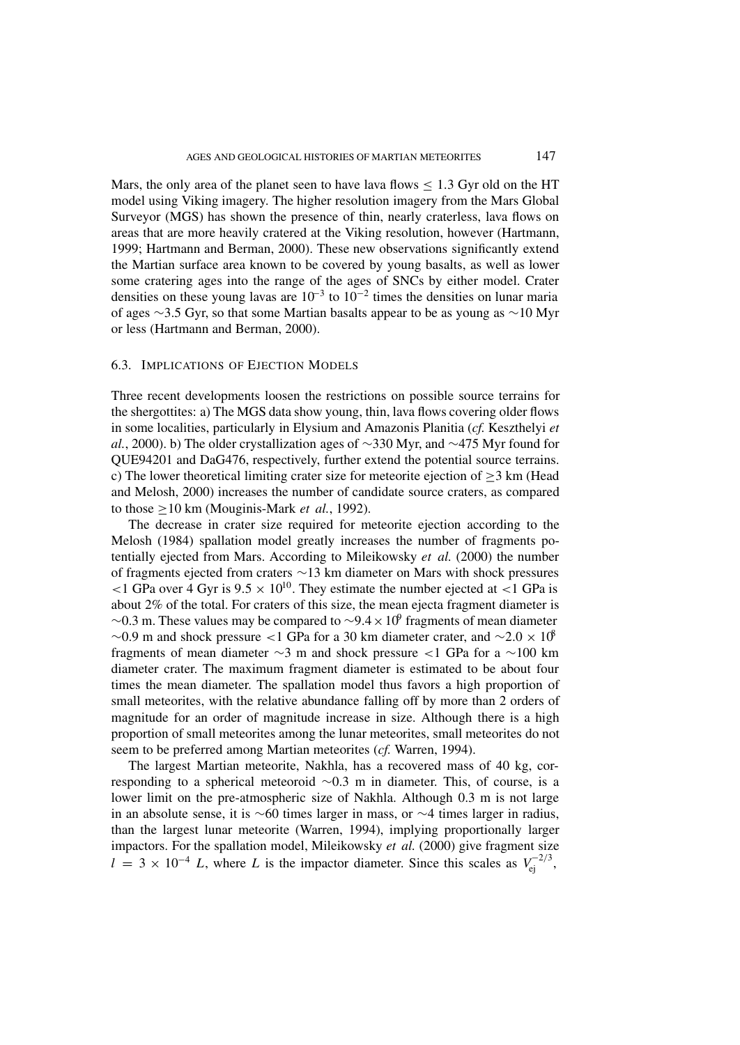Mars, the only area of the planet seen to have lava flows $\leq$ 1.3 Gyr old on the HT model using Viking imagery. The higher resolution imagery from the Mars Global Surveyor (MGS) has shown the presence of thin, nearly craterless, lava flows on areas that are more heavily cratered at the Viking resolution, however (Hartmann, 1999; Hartmann and Berman, 2000). These new observations significantly extend the Martian surface area known to be covered by young basalts, as well as lower some cratering ages into the range of the ages of SNCs by either model. Crater densities on these young lavas are $10^{-3}$ to $10^{-2}$ times the densities on lunar maria of ages ~3.5 Gyr, so that some Martian basalts appear to be as young as ~10 Myr or less (Hartmann and Berman, 2000).

### 6.3. Implications of Ejection Models

Three recent developments loosen the restrictions on possible source terrains for the shergottites: a) The MGS data show young, thin, lava flows covering older flows in some localities, particularly in Elysium and Amazonis Planitia (*cf.* Keszthelyi *et al.*, 2000). b) The older crystallization ages of ~330 Myr, and ~475 Myr found for QUE94201 and DaG476, respectively, further extend the potential source terrains. c) The lower theoretical limiting crater size for meteorite ejection of $\geq$3 km (Head and Melosh, 2000) increases the number of candidate source craters, as compared to those $\geq$10 km (Mouginis-Mark *et al.*, 1992).

The decrease in crater size required for meteorite ejection according to the Melosh (1984) spallation model greatly increases the number of fragments potentially ejected from Mars. According to Mileikowsky *et al.* (2000) the number of fragments ejected from craters ~13 km diameter on Mars with shock pressures <1 GPa over 4 Gyr is $9.5 \times 10^{10}$. They estimate the number ejected at <1 GPa is about 2% of the total. For craters of this size, the mean ejecta fragment diameter is ~0.3 m. These values may be compared to ~$9.4 \times 10^{9}$ fragments of mean diameter ~0.9 m and shock pressure <1 GPa for a 30 km diameter crater, and ~$2.0 \times 10^{8}$ fragments of mean diameter ~3 m and shock pressure <1 GPa for a ~100 km diameter crater. The maximum fragment diameter is estimated to be about four times the mean diameter. The spallation model thus favors a high proportion of small meteorites, with the relative abundance falling off by more than 2 orders of magnitude for an order of magnitude increase in size. Although there is a high proportion of small meteorites among the lunar meteorites, small meteorites do not seem to be preferred among Martian meteorites (*cf.* Warren, 1994).

The largest Martian meteorite, Nakhla, has a recovered mass of 40 kg, corresponding to a spherical meteoroid ~0.3 m in diameter. This, of course, is a lower limit on the pre-atmospheric size of Nakhla. Although 0.3 m is not large in an absolute sense, it is ~60 times larger in mass, or ~4 times larger in radius, than the largest lunar meteorite (Warren, 1994), implying proportionally larger impactors. For the spallation model, Mileikowsky *et al.* (2000) give fragment size $l = 3 \times 10^{-4}\ L$, where $L$ is the impactor diameter. Since this scales as $V_{ej}^{-2/3}$,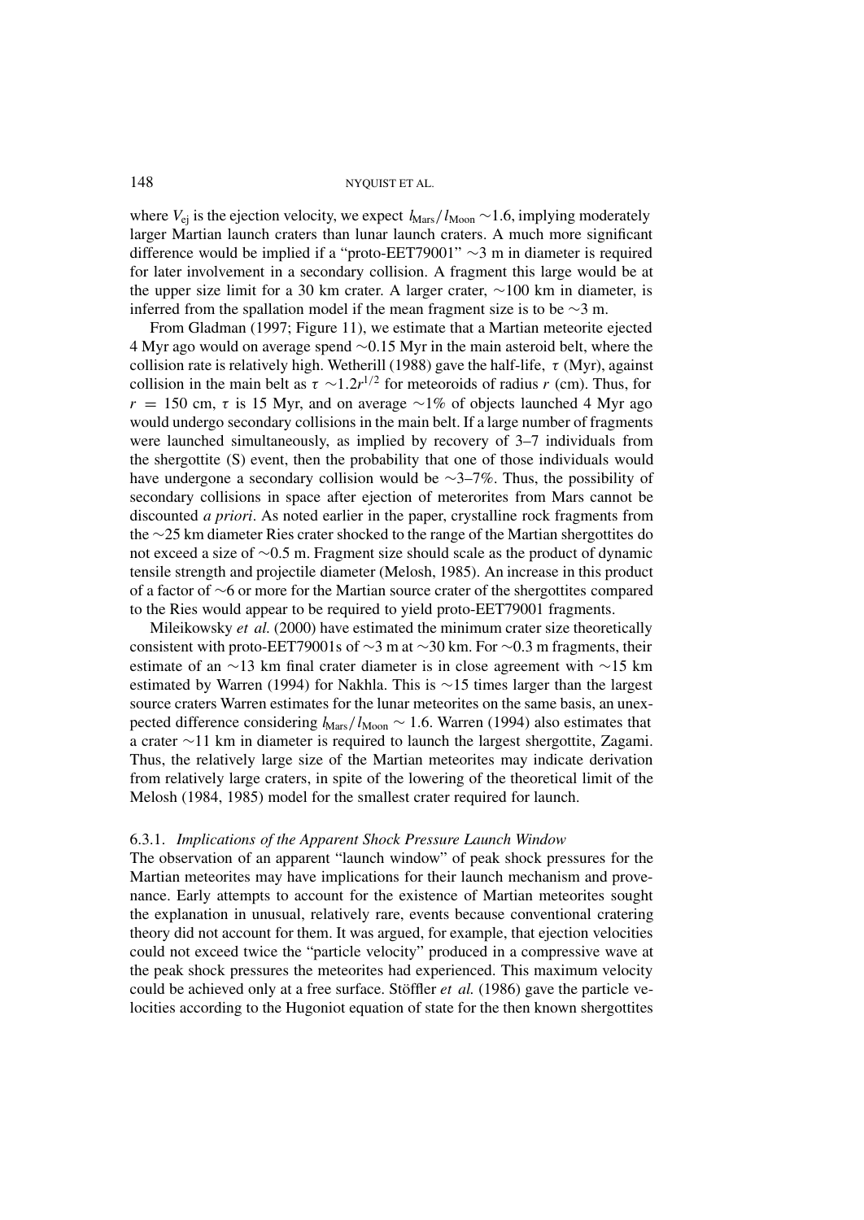where $V_{ej}$ is the ejection velocity, we expect $l_{Mars}/l_{Moon}$ ~1.6, implying moderately larger Martian launch craters than lunar launch craters. A much more significant difference would be implied if a "proto-EET79001" ~3 m in diameter is required for later involvement in a secondary collision. A fragment this large would be at the upper size limit for a 30 km crater. A larger crater, ~100 km in diameter, is inferred from the spallation model if the mean fragment size is to be ~3 m.

From Gladman (1997; Figure 11), we estimate that a Martian meteorite ejected 4 Myr ago would on average spend ~0.15 Myr in the main asteroid belt, where the collision rate is relatively high. Wetherill (1988) gave the half-life, $\tau$ (Myr), against collision in the main belt as $\tau$ ~$1.2r^{1/2}$ for meteoroids of radius $r$ (cm). Thus, for $r$ = 150 cm, $\tau$ is 15 Myr, and on average ~1% of objects launched 4 Myr ago would undergo secondary collisions in the main belt. If a large number of fragments were launched simultaneously, as implied by recovery of 3–7 individuals from the shergottite (S) event, then the probability that one of those individuals would have undergone a secondary collision would be ~3–7%. Thus, the possibility of secondary collisions in space after ejection of meterorites from Mars cannot be discounted *a priori*. As noted earlier in the paper, crystalline rock fragments from the ~25 km diameter Ries crater shocked to the range of the Martian shergottites do not exceed a size of ~0.5 m. Fragment size should scale as the product of dynamic tensile strength and projectile diameter (Melosh, 1985). An increase in this product of a factor of ~6 or more for the Martian source crater of the shergottites compared to the Ries would appear to be required to yield proto-EET79001 fragments.

Mileikowsky *et al.* (2000) have estimated the minimum crater size theoretically consistent with proto-EET79001s of ~3 m at ~30 km. For ~0.3 m fragments, their estimate of an ~13 km final crater diameter is in close agreement with ~15 km estimated by Warren (1994) for Nakhla. This is ~15 times larger than the largest source craters Warren estimates for the lunar meteorites on the same basis, an unexpected difference considering $l_{Mars}/l_{Moon}$ ~ 1.6. Warren (1994) also estimates that a crater ~11 km in diameter is required to launch the largest shergottite, Zagami. Thus, the relatively large size of the Martian meteorites may indicate derivation from relatively large craters, in spite of the lowering of the theoretical limit of the Melosh (1984, 1985) model for the smallest crater required for launch.

### 6.3.1. *Implications of the Apparent Shock Pressure Launch Window*

The observation of an apparent "launch window" of peak shock pressures for the Martian meteorites may have implications for their launch mechanism and provenance. Early attempts to account for the existence of Martian meteorites sought the explanation in unusual, relatively rare, events because conventional cratering theory did not account for them. It was argued, for example, that ejection velocities could not exceed twice the "particle velocity" produced in a compressive wave at the peak shock pressures the meteorites had experienced. This maximum velocity could be achieved only at a free surface. Stöffler *et al.* (1986) gave the particle velocities according to the Hugoniot equation of state for the then known shergottites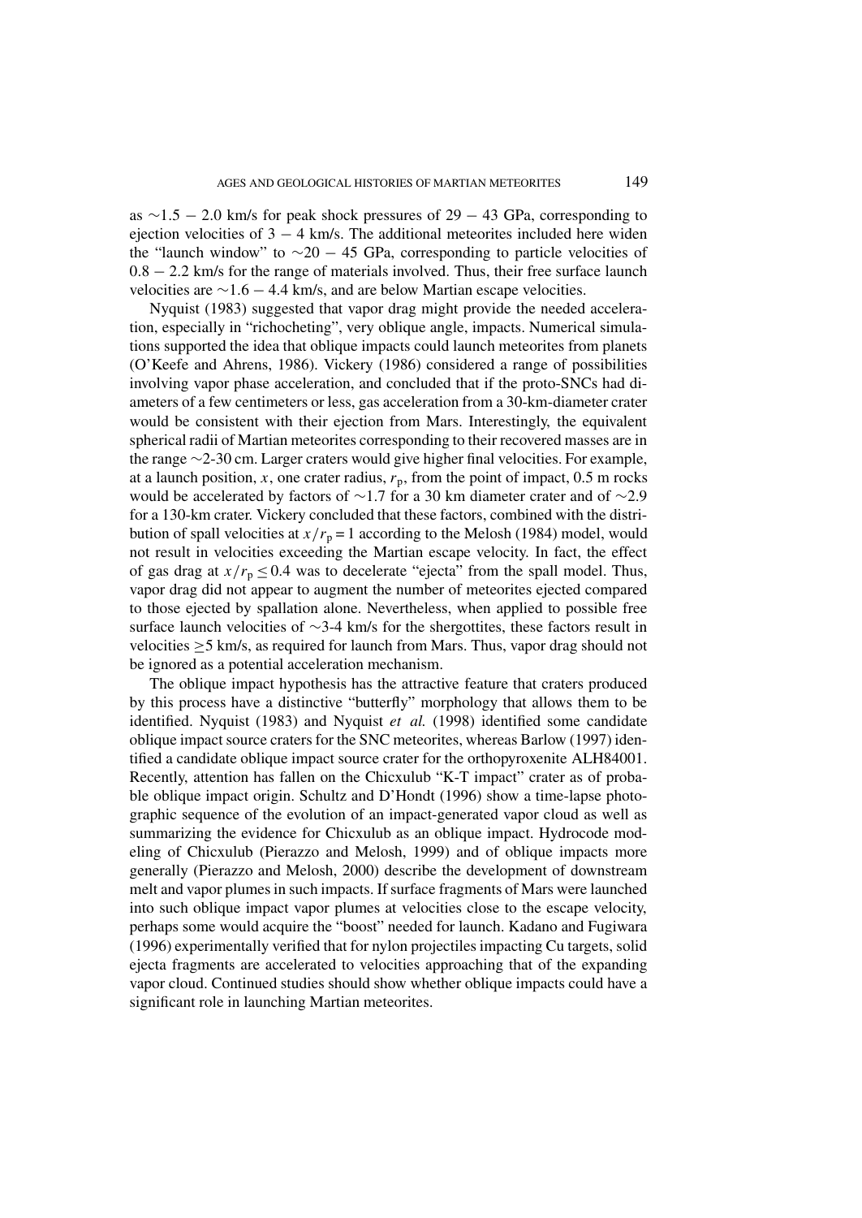as $\sim$1.5 − 2.0 km/s for peak shock pressures of 29 − 43 GPa, corresponding to ejection velocities of 3 − 4 km/s. The additional meteorites included here widen the "launch window" to $\sim$20 − 45 GPa, corresponding to particle velocities of 0.8 − 2.2 km/s for the range of materials involved. Thus, their free surface launch velocities are $\sim$1.6 − 4.4 km/s, and are below Martian escape velocities.

Nyquist (1983) suggested that vapor drag might provide the needed acceleration, especially in "richocheting", very oblique angle, impacts. Numerical simulations supported the idea that oblique impacts could launch meteorites from planets (O'Keefe and Ahrens, 1986). Vickery (1986) considered a range of possibilities involving vapor phase acceleration, and concluded that if the proto-SNCs had diameters of a few centimeters or less, gas acceleration from a 30-km-diameter crater would be consistent with their ejection from Mars. Interestingly, the equivalent spherical radii of Martian meteorites corresponding to their recovered masses are in the range $\sim$2-30 cm. Larger craters would give higher final velocities. For example, at a launch position, $x$, one crater radius, $r_p$, from the point of impact, 0.5 m rocks would be accelerated by factors of $\sim$1.7 for a 30 km diameter crater and of $\sim$2.9 for a 130-km crater. Vickery concluded that these factors, combined with the distribution of spall velocities at $x/r_p = 1$ according to the Melosh (1984) model, would not result in velocities exceeding the Martian escape velocity. In fact, the effect of gas drag at $x/r_p \leq 0.4$ was to decelerate "ejecta" from the spall model. Thus, vapor drag did not appear to augment the number of meteorites ejected compared to those ejected by spallation alone. Nevertheless, when applied to possible free surface launch velocities of $\sim$3-4 km/s for the shergottites, these factors result in velocities $\geq$5 km/s, as required for launch from Mars. Thus, vapor drag should not be ignored as a potential acceleration mechanism.

The oblique impact hypothesis has the attractive feature that craters produced by this process have a distinctive "butterfly" morphology that allows them to be identified. Nyquist (1983) and Nyquist *et al.* (1998) identified some candidate oblique impact source craters for the SNC meteorites, whereas Barlow (1997) identified a candidate oblique impact source crater for the orthopyroxenite ALH84001. Recently, attention has fallen on the Chicxulub "K-T impact" crater as of probable oblique impact origin. Schultz and D'Hondt (1996) show a time-lapse photographic sequence of the evolution of an impact-generated vapor cloud as well as summarizing the evidence for Chicxulub as an oblique impact. Hydrocode modeling of Chicxulub (Pierazzo and Melosh, 1999) and of oblique impacts more generally (Pierazzo and Melosh, 2000) describe the development of downstream melt and vapor plumes in such impacts. If surface fragments of Mars were launched into such oblique impact vapor plumes at velocities close to the escape velocity, perhaps some would acquire the "boost" needed for launch. Kadano and Fugiwara (1996) experimentally verified that for nylon projectiles impacting Cu targets, solid ejecta fragments are accelerated to velocities approaching that of the expanding vapor cloud. Continued studies should show whether oblique impacts could have a significant role in launching Martian meteorites.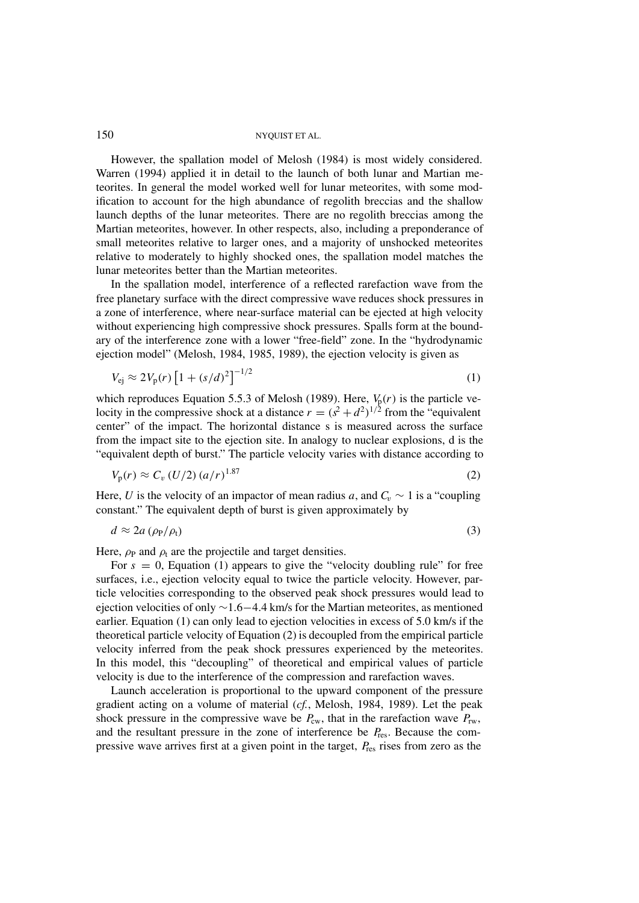However, the spallation model of Melosh (1984) is most widely considered. Warren (1994) applied it in detail to the launch of both lunar and Martian meteorites. In general the model worked well for lunar meteorites, with some modification to account for the high abundance of regolith breccias and the shallow launch depths of the lunar meteorites. There are no regolith breccias among the Martian meteorites, however. In other respects, also, including a preponderance of small meteorites relative to larger ones, and a majority of unshocked meteorites relative to moderately to highly shocked ones, the spallation model matches the lunar meteorites better than the Martian meteorites.

In the spallation model, interference of a reflected rarefaction wave from the free planetary surface with the direct compressive wave reduces shock pressures in a zone of interference, where near-surface material can be ejected at high velocity without experiencing high compressive shock pressures. Spalls form at the boundary of the interference zone with a lower "free-field" zone. In the "hydrodynamic ejection model" (Melosh, 1984, 1985, 1989), the ejection velocity is given as

$$V_{\mathrm{ej}} \approx 2V_{\mathrm{p}}(r)\left[1 + (s/d)^2\right]^{-1/2} \tag{1}$$

which reproduces Equation 5.5.3 of Melosh (1989). Here, $V_{\mathrm{p}}(r)$ is the particle velocity in the compressive shock at a distance $r = (s^2 + d^2)^{1/2}$ from the "equivalent center" of the impact. The horizontal distance s is measured across the surface from the impact site to the ejection site. In analogy to nuclear explosions, d is the "equivalent depth of burst." The particle velocity varies with distance according to

$$V_{\mathrm{p}}(r) \approx C_v\,(U/2)\,(a/r)^{1.87} \tag{2}$$

Here, $U$ is the velocity of an impactor of mean radius $a$, and $C_v \sim 1$ is a "coupling constant." The equivalent depth of burst is given approximately by

$$d \approx 2a\,(\rho_{\mathrm{P}}/\rho_{\mathrm{t}}) \tag{3}$$

Here, $\rho_{\mathrm{P}}$ and $\rho_{\mathrm{t}}$ are the projectile and target densities.

For $s = 0$, Equation (1) appears to give the "velocity doubling rule" for free surfaces, i.e., ejection velocity equal to twice the particle velocity. However, particle velocities corresponding to the observed peak shock pressures would lead to ejection velocities of only ~1.6−4.4 km/s for the Martian meteorites, as mentioned earlier. Equation (1) can only lead to ejection velocities in excess of 5.0 km/s if the theoretical particle velocity of Equation (2) is decoupled from the empirical particle velocity inferred from the peak shock pressures experienced by the meteorites. In this model, this "decoupling" of theoretical and empirical values of particle velocity is due to the interference of the compression and rarefaction waves.

Launch acceleration is proportional to the upward component of the pressure gradient acting on a volume of material (*cf.*, Melosh, 1984, 1989). Let the peak shock pressure in the compressive wave be $P_{\mathrm{cw}}$, that in the rarefaction wave $P_{\mathrm{rw}}$, and the resultant pressure in the zone of interference be $P_{\mathrm{res}}$. Because the compressive wave arrives first at a given point in the target, $P_{\mathrm{res}}$ rises from zero as the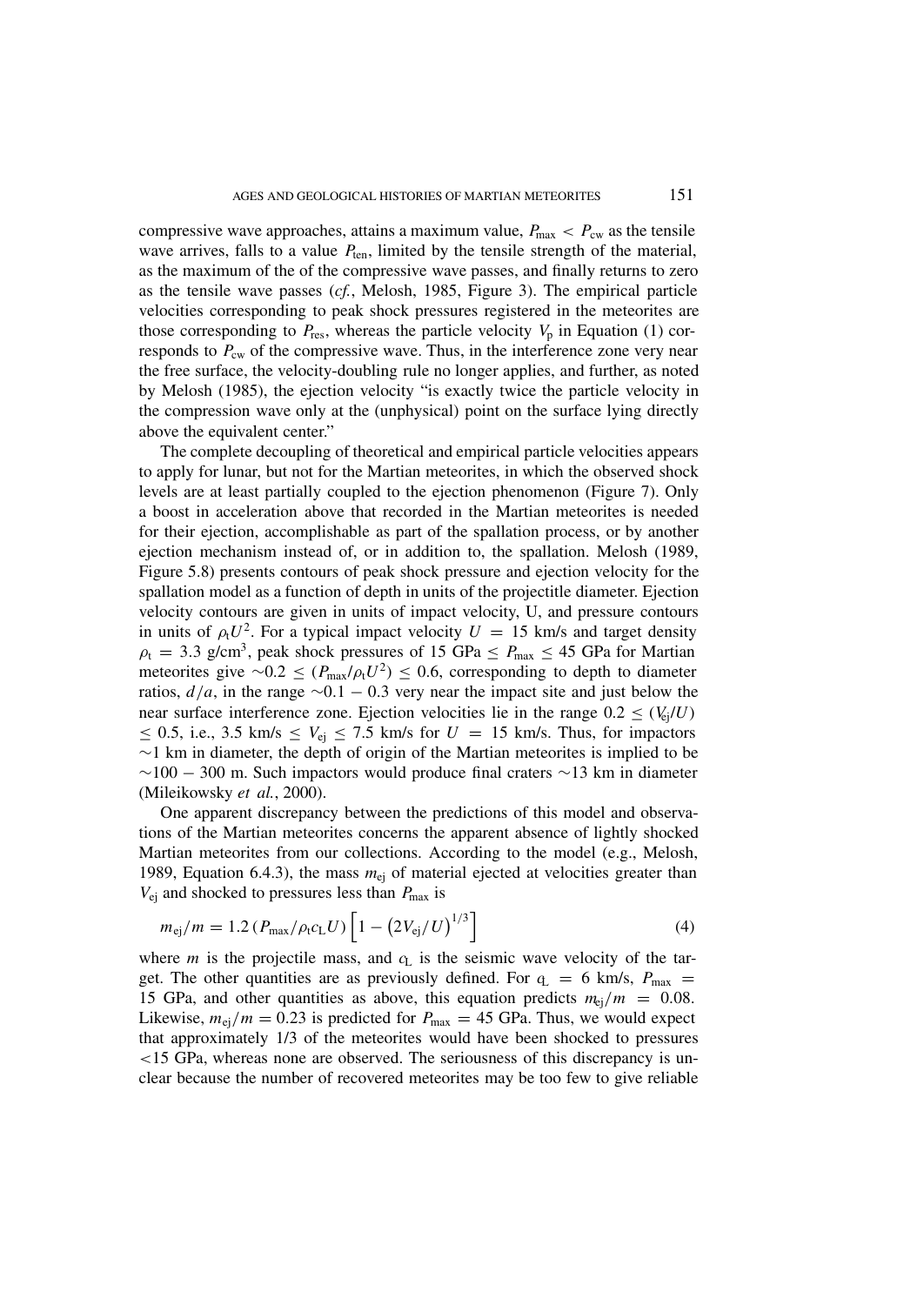compressive wave approaches, attains a maximum value, $P_{max} < P_{cw}$ as the tensile wave arrives, falls to a value $P_{ten}$, limited by the tensile strength of the material, as the maximum of the of the compressive wave passes, and finally returns to zero as the tensile wave passes (*cf.*, Melosh, 1985, Figure 3). The empirical particle velocities corresponding to peak shock pressures registered in the meteorites are those corresponding to $P_{res}$, whereas the particle velocity $V_p$ in Equation (1) corresponds to $P_{cw}$ of the compressive wave. Thus, in the interference zone very near the free surface, the velocity-doubling rule no longer applies, and further, as noted by Melosh (1985), the ejection velocity "is exactly twice the particle velocity in the compression wave only at the (unphysical) point on the surface lying directly above the equivalent center."

The complete decoupling of theoretical and empirical particle velocities appears to apply for lunar, but not for the Martian meteorites, in which the observed shock levels are at least partially coupled to the ejection phenomenon (Figure 7). Only a boost in acceleration above that recorded in the Martian meteorites is needed for their ejection, accomplishable as part of the spallation process, or by another ejection mechanism instead of, or in addition to, the spallation. Melosh (1989, Figure 5.8) presents contours of peak shock pressure and ejection velocity for the spallation model as a function of depth in units of the projectile diameter. Ejection velocity contours are given in units of impact velocity, U, and pressure contours in units of $\rho_t U^2$. For a typical impact velocity $U = 15$ km/s and target density $\rho_t = 3.3$ g/cm$^3$, peak shock pressures of 15 GPa $\leq P_{max} \leq$ 45 GPa for Martian meteorites give $\sim 0.2 \leq (P_{max}/\rho_t U^2) \leq 0.6$, corresponding to depth to diameter ratios, $d/a$, in the range $\sim 0.1 - 0.3$ very near the impact site and just below the near surface interference zone. Ejection velocities lie in the range $0.2 \leq (V_{ej}/U) \leq 0.5$, i.e., 3.5 km/s $\leq V_{ej} \leq$ 7.5 km/s for $U = 15$ km/s. Thus, for impactors $\sim$1 km in diameter, the depth of origin of the Martian meteorites is implied to be $\sim 100 - 300$ m. Such impactors would produce final craters $\sim$13 km in diameter (Mileikowsky *et al.*, 2000).

One apparent discrepancy between the predictions of this model and observations of the Martian meteorites concerns the apparent absence of lightly shocked Martian meteorites from our collections. According to the model (e.g., Melosh, 1989, Equation 6.4.3), the mass $m_{ej}$ of material ejected at velocities greater than $V_{ej}$ and shocked to pressures less than $P_{max}$ is

$$m_{ej}/m = 1.2\,(P_{max}/\rho_t c_L U)\left[1 - \left(2V_{ej}/U\right)^{1/3}\right] \tag{4}$$

where $m$ is the projectile mass, and $c_L$ is the seismic wave velocity of the target. The other quantities are as previously defined. For $c_L = 6$ km/s, $P_{max} =$ 15 GPa, and other quantities as above, this equation predicts $m_{ej}/m = 0.08$. Likewise, $m_{ej}/m = 0.23$ is predicted for $P_{max} = 45$ GPa. Thus, we would expect that approximately 1/3 of the meteorites would have been shocked to pressures <15 GPa, whereas none are observed. The seriousness of this discrepancy is unclear because the number of recovered meteorites may be too few to give reliable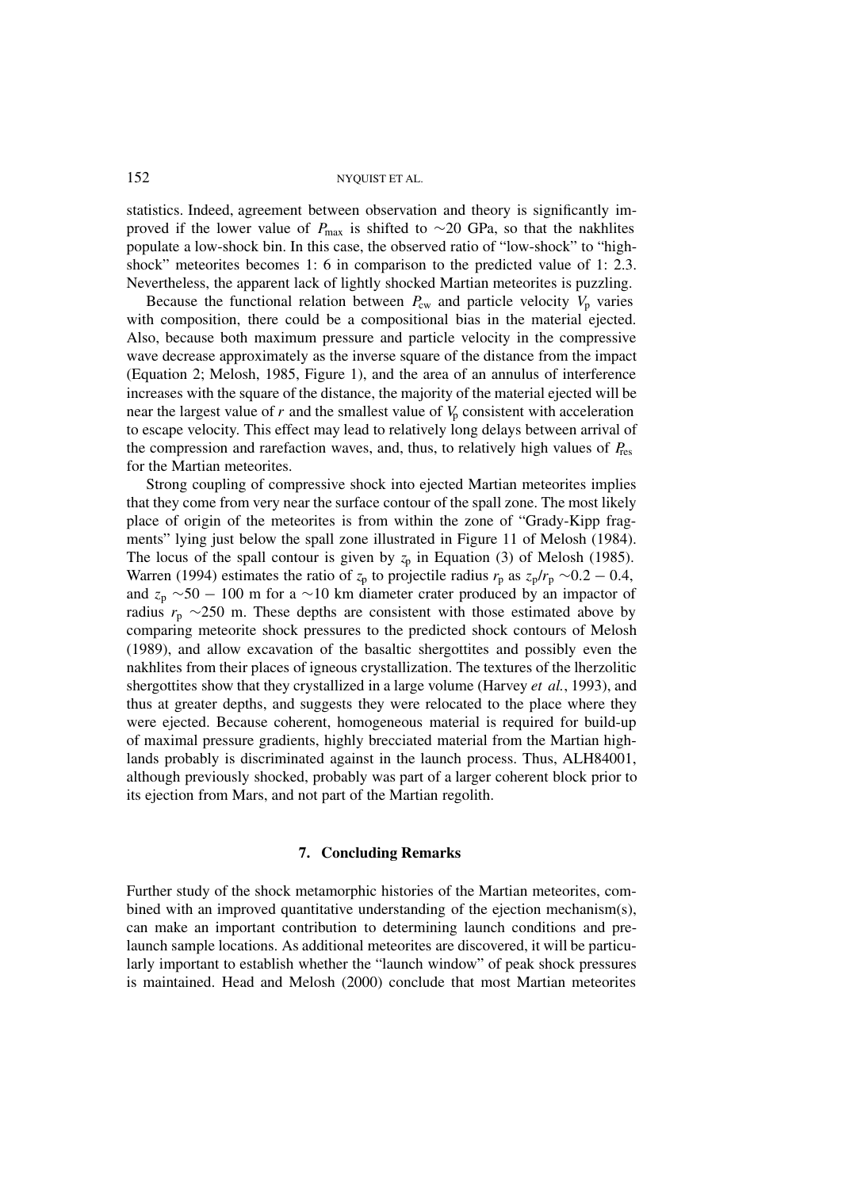statistics. Indeed, agreement between observation and theory is significantly improved if the lower value of $P_{max}$ is shifted to $\sim$20 GPa, so that the nakhlites populate a low-shock bin. In this case, the observed ratio of "low-shock" to "high-shock" meteorites becomes 1: 6 in comparison to the predicted value of 1: 2.3. Nevertheless, the apparent lack of lightly shocked Martian meteorites is puzzling.

Because the functional relation between $P_{cw}$ and particle velocity $V_p$ varies with composition, there could be a compositional bias in the material ejected. Also, because both maximum pressure and particle velocity in the compressive wave decrease approximately as the inverse square of the distance from the impact (Equation 2; Melosh, 1985, Figure 1), and the area of an annulus of interference increases with the square of the distance, the majority of the material ejected will be near the largest value of $r$ and the smallest value of $V_p$ consistent with acceleration to escape velocity. This effect may lead to relatively long delays between arrival of the compression and rarefaction waves, and, thus, to relatively high values of $P_{res}$ for the Martian meteorites.

Strong coupling of compressive shock into ejected Martian meteorites implies that they come from very near the surface contour of the spall zone. The most likely place of origin of the meteorites is from within the zone of "Grady-Kipp fragments" lying just below the spall zone illustrated in Figure 11 of Melosh (1984). The locus of the spall contour is given by $z_p$ in Equation (3) of Melosh (1985). Warren (1994) estimates the ratio of $z_p$ to projectile radius $r_p$ as $z_p/r_p \sim 0.2 - 0.4$, and $z_p \sim 50 - 100$ m for a $\sim$10 km diameter crater produced by an impactor of radius $r_p \sim 250$ m. These depths are consistent with those estimated above by comparing meteorite shock pressures to the predicted shock contours of Melosh (1989), and allow excavation of the basaltic shergottites and possibly even the nakhlites from their places of igneous crystallization. The textures of the lherzolitic shergottites show that they crystallized in a large volume (Harvey *et al.*, 1993), and thus at greater depths, and suggests they were relocated to the place where they were ejected. Because coherent, homogeneous material is required for build-up of maximal pressure gradients, highly brecciated material from the Martian highlands probably is discriminated against in the launch process. Thus, ALH84001, although previously shocked, probably was part of a larger coherent block prior to its ejection from Mars, and not part of the Martian regolith.

## 7. Concluding Remarks

Further study of the shock metamorphic histories of the Martian meteorites, combined with an improved quantitative understanding of the ejection mechanism(s), can make an important contribution to determining launch conditions and prelaunch sample locations. As additional meteorites are discovered, it will be particularly important to establish whether the "launch window" of peak shock pressures is maintained. Head and Melosh (2000) conclude that most Martian meteorites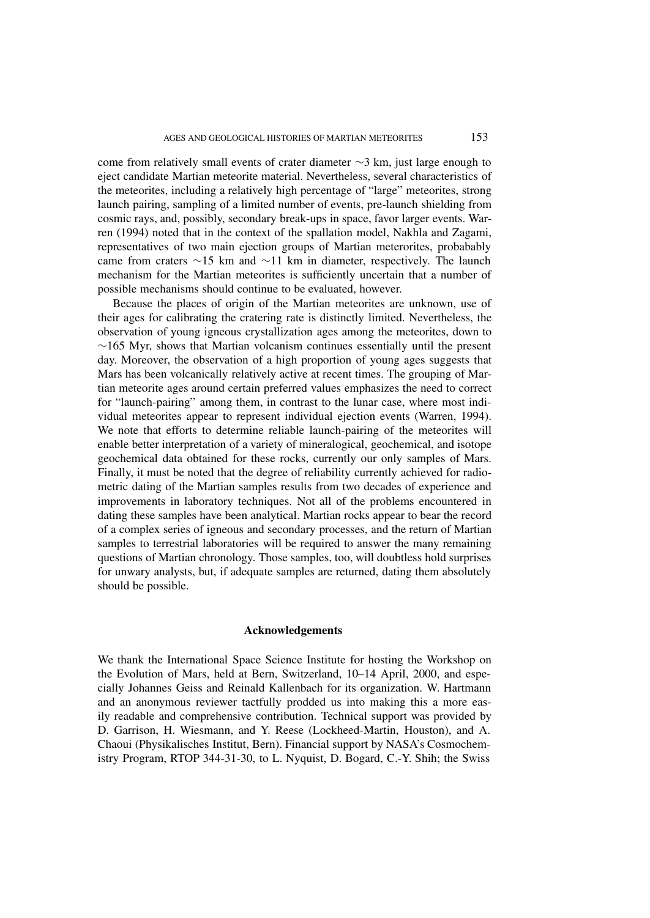come from relatively small events of crater diameter $\sim$3 km, just large enough to eject candidate Martian meteorite material. Nevertheless, several characteristics of the meteorites, including a relatively high percentage of "large" meteorites, strong launch pairing, sampling of a limited number of events, pre-launch shielding from cosmic rays, and, possibly, secondary break-ups in space, favor larger events. Warren (1994) noted that in the context of the spallation model, Nakhla and Zagami, representatives of two main ejection groups of Martian meterorites, probabably came from craters $\sim$15 km and $\sim$11 km in diameter, respectively. The launch mechanism for the Martian meteorites is sufficiently uncertain that a number of possible mechanisms should continue to be evaluated, however.

Because the places of origin of the Martian meteorites are unknown, use of their ages for calibrating the cratering rate is distinctly limited. Nevertheless, the observation of young igneous crystallization ages among the meteorites, down to $\sim$165 Myr, shows that Martian volcanism continues essentially until the present day. Moreover, the observation of a high proportion of young ages suggests that Mars has been volcanically relatively active at recent times. The grouping of Martian meteorite ages around certain preferred values emphasizes the need to correct for "launch-pairing" among them, in contrast to the lunar case, where most individual meteorites appear to represent individual ejection events (Warren, 1994). We note that efforts to determine reliable launch-pairing of the meteorites will enable better interpretation of a variety of mineralogical, geochemical, and isotope geochemical data obtained for these rocks, currently our only samples of Mars. Finally, it must be noted that the degree of reliability currently achieved for radiometric dating of the Martian samples results from two decades of experience and improvements in laboratory techniques. Not all of the problems encountered in dating these samples have been analytical. Martian rocks appear to bear the record of a complex series of igneous and secondary processes, and the return of Martian samples to terrestrial laboratories will be required to answer the many remaining questions of Martian chronology. Those samples, too, will doubtless hold surprises for unwary analysts, but, if adequate samples are returned, dating them absolutely should be possible.

## Acknowledgements

We thank the International Space Science Institute for hosting the Workshop on the Evolution of Mars, held at Bern, Switzerland, 10–14 April, 2000, and especially Johannes Geiss and Reinald Kallenbach for its organization. W. Hartmann and an anonymous reviewer tactfully prodded us into making this a more easily readable and comprehensive contribution. Technical support was provided by D. Garrison, H. Wiesmann, and Y. Reese (Lockheed-Martin, Houston), and A. Chaoui (Physikalisches Institut, Bern). Financial support by NASA's Cosmochemistry Program, RTOP 344-31-30, to L. Nyquist, D. Bogard, C.-Y. Shih; the Swiss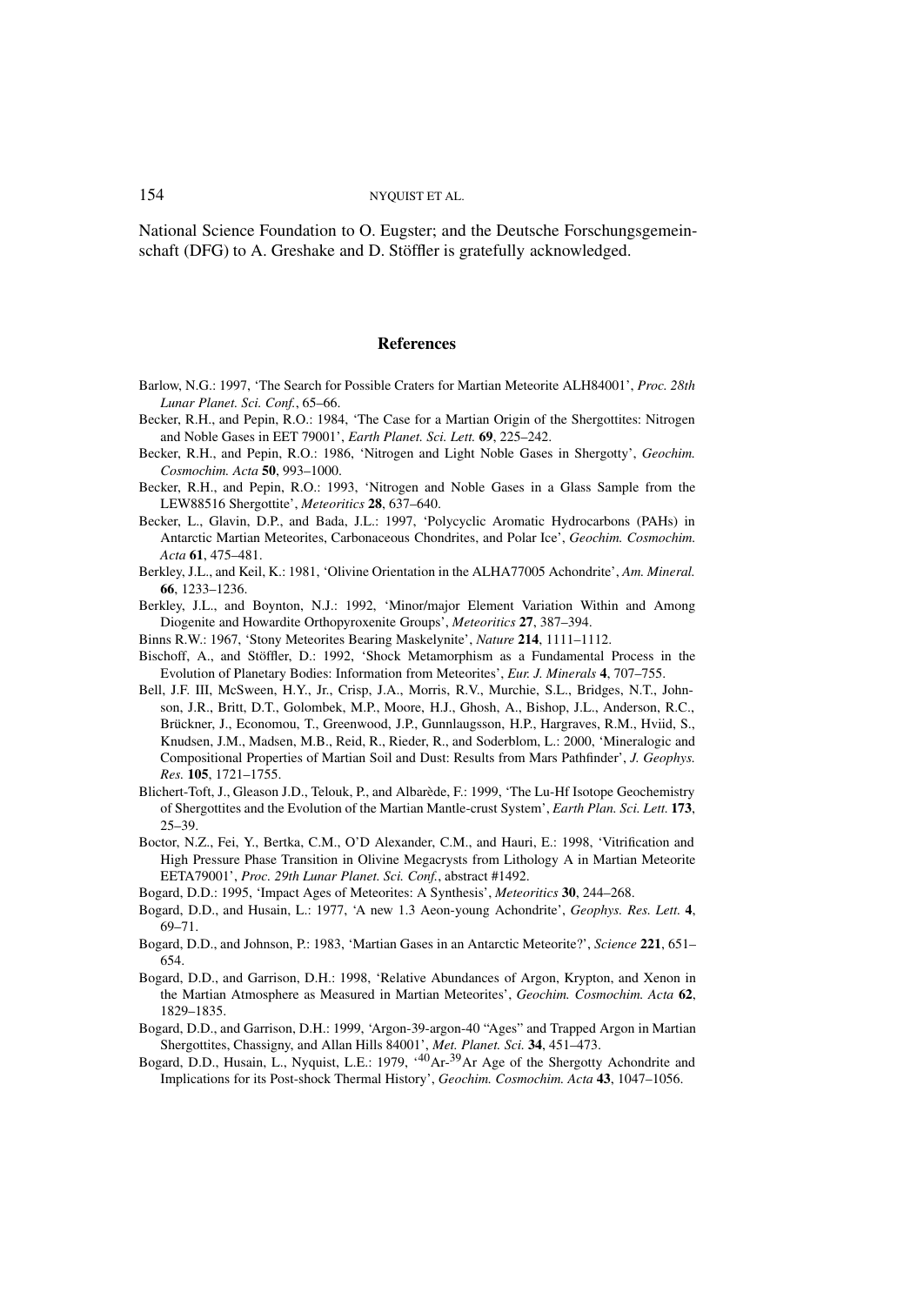National Science Foundation to O. Eugster; and the Deutsche Forschungsgemeinschaft (DFG) to A. Greshake and D. Stöffler is gratefully acknowledged.

## References

Barlow, N.G.: 1997, 'The Search for Possible Craters for Martian Meteorite ALH84001', *Proc. 28th Lunar Planet. Sci. Conf.*, 65–66.

Becker, R.H., and Pepin, R.O.: 1984, 'The Case for a Martian Origin of the Shergottites: Nitrogen and Noble Gases in EET 79001', *Earth Planet. Sci. Lett.* **69**, 225–242.

Becker, R.H., and Pepin, R.O.: 1986, 'Nitrogen and Light Noble Gases in Shergotty', *Geochim. Cosmochim. Acta* **50**, 993–1000.

Becker, R.H., and Pepin, R.O.: 1993, 'Nitrogen and Noble Gases in a Glass Sample from the LEW88516 Shergottite', *Meteoritics* **28**, 637–640.

Becker, L., Glavin, D.P., and Bada, J.L.: 1997, 'Polycyclic Aromatic Hydrocarbons (PAHs) in Antarctic Martian Meteorites, Carbonaceous Chondrites, and Polar Ice', *Geochim. Cosmochim. Acta* **61**, 475–481.

Berkley, J.L., and Keil, K.: 1981, 'Olivine Orientation in the ALHA77005 Achondrite', *Am. Mineral.* **66**, 1233–1236.

Berkley, J.L., and Boynton, N.J.: 1992, 'Minor/major Element Variation Within and Among Diogenite and Howardite Orthopyroxenite Groups', *Meteoritics* **27**, 387–394.

Binns R.W.: 1967, 'Stony Meteorites Bearing Maskelynite', *Nature* **214**, 1111–1112.

Bischoff, A., and Stöffler, D.: 1992, 'Shock Metamorphism as a Fundamental Process in the Evolution of Planetary Bodies: Information from Meteorites', *Eur. J. Minerals* **4**, 707–755.

Bell, J.F. III, McSween, H.Y., Jr., Crisp, J.A., Morris, R.V., Murchie, S.L., Bridges, N.T., Johnson, J.R., Britt, D.T., Golombek, M.P., Moore, H.J., Ghosh, A., Bishop, J.L., Anderson, R.C., Brückner, J., Economou, T., Greenwood, J.P., Gunnlaugsson, H.P., Hargraves, R.M., Hviid, S., Knudsen, J.M., Madsen, M.B., Reid, R., Rieder, R., and Soderblom, L.: 2000, 'Mineralogic and Compositional Properties of Martian Soil and Dust: Results from Mars Pathfinder', *J. Geophys. Res.* **105**, 1721–1755.

Blichert-Toft, J., Gleason J.D., Telouk, P., and Albarède, F.: 1999, 'The Lu-Hf Isotope Geochemistry of Shergottites and the Evolution of the Martian Mantle-crust System', *Earth Plan. Sci. Lett.* **173**, 25–39.

Boctor, N.Z., Fei, Y., Bertka, C.M., O'D Alexander, C.M., and Hauri, E.: 1998, 'Vitrification and High Pressure Phase Transition in Olivine Megacrysts from Lithology A in Martian Meteorite EETA79001', *Proc. 29th Lunar Planet. Sci. Conf.*, abstract #1492.

Bogard, D.D.: 1995, 'Impact Ages of Meteorites: A Synthesis', *Meteoritics* **30**, 244–268.

Bogard, D.D., and Husain, L.: 1977, 'A new 1.3 Aeon-young Achondrite', *Geophys. Res. Lett.* **4**, 69–71.

Bogard, D.D., and Johnson, P.: 1983, 'Martian Gases in an Antarctic Meteorite?', *Science* **221**, 651–654.

Bogard, D.D., and Garrison, D.H.: 1998, 'Relative Abundances of Argon, Krypton, and Xenon in the Martian Atmosphere as Measured in Martian Meteorites', *Geochim. Cosmochim. Acta* **62**, 1829–1835.

Bogard, D.D., and Garrison, D.H.: 1999, 'Argon-39-argon-40 "Ages" and Trapped Argon in Martian Shergottites, Chassigny, and Allan Hills 84001', *Met. Planet. Sci.* **34**, 451–473.

Bogard, D.D., Husain, L., Nyquist, L.E.: 1979, '$^{40}$Ar-$^{39}$Ar Age of the Shergotty Achondrite and Implications for its Post-shock Thermal History', *Geochim. Cosmochim. Acta* **43**, 1047–1056.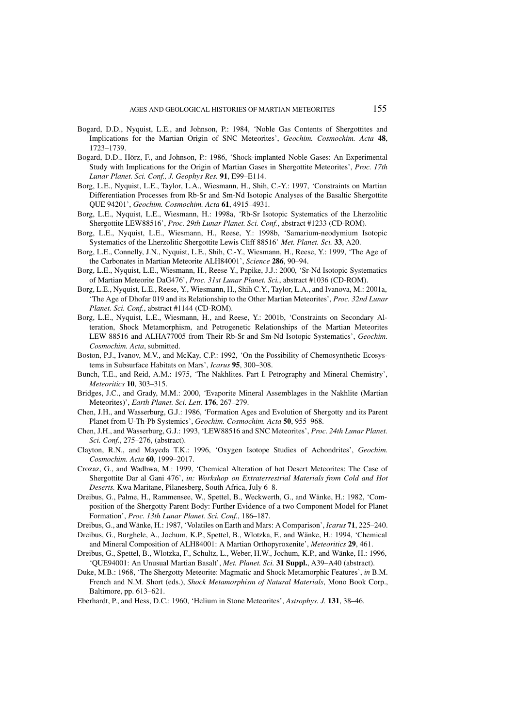Bogard, D.D., Nyquist, L.E., and Johnson, P.: 1984, 'Noble Gas Contents of Shergottites and Implications for the Martian Origin of SNC Meteorites', *Geochim. Cosmochim. Acta* **48**, 1723–1739.

Bogard, D.D., Hörz, F., and Johnson, P.: 1986, 'Shock-implanted Noble Gases: An Experimental Study with Implications for the Origin of Martian Gases in Shergottite Meteorites', *Proc. 17th Lunar Planet. Sci. Conf., J. Geophys Res.* **91**, E99–E114.

Borg, L.E., Nyquist, L.E., Taylor, L.A., Wiesmann, H., Shih, C.-Y.: 1997, 'Constraints on Martian Differentiation Processes from Rb-Sr and Sm-Nd Isotopic Analyses of the Basaltic Shergottite QUE 94201', *Geochim. Cosmochim. Acta* **61**, 4915–4931.

Borg, L.E., Nyquist, L.E., Wiesmann, H.: 1998a, 'Rb-Sr Isotopic Systematics of the Lherzolitic Shergottite LEW88516', *Proc. 29th Lunar Planet. Sci. Conf.*, abstract #1233 (CD-ROM).

Borg, L.E., Nyquist, L.E., Wiesmann, H., Reese, Y.: 1998b, 'Samarium-neodymium Isotopic Systematics of the Lherzolitic Shergottite Lewis Cliff 88516' *Met. Planet. Sci.* **33**, A20.

Borg, L.E., Connelly, J.N., Nyquist, L.E., Shih, C.-Y., Wiesmann, H., Reese, Y.: 1999, 'The Age of the Carbonates in Martian Meteorite ALH84001', *Science* **286**, 90–94.

Borg, L.E., Nyquist, L.E., Wiesmann, H., Reese Y., Papike, J.J.: 2000, 'Sr-Nd Isotopic Systematics of Martian Meteorite DaG476', *Proc. 31st Lunar Planet. Sci.*, abstract #1036 (CD-ROM).

Borg, L.E., Nyquist, L.E., Reese, Y., Wiesmann, H., Shih C.Y., Taylor, L.A., and Ivanova, M.: 2001a, 'The Age of Dhofar 019 and its Relationship to the Other Martian Meteorites', *Proc. 32nd Lunar Planet. Sci. Conf.*, abstract #1144 (CD-ROM).

Borg, L.E., Nyquist, L.E., Wiesmann, H., and Reese, Y.: 2001b, 'Constraints on Secondary Alteration, Shock Metamorphism, and Petrogenetic Relationships of the Martian Meteorites LEW 88516 and ALHA77005 from Their Rb-Sr and Sm-Nd Isotopic Systematics', *Geochim. Cosmochim. Acta*, submitted.

Boston, P.J., Ivanov, M.V., and McKay, C.P.: 1992, 'On the Possibility of Chemosynthetic Ecosystems in Subsurface Habitats on Mars', *Icarus* **95**, 300–308.

Bunch, T.E., and Reid, A.M.: 1975, 'The Nakhlites. Part I. Petrography and Mineral Chemistry', *Meteoritics* **10**, 303–315.

Bridges, J.C., and Grady, M.M.: 2000, 'Evaporite Mineral Assemblages in the Nakhlite (Martian Meteorites)', *Earth Planet. Sci. Lett.* **176**, 267–279.

Chen, J.H., and Wasserburg, G.J.: 1986, 'Formation Ages and Evolution of Shergotty and its Parent Planet from U-Th-Pb Systemics', *Geochim. Cosmochim. Acta* **50**, 955–968.

Chen, J.H., and Wasserburg, G.J.: 1993, 'LEW88516 and SNC Meteorites', *Proc. 24th Lunar Planet. Sci. Conf.*, 275–276, (abstract).

Clayton, R.N., and Mayeda T.K.: 1996, 'Oxygen Isotope Studies of Achondrites', *Geochim. Cosmochim. Acta* **60**, 1999–2017.

Crozaz, G., and Wadhwa, M.: 1999, 'Chemical Alteration of hot Desert Meteorites: The Case of Shergottite Dar al Gani 476', *in: Workshop on Extraterrestrial Materials from Cold and Hot Deserts.* Kwa Maritane, Pilanesberg, South Africa, July 6–8.

Dreibus, G., Palme, H., Rammensee, W., Spettel, B., Weckwerth, G., and Wänke, H.: 1982, 'Composition of the Shergotty Parent Body: Further Evidence of a two Component Model for Planet Formation', *Proc. 13th Lunar Planet. Sci. Conf.*, 186–187.

Dreibus, G., and Wänke, H.: 1987, 'Volatiles on Earth and Mars: A Comparison', *Icarus* **71**, 225–240.

Dreibus, G., Burghele, A., Jochum, K.P., Spettel, B., Wlotzka, F., and Wänke, H.: 1994, 'Chemical and Mineral Composition of ALH84001: A Martian Orthopyroxenite', *Meteoritics* **29**, 461.

Dreibus, G., Spettel, B., Wlotzka, F., Schultz, L., Weber, H.W., Jochum, K.P., and Wänke, H.: 1996, 'QUE94001: An Unusual Martian Basalt', *Met. Planet. Sci.* **31 Suppl.**, A39–A40 (abstract).

Duke, M.B.: 1968, 'The Shergotty Meteorite: Magmatic and Shock Metamorphic Features', *in* B.M. French and N.M. Short (eds.), *Shock Metamorphism of Natural Materials*, Mono Book Corp., Baltimore, pp. 613–621.

Eberhardt, P., and Hess, D.C.: 1960, 'Helium in Stone Meteorites', *Astrophys. J.* **131**, 38–46.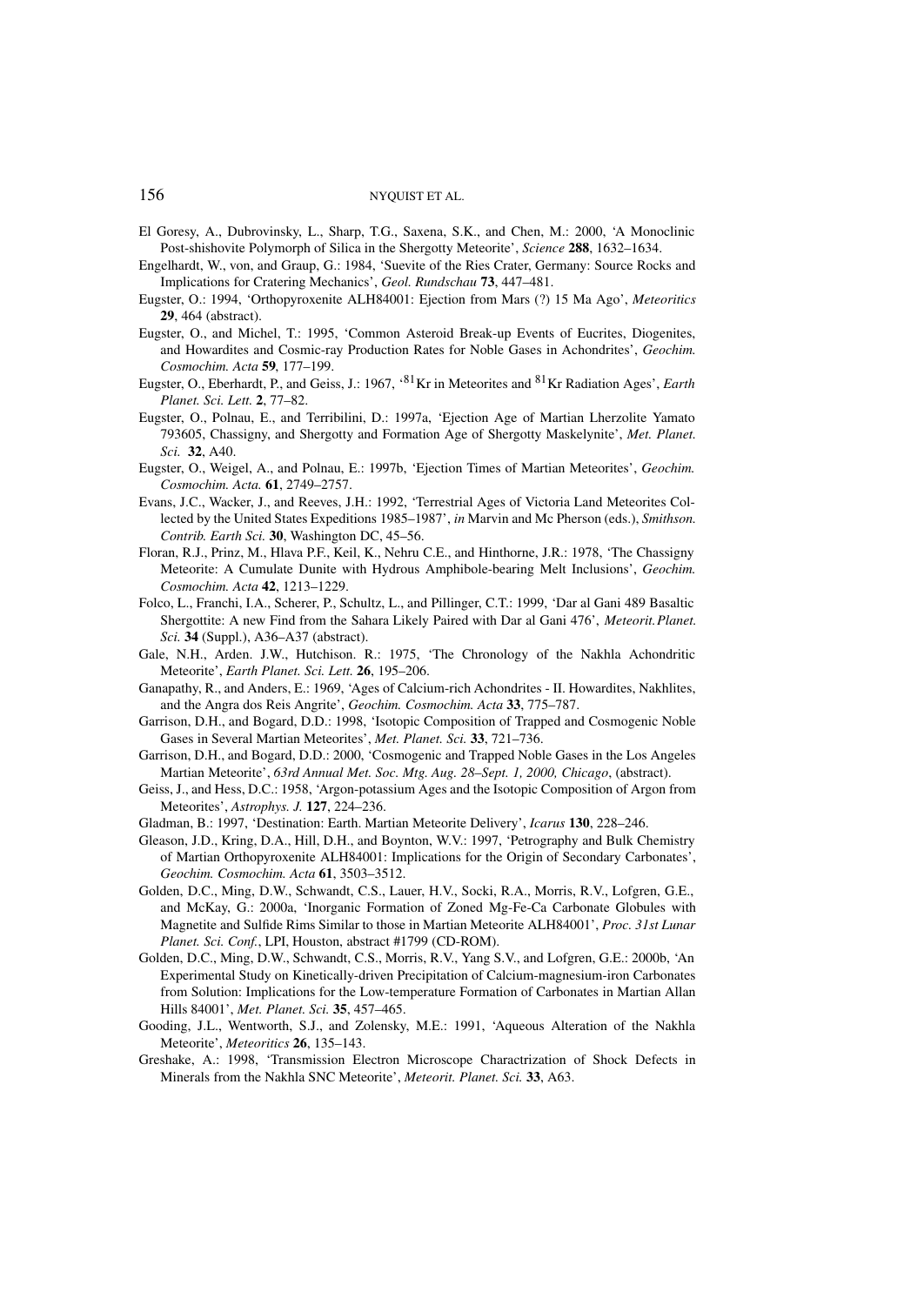El Goresy, A., Dubrovinsky, L., Sharp, T.G., Saxena, S.K., and Chen, M.: 2000, 'A Monoclinic Post-shishovite Polymorph of Silica in the Shergotty Meteorite', *Science* **288**, 1632–1634.

Engelhardt, W., von, and Graup, G.: 1984, 'Suevite of the Ries Crater, Germany: Source Rocks and Implications for Cratering Mechanics', *Geol. Rundschau* **73**, 447–481.

Eugster, O.: 1994, 'Orthopyroxenite ALH84001: Ejection from Mars (?) 15 Ma Ago', *Meteoritics* **29**, 464 (abstract).

Eugster, O., and Michel, T.: 1995, 'Common Asteroid Break-up Events of Eucrites, Diogenites, and Howardites and Cosmic-ray Production Rates for Noble Gases in Achondrites', *Geochim. Cosmochim. Acta* **59**, 177–199.

Eugster, O., Eberhardt, P., and Geiss, J.: 1967, '$^{81}$Kr in Meteorites and $^{81}$Kr Radiation Ages', *Earth Planet. Sci. Lett.* **2**, 77–82.

Eugster, O., Polnau, E., and Terribilini, D.: 1997a, 'Ejection Age of Martian Lherzolite Yamato 793605, Chassigny, and Shergotty and Formation Age of Shergotty Maskelynite', *Met. Planet. Sci.* **32**, A40.

Eugster, O., Weigel, A., and Polnau, E.: 1997b, 'Ejection Times of Martian Meteorites', *Geochim. Cosmochim. Acta.* **61**, 2749–2757.

Evans, J.C., Wacker, J., and Reeves, J.H.: 1992, 'Terrestrial Ages of Victoria Land Meteorites Collected by the United States Expeditions 1985–1987', *in* Marvin and Mc Pherson (eds.), *Smithson. Contrib. Earth Sci.* **30**, Washington DC, 45–56.

Floran, R.J., Prinz, M., Hlava P.F., Keil, K., Nehru C.E., and Hinthorne, J.R.: 1978, 'The Chassigny Meteorite: A Cumulate Dunite with Hydrous Amphibole-bearing Melt Inclusions', *Geochim. Cosmochim. Acta* **42**, 1213–1229.

Folco, L., Franchi, I.A., Scherer, P., Schultz, L., and Pillinger, C.T.: 1999, 'Dar al Gani 489 Basaltic Shergottite: A new Find from the Sahara Likely Paired with Dar al Gani 476', *Meteorit. Planet. Sci.* **34** (Suppl.), A36–A37 (abstract).

Gale, N.H., Arden. J.W., Hutchison. R.: 1975, 'The Chronology of the Nakhla Achondritic Meteorite', *Earth Planet. Sci. Lett.* **26**, 195–206.

Ganapathy, R., and Anders, E.: 1969, 'Ages of Calcium-rich Achondrites - II. Howardites, Nakhlites, and the Angra dos Reis Angrite', *Geochim. Cosmochim. Acta* **33**, 775–787.

Garrison, D.H., and Bogard, D.D.: 1998, 'Isotopic Composition of Trapped and Cosmogenic Noble Gases in Several Martian Meteorites', *Met. Planet. Sci.* **33**, 721–736.

Garrison, D.H., and Bogard, D.D.: 2000, 'Cosmogenic and Trapped Noble Gases in the Los Angeles Martian Meteorite', *63rd Annual Met. Soc. Mtg. Aug. 28–Sept. 1, 2000, Chicago*, (abstract).

Geiss, J., and Hess, D.C.: 1958, 'Argon-potassium Ages and the Isotopic Composition of Argon from Meteorites', *Astrophys. J.* **127**, 224–236.

Gladman, B.: 1997, 'Destination: Earth. Martian Meteorite Delivery', *Icarus* **130**, 228–246.

Gleason, J.D., Kring, D.A., Hill, D.H., and Boynton, W.V.: 1997, 'Petrography and Bulk Chemistry of Martian Orthopyroxenite ALH84001: Implications for the Origin of Secondary Carbonates', *Geochim. Cosmochim. Acta* **61**, 3503–3512.

Golden, D.C., Ming, D.W., Schwandt, C.S., Lauer, H.V., Socki, R.A., Morris, R.V., Lofgren, G.E., and McKay, G.: 2000a, 'Inorganic Formation of Zoned Mg-Fe-Ca Carbonate Globules with Magnetite and Sulfide Rims Similar to those in Martian Meteorite ALH84001', *Proc. 31st Lunar Planet. Sci. Conf.*, LPI, Houston, abstract #1799 (CD-ROM).

Golden, D.C., Ming, D.W., Schwandt, C.S., Morris, R.V., Yang S.V., and Lofgren, G.E.: 2000b, 'An Experimental Study on Kinetically-driven Precipitation of Calcium-magnesium-iron Carbonates from Solution: Implications for the Low-temperature Formation of Carbonates in Martian Allan Hills 84001', *Met. Planet. Sci.* **35**, 457–465.

Gooding, J.L., Wentworth, S.J., and Zolensky, M.E.: 1991, 'Aqueous Alteration of the Nakhla Meteorite', *Meteoritics* **26**, 135–143.

Greshake, A.: 1998, 'Transmission Electron Microscope Charactrization of Shock Defects in Minerals from the Nakhla SNC Meteorite', *Meteorit. Planet. Sci.* **33**, A63.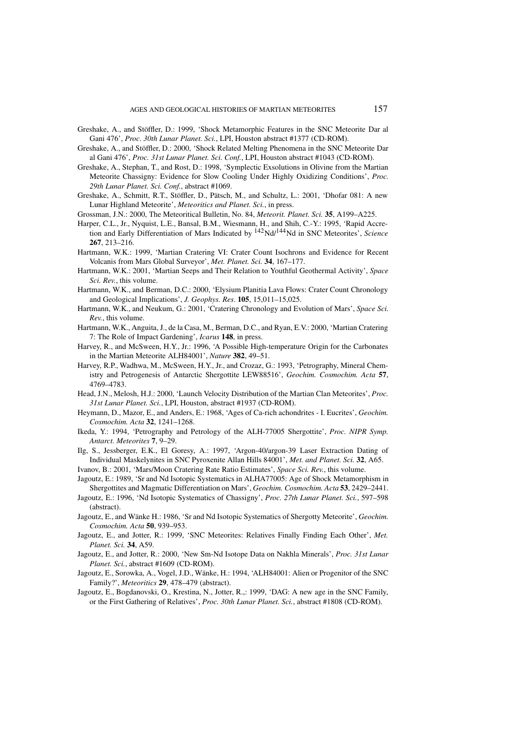Greshake, A., and Stöffler, D.: 1999, 'Shock Metamorphic Features in the SNC Meteorite Dar al Gani 476', *Proc. 30th Lunar Planet. Sci.*, LPI, Houston abstract #1377 (CD-ROM).

Greshake, A., and Stöffler, D.: 2000, 'Shock Related Melting Phenomena in the SNC Meteorite Dar al Gani 476', *Proc. 31st Lunar Planet. Sci. Conf.*, LPI, Houston abstract #1043 (CD-ROM).

Greshake, A., Stephan, T., and Rost, D.: 1998, 'Symplectic Exsolutions in Olivine from the Martian Meteorite Chassigny: Evidence for Slow Cooling Under Highly Oxidizing Conditions', *Proc. 29th Lunar Planet. Sci. Conf.*, abstract #1069.

Greshake, A., Schmitt, R.T., Stöffler, D., Pätsch, M., and Schultz, L.: 2001, 'Dhofar 081: A new Lunar Highland Meteorite', *Meteoritics and Planet. Sci.*, in press.

Grossman, J.N.: 2000, The Meteoritical Bulletin, No. 84, *Meteorit. Planet. Sci.* **35**, A199–A225.

Harper, C.L., Jr., Nyquist, L.E., Bansal, B.M., Wiesmann, H., and Shih, C.-Y.: 1995, 'Rapid Accretion and Early Differentiation of Mars Indicated by $^{142}$Nd/$^{144}$Nd in SNC Meteorites', *Science* **267**, 213–216.

Hartmann, W.K.: 1999, 'Martian Cratering VI: Crater Count Isochrons and Evidence for Recent Volcanis from Mars Global Surveyor', *Met. Planet. Sci.* **34**, 167–177.

Hartmann, W.K.: 2001, 'Martian Seeps and Their Relation to Youthful Geothermal Activity', *Space Sci. Rev.*, this volume.

Hartmann, W.K., and Berman, D.C.: 2000, 'Elysium Planitia Lava Flows: Crater Count Chronology and Geological Implications', *J. Geophys. Res*. **105**, 15,011–15,025.

Hartmann, W.K., and Neukum, G.: 2001, 'Cratering Chronology and Evolution of Mars', *Space Sci. Rev.*, this volume.

Hartmann, W.K., Anguita, J., de la Casa, M., Berman, D.C., and Ryan, E.V.: 2000, 'Martian Cratering 7: The Role of Impact Gardening', *Icarus* **148**, in press.

Harvey, R., and McSween, H.Y., Jr.: 1996, 'A Possible High-temperature Origin for the Carbonates in the Martian Meteorite ALH84001', *Nature* **382**, 49–51.

Harvey, R.P., Wadhwa, M., McSween, H.Y., Jr., and Crozaz, G.: 1993, 'Petrography, Mineral Chemistry and Petrogenesis of Antarctic Shergottite LEW88516', *Geochim. Cosmochim. Acta* **57**, 4769–4783.

Head, J.N., Melosh, H.J.: 2000, 'Launch Velocity Distribution of the Martian Clan Meteorites', *Proc. 31st Lunar Planet. Sci.*, LPI, Houston, abstract #1937 (CD-ROM).

Heymann, D., Mazor, E., and Anders, E.: 1968, 'Ages of Ca-rich achondrites - I. Eucrites', *Geochim. Cosmochim. Acta* **32**, 1241–1268.

Ikeda, Y.: 1994, 'Petrography and Petrology of the ALH-77005 Shergottite', *Proc. NIPR Symp. Antarct. Meteorites* **7**, 9–29.

Ilg, S., Jessberger, E.K., El Goresy, A.: 1997, 'Argon-40/argon-39 Laser Extraction Dating of Individual Maskelynites in SNC Pyroxenite Allan Hills 84001', *Met. and Planet. Sci.* **32**, A65.

Ivanov, B.: 2001, 'Mars/Moon Cratering Rate Ratio Estimates', *Space Sci. Rev.*, this volume.

Jagoutz, E.: 1989, 'Sr and Nd Isotopic Systematics in ALHA77005: Age of Shock Metamorphism in Shergottites and Magmatic Differentiation on Mars', *Geochim. Cosmochim. Acta* **53**, 2429–2441.

Jagoutz, E.: 1996, 'Nd Isotopic Systematics of Chassigny', *Proc. 27th Lunar Planet. Sci.*, 597–598 (abstract).

Jagoutz, E., and Wänke H.: 1986, 'Sr and Nd Isotopic Systematics of Shergotty Meteorite', *Geochim. Cosmochim. Acta* **50**, 939–953.

Jagoutz, E., and Jotter, R.: 1999, 'SNC Meteorites: Relatives Finally Finding Each Other', *Met. Planet. Sci.* **34**, A59.

Jagoutz, E., and Jotter, R.: 2000, 'New Sm-Nd Isotope Data on Nakhla Minerals', *Proc. 31st Lunar Planet. Sci.*, abstract #1609 (CD-ROM).

Jagoutz, E., Sorowka, A., Vogel, J.D., Wänke, H.: 1994, 'ALH84001: Alien or Progenitor of the SNC Family?', *Meteoritics* **29**, 478–479 (abstract).

Jagoutz, E., Bogdanovski, O., Krestina, N., Jotter, R.,: 1999, 'DAG: A new age in the SNC Family, or the First Gathering of Relatives', *Proc. 30th Lunar Planet. Sci.*, abstract #1808 (CD-ROM).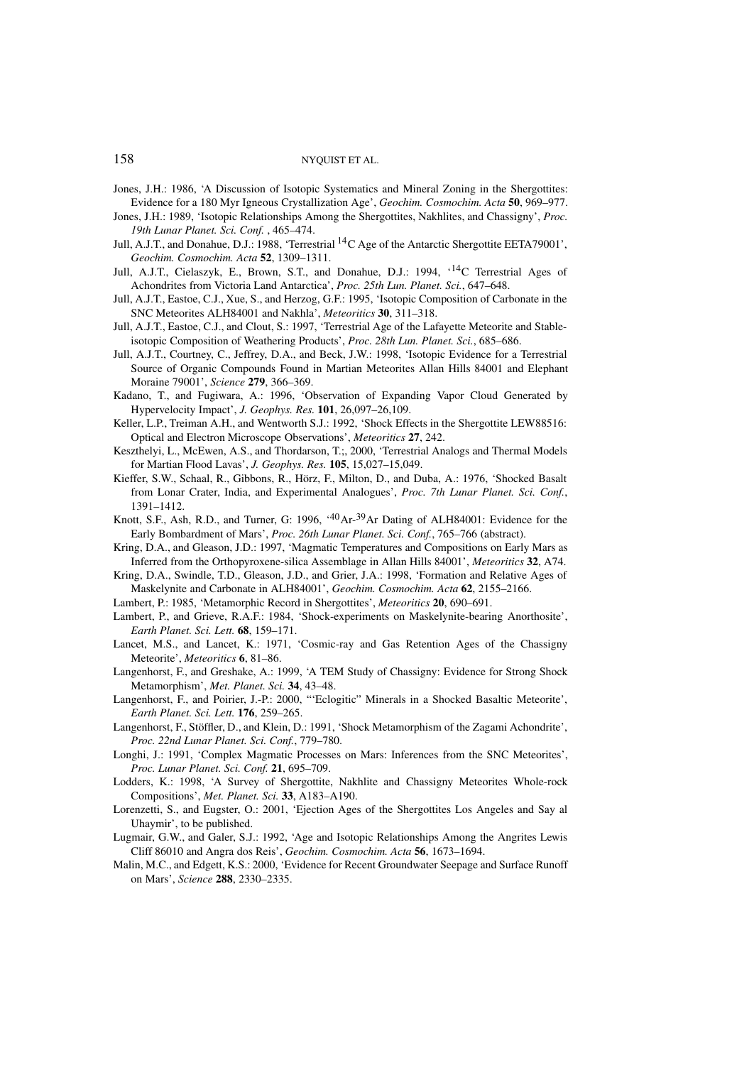Jones, J.H.: 1986, 'A Discussion of Isotopic Systematics and Mineral Zoning in the Shergottites: Evidence for a 180 Myr Igneous Crystallization Age', *Geochim. Cosmochim. Acta* **50**, 969–977.

Jones, J.H.: 1989, 'Isotopic Relationships Among the Shergottites, Nakhlites, and Chassigny', *Proc. 19th Lunar Planet. Sci. Conf.* , 465–474.

Jull, A.J.T., and Donahue, D.J.: 1988, 'Terrestrial $^{14}$C Age of the Antarctic Shergottite EETA79001', *Geochim. Cosmochim. Acta* **52**, 1309–1311.

Jull, A.J.T., Cielaszyk, E., Brown, S.T., and Donahue, D.J.: 1994, '$^{14}$C Terrestrial Ages of Achondrites from Victoria Land Antarctica', *Proc. 25th Lun. Planet. Sci.*, 647–648.

Jull, A.J.T., Eastoe, C.J., Xue, S., and Herzog, G.F.: 1995, 'Isotopic Composition of Carbonate in the SNC Meteorites ALH84001 and Nakhla', *Meteoritics* **30**, 311–318.

Jull, A.J.T., Eastoe, C.J., and Clout, S.: 1997, 'Terrestrial Age of the Lafayette Meteorite and Stable-isotopic Composition of Weathering Products', *Proc. 28th Lun. Planet. Sci.*, 685–686.

Jull, A.J.T., Courtney, C., Jeffrey, D.A., and Beck, J.W.: 1998, 'Isotopic Evidence for a Terrestrial Source of Organic Compounds Found in Martian Meteorites Allan Hills 84001 and Elephant Moraine 79001', *Science* **279**, 366–369.

Kadano, T., and Fugiwara, A.: 1996, 'Observation of Expanding Vapor Cloud Generated by Hypervelocity Impact', *J. Geophys. Res.* **101**, 26,097–26,109.

Keller, L.P., Treiman A.H., and Wentworth S.J.: 1992, 'Shock Effects in the Shergottite LEW88516: Optical and Electron Microscope Observations', *Meteoritics* **27**, 242.

Keszthelyi, L., McEwen, A.S., and Thordarson, T.;, 2000, 'Terrestrial Analogs and Thermal Models for Martian Flood Lavas', *J. Geophys. Res.* **105**, 15,027–15,049.

Kieffer, S.W., Schaal, R., Gibbons, R., Hörz, F., Milton, D., and Duba, A.: 1976, 'Shocked Basalt from Lonar Crater, India, and Experimental Analogues', *Proc. 7th Lunar Planet. Sci. Conf.*, 1391–1412.

Knott, S.F., Ash, R.D., and Turner, G: 1996, '$^{40}$Ar-$^{39}$Ar Dating of ALH84001: Evidence for the Early Bombardment of Mars', *Proc. 26th Lunar Planet. Sci. Conf.*, 765–766 (abstract).

Kring, D.A., and Gleason, J.D.: 1997, 'Magmatic Temperatures and Compositions on Early Mars as Inferred from the Orthopyroxene-silica Assemblage in Allan Hills 84001', *Meteoritics* **32**, A74.

Kring, D.A., Swindle, T.D., Gleason, J.D., and Grier, J.A.: 1998, 'Formation and Relative Ages of Maskelynite and Carbonate in ALH84001', *Geochim. Cosmochim. Acta* **62**, 2155–2166.

Lambert, P.: 1985, 'Metamorphic Record in Shergottites', *Meteoritics* **20**, 690–691.

Lambert, P., and Grieve, R.A.F.: 1984, 'Shock-experiments on Maskelynite-bearing Anorthosite', *Earth Planet. Sci. Lett.* **68**, 159–171.

Lancet, M.S., and Lancet, K.: 1971, 'Cosmic-ray and Gas Retention Ages of the Chassigny Meteorite', *Meteoritics* **6**, 81–86.

Langenhorst, F., and Greshake, A.: 1999, 'A TEM Study of Chassigny: Evidence for Strong Shock Metamorphism', *Met. Planet. Sci.* **34**, 43–48.

Langenhorst, F., and Poirier, J.-P.: 2000, '"Eclogitic" Minerals in a Shocked Basaltic Meteorite', *Earth Planet. Sci. Lett.* **176**, 259–265.

Langenhorst, F., Stöffler, D., and Klein, D.: 1991, 'Shock Metamorphism of the Zagami Achondrite', *Proc. 22nd Lunar Planet. Sci. Conf.*, 779–780.

Longhi, J.: 1991, 'Complex Magmatic Processes on Mars: Inferences from the SNC Meteorites', *Proc. Lunar Planet. Sci. Conf.* **21**, 695–709.

Lodders, K.: 1998, 'A Survey of Shergottite, Nakhlite and Chassigny Meteorites Whole-rock Compositions', *Met. Planet. Sci.* **33**, A183–A190.

Lorenzetti, S., and Eugster, O.: 2001, 'Ejection Ages of the Shergottites Los Angeles and Say al Uhaymir', to be published.

Lugmair, G.W., and Galer, S.J.: 1992, 'Age and Isotopic Relationships Among the Angrites Lewis Cliff 86010 and Angra dos Reis', *Geochim. Cosmochim. Acta* **56**, 1673–1694.

Malin, M.C., and Edgett, K.S.: 2000, 'Evidence for Recent Groundwater Seepage and Surface Runoff on Mars', *Science* **288**, 2330–2335.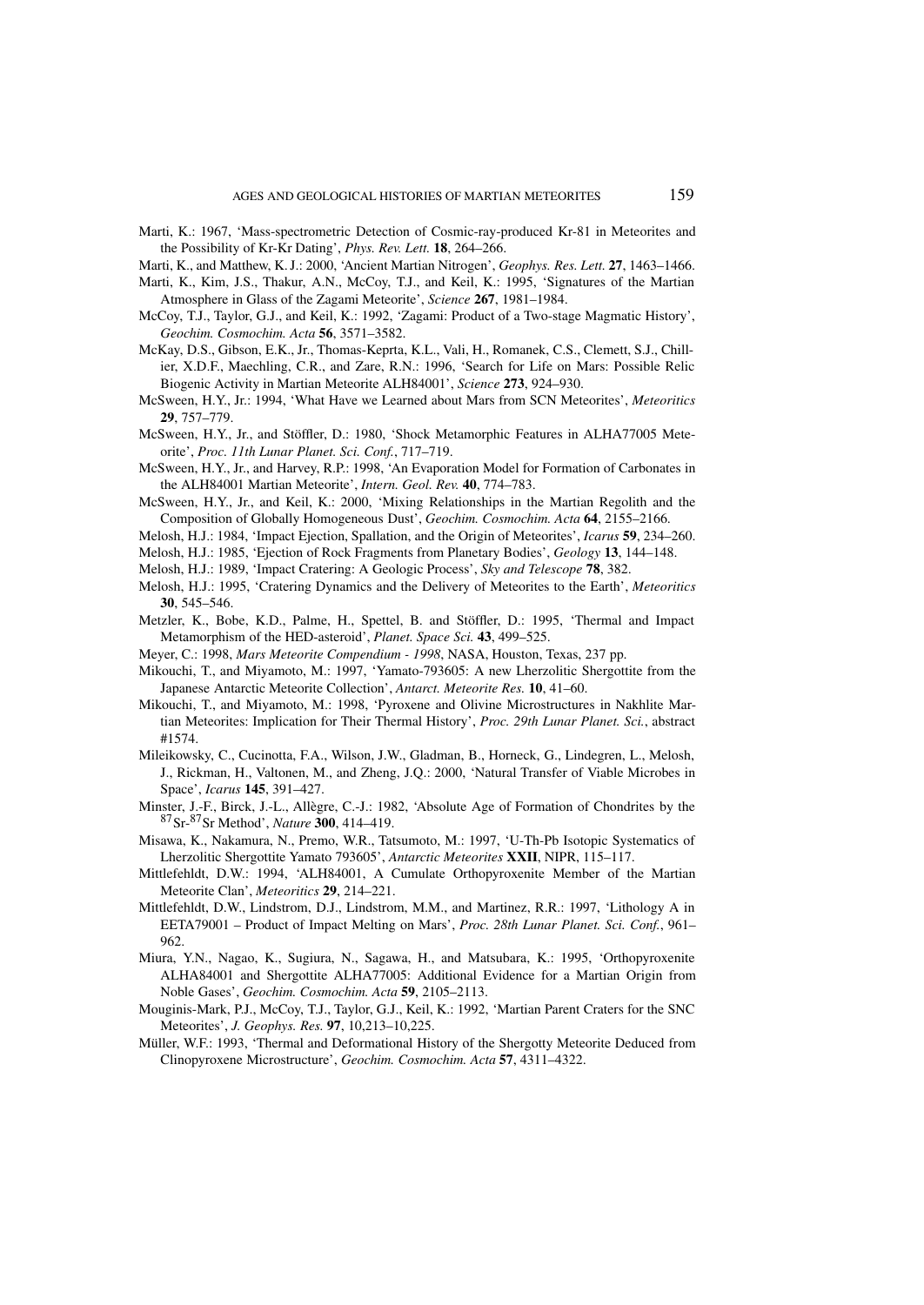Marti, K.: 1967, 'Mass-spectrometric Detection of Cosmic-ray-produced Kr-81 in Meteorites and the Possibility of Kr-Kr Dating', *Phys. Rev. Lett.* **18**, 264–266.

Marti, K., and Matthew, K.J.: 2000, 'Ancient Martian Nitrogen', *Geophys. Res. Lett.* **27**, 1463–1466.

Marti, K., Kim, J.S., Thakur, A.N., McCoy, T.J., and Keil, K.: 1995, 'Signatures of the Martian Atmosphere in Glass of the Zagami Meteorite', *Science* **267**, 1981–1984.

McCoy, T.J., Taylor, G.J., and Keil, K.: 1992, 'Zagami: Product of a Two-stage Magmatic History', *Geochim. Cosmochim. Acta* **56**, 3571–3582.

McKay, D.S., Gibson, E.K., Jr., Thomas-Keprta, K.L., Vali, H., Romanek, C.S., Clemett, S.J., Chillier, X.D.F., Maechling, C.R., and Zare, R.N.: 1996, 'Search for Life on Mars: Possible Relic Biogenic Activity in Martian Meteorite ALH84001', *Science* **273**, 924–930.

McSween, H.Y., Jr.: 1994, 'What Have we Learned about Mars from SCN Meteorites', *Meteoritics* **29**, 757–779.

McSween, H.Y., Jr., and Stöffler, D.: 1980, 'Shock Metamorphic Features in ALHA77005 Meteorite', *Proc. 11th Lunar Planet. Sci. Conf.*, 717–719.

McSween, H.Y., Jr., and Harvey, R.P.: 1998, 'An Evaporation Model for Formation of Carbonates in the ALH84001 Martian Meteorite', *Intern. Geol. Rev.* **40**, 774–783.

McSween, H.Y., Jr., and Keil, K.: 2000, 'Mixing Relationships in the Martian Regolith and the Composition of Globally Homogeneous Dust', *Geochim. Cosmochim. Acta* **64**, 2155–2166.

Melosh, H.J.: 1984, 'Impact Ejection, Spallation, and the Origin of Meteorites', *Icarus* **59**, 234–260.

Melosh, H.J.: 1985, 'Ejection of Rock Fragments from Planetary Bodies', *Geology* **13**, 144–148.

Melosh, H.J.: 1989, 'Impact Cratering: A Geologic Process', *Sky and Telescope* **78**, 382.

Melosh, H.J.: 1995, 'Cratering Dynamics and the Delivery of Meteorites to the Earth', *Meteoritics* **30**, 545–546.

Metzler, K., Bobe, K.D., Palme, H., Spettel, B. and Stöffler, D.: 1995, 'Thermal and Impact Metamorphism of the HED-asteroid', *Planet. Space Sci.* **43**, 499–525.

Meyer, C.: 1998, *Mars Meteorite Compendium - 1998*, NASA, Houston, Texas, 237 pp.

Mikouchi, T., and Miyamoto, M.: 1997, 'Yamato-793605: A new Lherzolitic Shergottite from the Japanese Antarctic Meteorite Collection', *Antarct. Meteorite Res.* **10**, 41–60.

Mikouchi, T., and Miyamoto, M.: 1998, 'Pyroxene and Olivine Microstructures in Nakhlite Martian Meteorites: Implication for Their Thermal History', *Proc. 29th Lunar Planet. Sci.*, abstract #1574.

Mileikowsky, C., Cucinotta, F.A., Wilson, J.W., Gladman, B., Horneck, G., Lindegren, L., Melosh, J., Rickman, H., Valtonen, M., and Zheng, J.Q.: 2000, 'Natural Transfer of Viable Microbes in Space', *Icarus* **145**, 391–427.

Minster, J.-F., Birck, J.-L., Allègre, C.-J.: 1982, 'Absolute Age of Formation of Chondrites by the $^{87}$Sr-$^{87}$Sr Method', *Nature* **300**, 414–419.

Misawa, K., Nakamura, N., Premo, W.R., Tatsumoto, M.: 1997, 'U-Th-Pb Isotopic Systematics of Lherzolitic Shergottite Yamato 793605', *Antarctic Meteorites* **XXII**, NIPR, 115–117.

Mittlefehldt, D.W.: 1994, 'ALH84001, A Cumulate Orthopyroxenite Member of the Martian Meteorite Clan', *Meteoritics* **29**, 214–221.

Mittlefehldt, D.W., Lindstrom, D.J., Lindstrom, M.M., and Martinez, R.R.: 1997, 'Lithology A in EETA79001 – Product of Impact Melting on Mars', *Proc. 28th Lunar Planet. Sci. Conf.*, 961–962.

Miura, Y.N., Nagao, K., Sugiura, N., Sagawa, H., and Matsubara, K.: 1995, 'Orthopyroxenite ALHA84001 and Shergottite ALHA77005: Additional Evidence for a Martian Origin from Noble Gases', *Geochim. Cosmochim. Acta* **59**, 2105–2113.

Mouginis-Mark, P.J., McCoy, T.J., Taylor, G.J., Keil, K.: 1992, 'Martian Parent Craters for the SNC Meteorites', *J. Geophys. Res.* **97**, 10,213–10,225.

Müller, W.F.: 1993, 'Thermal and Deformational History of the Shergotty Meteorite Deduced from Clinopyroxene Microstructure', *Geochim. Cosmochim. Acta* **57**, 4311–4322.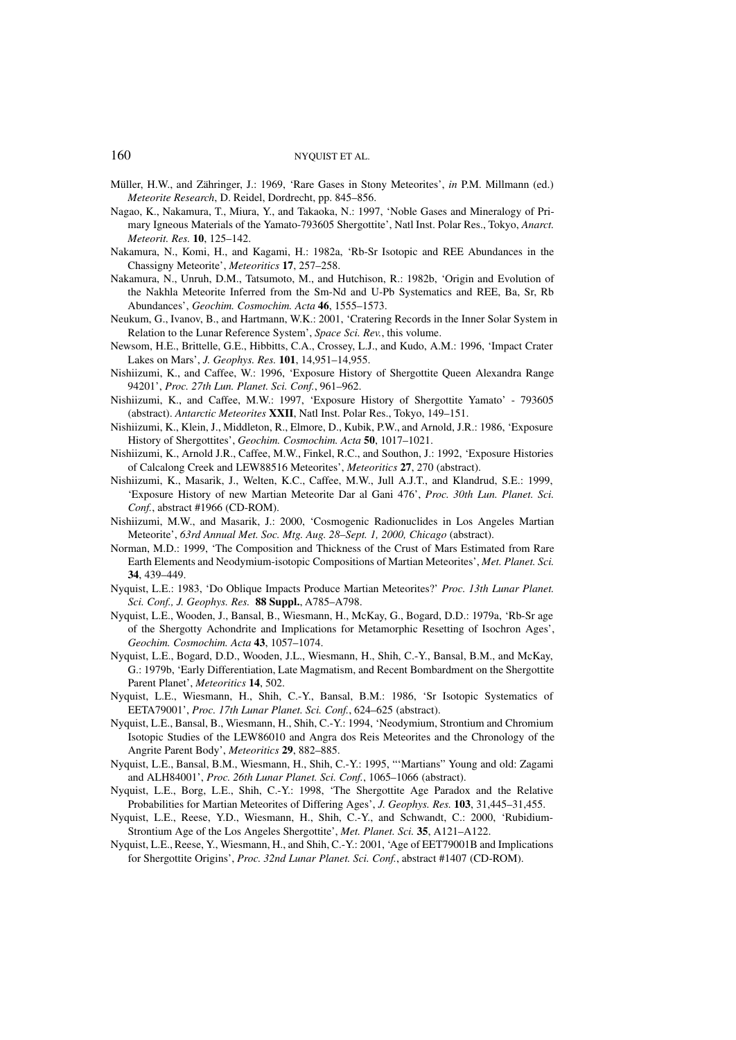Müller, H.W., and Zähringer, J.: 1969, 'Rare Gases in Stony Meteorites', *in* P.M. Millmann (ed.) *Meteorite Research*, D. Reidel, Dordrecht, pp. 845–856.

Nagao, K., Nakamura, T., Miura, Y., and Takaoka, N.: 1997, 'Noble Gases and Mineralogy of Primary Igneous Materials of the Yamato-793605 Shergottite', Natl Inst. Polar Res., Tokyo, *Anarct. Meteorit. Res.* **10**, 125–142.

Nakamura, N., Komi, H., and Kagami, H.: 1982a, 'Rb-Sr Isotopic and REE Abundances in the Chassigny Meteorite', *Meteoritics* **17**, 257–258.

Nakamura, N., Unruh, D.M., Tatsumoto, M., and Hutchison, R.: 1982b, 'Origin and Evolution of the Nakhla Meteorite Inferred from the Sm-Nd and U-Pb Systematics and REE, Ba, Sr, Rb Abundances', *Geochim. Cosmochim. Acta* **46**, 1555–1573.

Neukum, G., Ivanov, B., and Hartmann, W.K.: 2001, 'Cratering Records in the Inner Solar System in Relation to the Lunar Reference System', *Space Sci. Rev.*, this volume.

Newsom, H.E., Brittelle, G.E., Hibbitts, C.A., Crossey, L.J., and Kudo, A.M.: 1996, 'Impact Crater Lakes on Mars', *J. Geophys. Res.* **101**, 14,951–14,955.

Nishiizumi, K., and Caffee, W.: 1996, 'Exposure History of Shergottite Queen Alexandra Range 94201', *Proc. 27th Lun. Planet. Sci. Conf.*, 961–962.

Nishiizumi, K., and Caffee, M.W.: 1997, 'Exposure History of Shergottite Yamato' - 793605 (abstract). *Antarctic Meteorites* **XXII**, Natl Inst. Polar Res., Tokyo, 149–151.

Nishiizumi, K., Klein, J., Middleton, R., Elmore, D., Kubik, P.W., and Arnold, J.R.: 1986, 'Exposure History of Shergottites', *Geochim. Cosmochim. Acta* **50**, 1017–1021.

Nishiizumi, K., Arnold J.R., Caffee, M.W., Finkel, R.C., and Southon, J.: 1992, 'Exposure Histories of Calcalong Creek and LEW88516 Meteorites', *Meteoritics* **27**, 270 (abstract).

Nishiizumi, K., Masarik, J., Welten, K.C., Caffee, M.W., Jull A.J.T., and Klandrud, S.E.: 1999, 'Exposure History of new Martian Meteorite Dar al Gani 476', *Proc. 30th Lun. Planet. Sci. Conf.*, abstract #1966 (CD-ROM).

Nishiizumi, M.W., and Masarik, J.: 2000, 'Cosmogenic Radionuclides in Los Angeles Martian Meteorite', *63rd Annual Met. Soc. Mtg. Aug. 28–Sept. 1, 2000, Chicago* (abstract).

Norman, M.D.: 1999, 'The Composition and Thickness of the Crust of Mars Estimated from Rare Earth Elements and Neodymium-isotopic Compositions of Martian Meteorites', *Met. Planet. Sci.* **34**, 439–449.

Nyquist, L.E.: 1983, 'Do Oblique Impacts Produce Martian Meteorites?' *Proc. 13th Lunar Planet. Sci. Conf., J. Geophys. Res.* **88 Suppl.**, A785–A798.

Nyquist, L.E., Wooden, J., Bansal, B., Wiesmann, H., McKay, G., Bogard, D.D.: 1979a, 'Rb-Sr age of the Shergotty Achondrite and Implications for Metamorphic Resetting of Isochron Ages', *Geochim. Cosmochim. Acta* **43**, 1057–1074.

Nyquist, L.E., Bogard, D.D., Wooden, J.L., Wiesmann, H., Shih, C.-Y., Bansal, B.M., and McKay, G.: 1979b, 'Early Differentiation, Late Magmatism, and Recent Bombardment on the Shergottite Parent Planet', *Meteoritics* **14**, 502.

Nyquist, L.E., Wiesmann, H., Shih, C.-Y., Bansal, B.M.: 1986, 'Sr Isotopic Systematics of EETA79001', *Proc. 17th Lunar Planet. Sci. Conf.*, 624–625 (abstract).

Nyquist, L.E., Bansal, B., Wiesmann, H., Shih, C.-Y.: 1994, 'Neodymium, Strontium and Chromium Isotopic Studies of the LEW86010 and Angra dos Reis Meteorites and the Chronology of the Angrite Parent Body', *Meteoritics* **29**, 882–885.

Nyquist, L.E., Bansal, B.M., Wiesmann, H., Shih, C.-Y.: 1995, "'Martians" Young and old: Zagami and ALH84001', *Proc. 26th Lunar Planet. Sci. Conf.*, 1065–1066 (abstract).

Nyquist, L.E., Borg, L.E., Shih, C.-Y.: 1998, 'The Shergottite Age Paradox and the Relative Probabilities for Martian Meteorites of Differing Ages', *J. Geophys. Res.* **103**, 31,445–31,455.

Nyquist, L.E., Reese, Y.D., Wiesmann, H., Shih, C.-Y., and Schwandt, C.: 2000, 'Rubidium-Strontium Age of the Los Angeles Shergottite', *Met. Planet. Sci.* **35**, A121–A122.

Nyquist, L.E., Reese, Y., Wiesmann, H., and Shih, C.-Y.: 2001, 'Age of EET79001B and Implications for Shergottite Origins', *Proc. 32nd Lunar Planet. Sci. Conf.*, abstract #1407 (CD-ROM).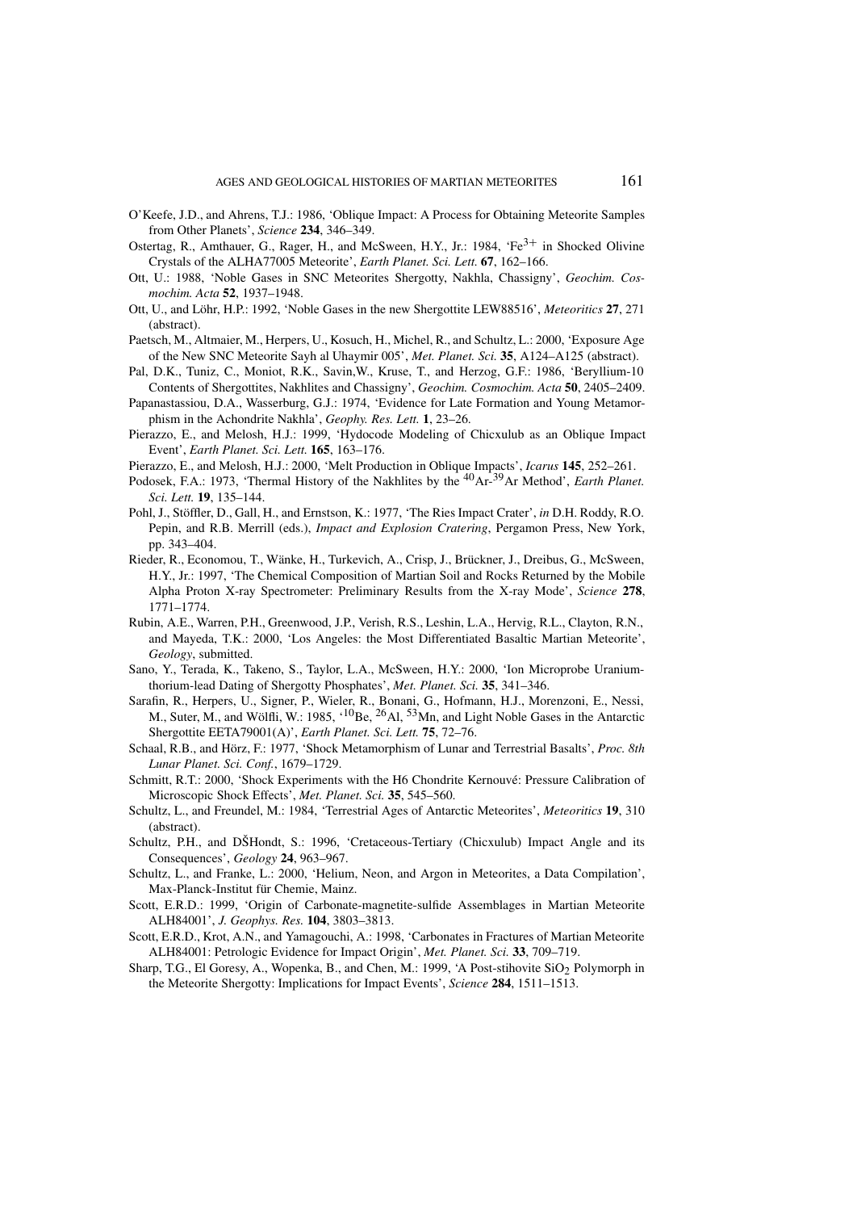O'Keefe, J.D., and Ahrens, T.J.: 1986, 'Oblique Impact: A Process for Obtaining Meteorite Samples from Other Planets', *Science* **234**, 346–349.

Ostertag, R., Amthauer, G., Rager, H., and McSween, H.Y., Jr.: 1984, '$Fe^{3+}$ in Shocked Olivine Crystals of the ALHA77005 Meteorite', *Earth Planet. Sci. Lett.* **67**, 162–166.

Ott, U.: 1988, 'Noble Gases in SNC Meteorites Shergotty, Nakhla, Chassigny', *Geochim. Cosmochim. Acta* **52**, 1937–1948.

Ott, U., and Löhr, H.P.: 1992, 'Noble Gases in the new Shergottite LEW88516', *Meteoritics* **27**, 271 (abstract).

Paetsch, M., Altmaier, M., Herpers, U., Kosuch, H., Michel, R., and Schultz, L.: 2000, 'Exposure Age of the New SNC Meteorite Sayh al Uhaymir 005', *Met. Planet. Sci.* **35**, A124–A125 (abstract).

Pal, D.K., Tuniz, C., Moniot, R.K., Savin,W., Kruse, T., and Herzog, G.F.: 1986, 'Beryllium-10 Contents of Shergottites, Nakhlites and Chassigny', *Geochim. Cosmochim. Acta* **50**, 2405–2409.

Papanastassiou, D.A., Wasserburg, G.J.: 1974, 'Evidence for Late Formation and Young Metamorphism in the Achondrite Nakhla', *Geophy. Res. Lett.* **1**, 23–26.

Pierazzo, E., and Melosh, H.J.: 1999, 'Hydocode Modeling of Chicxulub as an Oblique Impact Event', *Earth Planet. Sci. Lett.* **165**, 163–176.

Pierazzo, E., and Melosh, H.J.: 2000, 'Melt Production in Oblique Impacts', *Icarus* **145**, 252–261.

Podosek, F.A.: 1973, 'Thermal History of the Nakhlites by the $^{40}$Ar-$^{39}$Ar Method', *Earth Planet. Sci. Lett.* **19**, 135–144.

Pohl, J., Stöffler, D., Gall, H., and Ernstson, K.: 1977, 'The Ries Impact Crater', *in* D.H. Roddy, R.O. Pepin, and R.B. Merrill (eds.), *Impact and Explosion Cratering*, Pergamon Press, New York, pp. 343–404.

Rieder, R., Economou, T., Wänke, H., Turkevich, A., Crisp, J., Brückner, J., Dreibus, G., McSween, H.Y., Jr.: 1997, 'The Chemical Composition of Martian Soil and Rocks Returned by the Mobile Alpha Proton X-ray Spectrometer: Preliminary Results from the X-ray Mode', *Science* **278**, 1771–1774.

Rubin, A.E., Warren, P.H., Greenwood, J.P., Verish, R.S., Leshin, L.A., Hervig, R.L., Clayton, R.N., and Mayeda, T.K.: 2000, 'Los Angeles: the Most Differentiated Basaltic Martian Meteorite', *Geology*, submitted.

Sano, Y., Terada, K., Takeno, S., Taylor, L.A., McSween, H.Y.: 2000, 'Ion Microprobe Uranium-thorium-lead Dating of Shergotty Phosphates', *Met. Planet. Sci.* **35**, 341–346.

Sarafin, R., Herpers, U., Signer, P., Wieler, R., Bonani, G., Hofmann, H.J., Morenzoni, E., Nessi, M., Suter, M., and Wölfli, W.: 1985, '$^{10}$Be, $^{26}$Al, $^{53}$Mn, and Light Noble Gases in the Antarctic Shergottite EETA79001(A)', *Earth Planet. Sci. Lett.* **75**, 72–76.

Schaal, R.B., and Hörz, F.: 1977, 'Shock Metamorphism of Lunar and Terrestrial Basalts', *Proc. 8th Lunar Planet. Sci. Conf.*, 1679–1729.

Schmitt, R.T.: 2000, 'Shock Experiments with the H6 Chondrite Kernouvé: Pressure Calibration of Microscopic Shock Effects', *Met. Planet. Sci.* **35**, 545–560.

Schultz, L., and Freundel, M.: 1984, 'Terrestrial Ages of Antarctic Meteorites', *Meteoritics* **19**, 310 (abstract).

Schultz, P.H., and DŠHondt, S.: 1996, 'Cretaceous-Tertiary (Chicxulub) Impact Angle and its Consequences', *Geology* **24**, 963–967.

Schultz, L., and Franke, L.: 2000, 'Helium, Neon, and Argon in Meteorites, a Data Compilation', Max-Planck-Institut für Chemie, Mainz.

Scott, E.R.D.: 1999, 'Origin of Carbonate-magnetite-sulfide Assemblages in Martian Meteorite ALH84001', *J. Geophys. Res.* **104**, 3803–3813.

Scott, E.R.D., Krot, A.N., and Yamagouchi, A.: 1998, 'Carbonates in Fractures of Martian Meteorite ALH84001: Petrologic Evidence for Impact Origin', *Met. Planet. Sci.* **33**, 709–719.

Sharp, T.G., El Goresy, A., Wopenka, B., and Chen, M.: 1999, 'A Post-stihovite $SiO_2$ Polymorph in the Meteorite Shergotty: Implications for Impact Events', *Science* **284**, 1511–1513.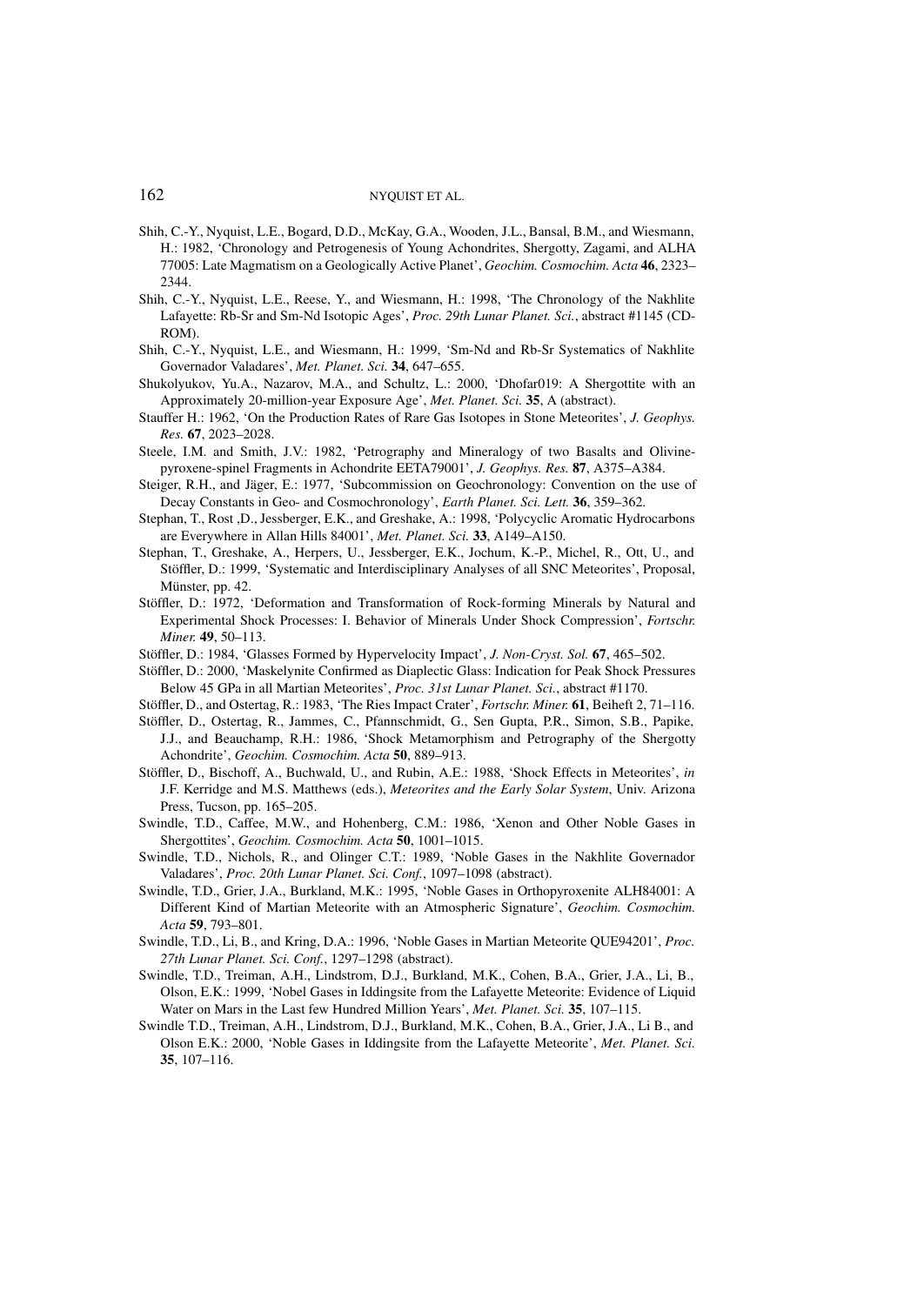Shih, C.-Y., Nyquist, L.E., Bogard, D.D., McKay, G.A., Wooden, J.L., Bansal, B.M., and Wiesmann, H.: 1982, 'Chronology and Petrogenesis of Young Achondrites, Shergotty, Zagami, and ALHA 77005: Late Magmatism on a Geologically Active Planet', *Geochim. Cosmochim. Acta* **46**, 2323–2344.

Shih, C.-Y., Nyquist, L.E., Reese, Y., and Wiesmann, H.: 1998, 'The Chronology of the Nakhlite Lafayette: Rb-Sr and Sm-Nd Isotopic Ages', *Proc. 29th Lunar Planet. Sci.*, abstract #1145 (CD-ROM).

Shih, C.-Y., Nyquist, L.E., and Wiesmann, H.: 1999, 'Sm-Nd and Rb-Sr Systematics of Nakhlite Governador Valadares', *Met. Planet. Sci.* **34**, 647–655.

Shukolyukov, Yu.A., Nazarov, M.A., and Schultz, L.: 2000, 'Dhofar019: A Shergottite with an Approximately 20-million-year Exposure Age', *Met. Planet. Sci.* **35**, A (abstract).

Stauffer H.: 1962, 'On the Production Rates of Rare Gas Isotopes in Stone Meteorites', *J. Geophys. Res.* **67**, 2023–2028.

Steele, I.M. and Smith, J.V.: 1982, 'Petrography and Mineralogy of two Basalts and Olivine-pyroxene-spinel Fragments in Achondrite EETA79001', *J. Geophys. Res.* **87**, A375–A384.

Steiger, R.H., and Jäger, E.: 1977, 'Subcommission on Geochronology: Convention on the use of Decay Constants in Geo- and Cosmochronology', *Earth Planet. Sci. Lett.* **36**, 359–362.

Stephan, T., Rost ,D., Jessberger, E.K., and Greshake, A.: 1998, 'Polycyclic Aromatic Hydrocarbons are Everywhere in Allan Hills 84001', *Met. Planet. Sci.* **33**, A149–A150.

Stephan, T., Greshake, A., Herpers, U., Jessberger, E.K., Jochum, K.-P., Michel, R., Ott, U., and Stöffler, D.: 1999, 'Systematic and Interdisciplinary Analyses of all SNC Meteorites', Proposal, Münster, pp. 42.

Stöffler, D.: 1972, 'Deformation and Transformation of Rock-forming Minerals by Natural and Experimental Shock Processes: I. Behavior of Minerals Under Shock Compression', *Fortschr. Miner.* **49**, 50–113.

Stöffler, D.: 1984, 'Glasses Formed by Hypervelocity Impact', *J. Non-Cryst. Sol.* **67**, 465–502.

Stöffler, D.: 2000, 'Maskelynite Confirmed as Diaplectic Glass: Indication for Peak Shock Pressures Below 45 GPa in all Martian Meteorites', *Proc. 31st Lunar Planet. Sci.*, abstract #1170.

Stöffler, D., and Ostertag, R.: 1983, 'The Ries Impact Crater', *Fortschr. Miner.* **61**, Beiheft 2, 71–116.

Stöffler, D., Ostertag, R., Jammes, C., Pfannschmidt, G., Sen Gupta, P.R., Simon, S.B., Papike, J.J., and Beauchamp, R.H.: 1986, 'Shock Metamorphism and Petrography of the Shergotty Achondrite', *Geochim. Cosmochim. Acta* **50**, 889–913.

Stöffler, D., Bischoff, A., Buchwald, U., and Rubin, A.E.: 1988, 'Shock Effects in Meteorites', *in* J.F. Kerridge and M.S. Matthews (eds.), *Meteorites and the Early Solar System*, Univ. Arizona Press, Tucson, pp. 165–205.

Swindle, T.D., Caffee, M.W., and Hohenberg, C.M.: 1986, 'Xenon and Other Noble Gases in Shergottites', *Geochim. Cosmochim. Acta* **50**, 1001–1015.

Swindle, T.D., Nichols, R., and Olinger C.T.: 1989, 'Noble Gases in the Nakhlite Governador Valadares', *Proc. 20th Lunar Planet. Sci. Conf.*, 1097–1098 (abstract).

Swindle, T.D., Grier, J.A., Burkland, M.K.: 1995, 'Noble Gases in Orthopyroxenite ALH84001: A Different Kind of Martian Meteorite with an Atmospheric Signature', *Geochim. Cosmochim. Acta* **59**, 793–801.

Swindle, T.D., Li, B., and Kring, D.A.: 1996, 'Noble Gases in Martian Meteorite QUE94201', *Proc. 27th Lunar Planet. Sci. Conf.*, 1297–1298 (abstract).

Swindle, T.D., Treiman, A.H., Lindstrom, D.J., Burkland, M.K., Cohen, B.A., Grier, J.A., Li, B., Olson, E.K.: 1999, 'Nobel Gases in Iddingsite from the Lafayette Meteorite: Evidence of Liquid Water on Mars in the Last few Hundred Million Years', *Met. Planet. Sci.* **35**, 107–115.

Swindle T.D., Treiman, A.H., Lindstrom, D.J., Burkland, M.K., Cohen, B.A., Grier, J.A., Li B., and Olson E.K.: 2000, 'Noble Gases in Iddingsite from the Lafayette Meteorite', *Met. Planet. Sci.* **35**, 107–116.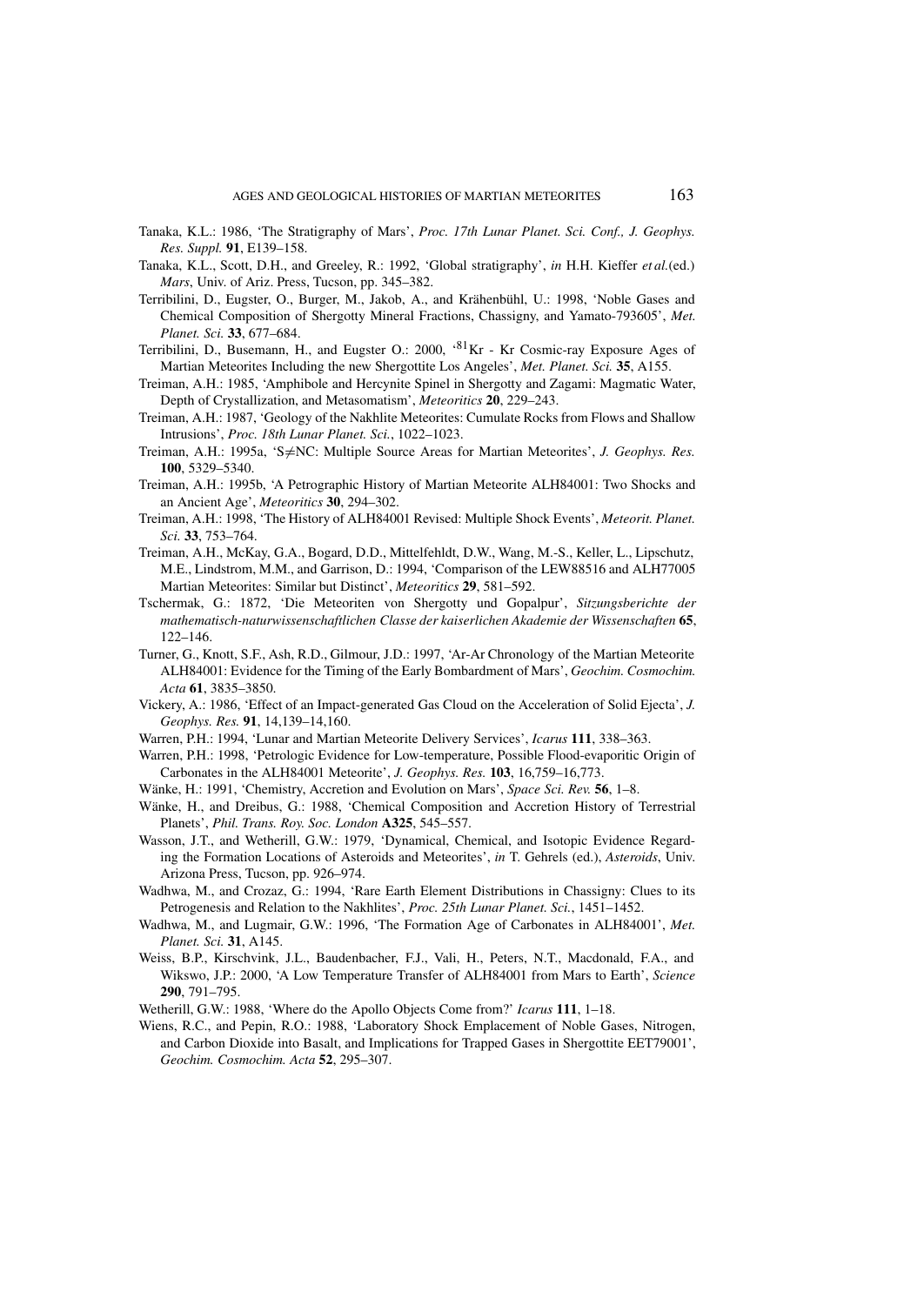Tanaka, K.L.: 1986, 'The Stratigraphy of Mars', *Proc. 17th Lunar Planet. Sci. Conf., J. Geophys. Res. Suppl.* **91**, E139–158.

Tanaka, K.L., Scott, D.H., and Greeley, R.: 1992, 'Global stratigraphy', *in* H.H. Kieffer *et al.*(ed.) *Mars*, Univ. of Ariz. Press, Tucson, pp. 345–382.

Terribilini, D., Eugster, O., Burger, M., Jakob, A., and Krähenbühl, U.: 1998, 'Noble Gases and Chemical Composition of Shergotty Mineral Fractions, Chassigny, and Yamato-793605', *Met. Planet. Sci.* **33**, 677–684.

Terribilini, D., Busemann, H., and Eugster O.: 2000, '$^{81}$Kr - Kr Cosmic-ray Exposure Ages of Martian Meteorites Including the new Shergottite Los Angeles', *Met. Planet. Sci.* **35**, A155.

Treiman, A.H.: 1985, 'Amphibole and Hercynite Spinel in Shergotty and Zagami: Magmatic Water, Depth of Crystallization, and Metasomatism', *Meteoritics* **20**, 229–243.

Treiman, A.H.: 1987, 'Geology of the Nakhlite Meteorites: Cumulate Rocks from Flows and Shallow Intrusions', *Proc. 18th Lunar Planet. Sci.*, 1022–1023.

Treiman, A.H.: 1995a, 'S≠NC: Multiple Source Areas for Martian Meteorites', *J. Geophys. Res.* **100**, 5329–5340.

Treiman, A.H.: 1995b, 'A Petrographic History of Martian Meteorite ALH84001: Two Shocks and an Ancient Age', *Meteoritics* **30**, 294–302.

Treiman, A.H.: 1998, 'The History of ALH84001 Revised: Multiple Shock Events', *Meteorit. Planet. Sci.* **33**, 753–764.

Treiman, A.H., McKay, G.A., Bogard, D.D., Mittelfehldt, D.W., Wang, M.-S., Keller, L., Lipschutz, M.E., Lindstrom, M.M., and Garrison, D.: 1994, 'Comparison of the LEW88516 and ALH77005 Martian Meteorites: Similar but Distinct', *Meteoritics* **29**, 581–592.

Tschermak, G.: 1872, 'Die Meteoriten von Shergotty und Gopalpur', *Sitzungsberichte der mathematisch-naturwissenschaftlichen Classe der kaiserlichen Akademie der Wissenschaften* **65**, 122–146.

Turner, G., Knott, S.F., Ash, R.D., Gilmour, J.D.: 1997, 'Ar-Ar Chronology of the Martian Meteorite ALH84001: Evidence for the Timing of the Early Bombardment of Mars', *Geochim. Cosmochim. Acta* **61**, 3835–3850.

Vickery, A.: 1986, 'Effect of an Impact-generated Gas Cloud on the Acceleration of Solid Ejecta', *J. Geophys. Res.* **91**, 14,139–14,160.

Warren, P.H.: 1994, 'Lunar and Martian Meteorite Delivery Services', *Icarus* **111**, 338–363.

Warren, P.H.: 1998, 'Petrologic Evidence for Low-temperature, Possible Flood-evaporitic Origin of Carbonates in the ALH84001 Meteorite', *J. Geophys. Res.* **103**, 16,759–16,773.

Wänke, H.: 1991, 'Chemistry, Accretion and Evolution on Mars', *Space Sci. Rev.* **56**, 1–8.

Wänke, H., and Dreibus, G.: 1988, 'Chemical Composition and Accretion History of Terrestrial Planets', *Phil. Trans. Roy. Soc. London* **A325**, 545–557.

Wasson, J.T., and Wetherill, G.W.: 1979, 'Dynamical, Chemical, and Isotopic Evidence Regarding the Formation Locations of Asteroids and Meteorites', *in* T. Gehrels (ed.), *Asteroids*, Univ. Arizona Press, Tucson, pp. 926–974.

Wadhwa, M., and Crozaz, G.: 1994, 'Rare Earth Element Distributions in Chassigny: Clues to its Petrogenesis and Relation to the Nakhlites', *Proc. 25th Lunar Planet. Sci.*, 1451–1452.

Wadhwa, M., and Lugmair, G.W.: 1996, 'The Formation Age of Carbonates in ALH84001', *Met. Planet. Sci.* **31**, A145.

Weiss, B.P., Kirschvink, J.L., Baudenbacher, F.J., Vali, H., Peters, N.T., Macdonald, F.A., and Wikswo, J.P.: 2000, 'A Low Temperature Transfer of ALH84001 from Mars to Earth', *Science* **290**, 791–795.

Wetherill, G.W.: 1988, 'Where do the Apollo Objects Come from?' *Icarus* **111**, 1–18.

Wiens, R.C., and Pepin, R.O.: 1988, 'Laboratory Shock Emplacement of Noble Gases, Nitrogen, and Carbon Dioxide into Basalt, and Implications for Trapped Gases in Shergottite EET79001', *Geochim. Cosmochim. Acta* **52**, 295–307.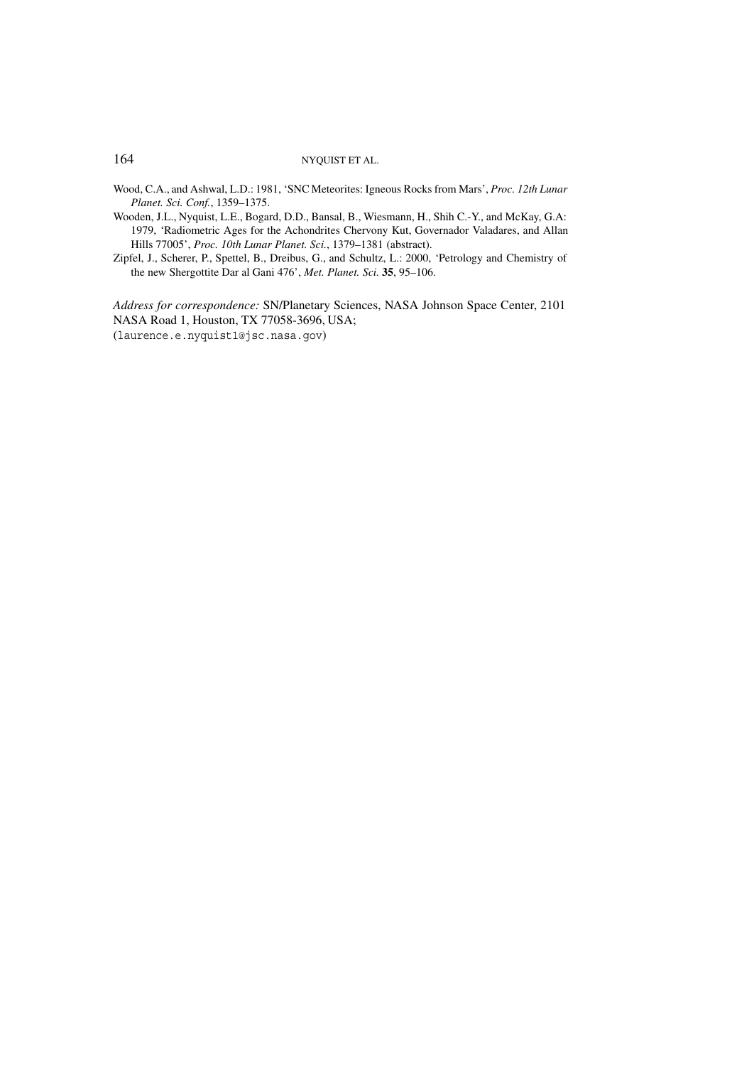Wood, C.A., and Ashwal, L.D.: 1981, 'SNC Meteorites: Igneous Rocks from Mars', *Proc. 12th Lunar Planet. Sci. Conf.*, 1359–1375.

Wooden, J.L., Nyquist, L.E., Bogard, D.D., Bansal, B., Wiesmann, H., Shih C.-Y., and McKay, G.A: 1979, 'Radiometric Ages for the Achondrites Chervony Kut, Governador Valadares, and Allan Hills 77005', *Proc. 10th Lunar Planet. Sci.*, 1379–1381 (abstract).

Zipfel, J., Scherer, P., Spettel, B., Dreibus, G., and Schultz, L.: 2000, 'Petrology and Chemistry of the new Shergottite Dar al Gani 476', *Met. Planet. Sci.* **35**, 95–106.

*Address for correspondence:* SN/Planetary Sciences, NASA Johnson Space Center, 2101 NASA Road 1, Houston, TX 77058-3696, USA; (laurence.e.nyquist1@jsc.nasa.gov)